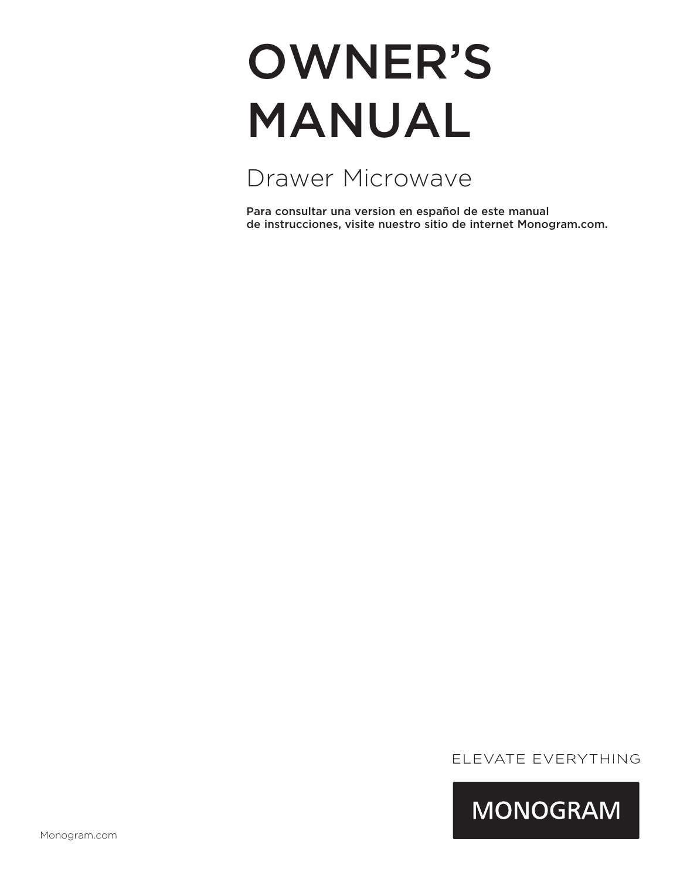# OWNER'S MANUAL

## Drawer Microwave

**Para consultar una version en español de este manual de instrucciones, visite nuestro sitio de internet Monogram.com.**

ELEVATE EVERYTHING

MONOGRAM

Monogram.com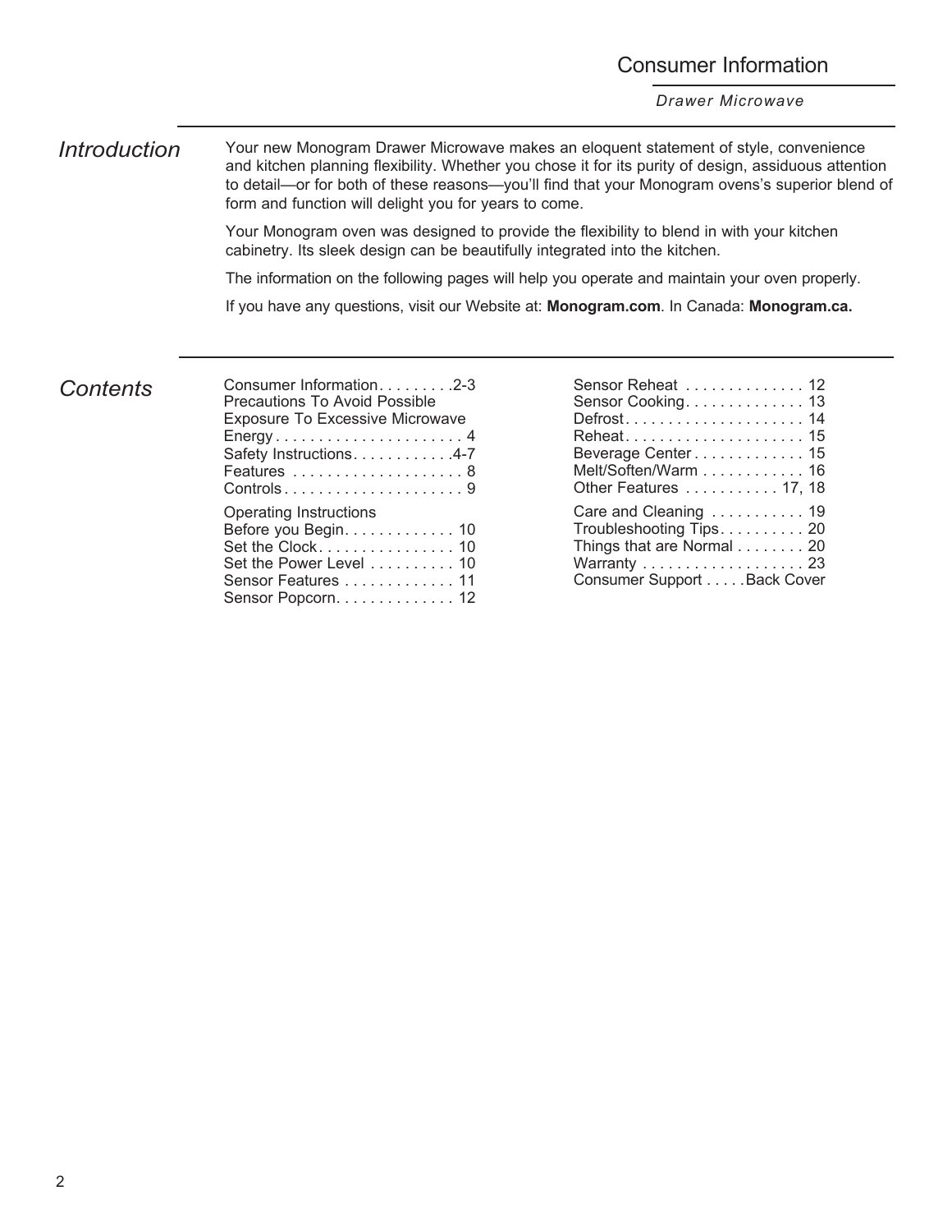# Consumer Information

*Drawer Microwave*

## *Introduction*

Your new Monogram Drawer Microwave makes an eloquent statement of style, convenience and kitchen planning flexibility. Whether you chose it for its purity of design, assiduous attention to detail—or for both of these reasons—you'll find that your Monogram ovens's superior blend of form and function will delight you for years to come.

Your Monogram oven was designed to provide the flexibility to blend in with your kitchen cabinetry. Its sleek design can be beautifully integrated into the kitchen.

The information on the following pages will help you operate and maintain your oven properly.

If you have any questions, visit our Website at: **Monogram.com**. In Canada: **Monogram.ca.**

## *Contents*

Consumer Information . . . . . . . . .2-3
Precautions To Avoid Possible Exposure To Excessive Microwave Energy . . . . . . . . . . . . . . . . . . . . . . 4
Safety Instructions . . . . . . . . . . . .4-7
Features . . . . . . . . . . . . . . . . . . . . 8
Controls . . . . . . . . . . . . . . . . . . . . . 9

Operating Instructions
Before you Begin . . . . . . . . . . . . . 10
Set the Clock . . . . . . . . . . . . . . . . 10
Set the Power Level . . . . . . . . . . 10
Sensor Features . . . . . . . . . . . . . 11
Sensor Popcorn . . . . . . . . . . . . . . 12
Sensor Reheat . . . . . . . . . . . . . . 12
Sensor Cooking . . . . . . . . . . . . . . 13
Defrost . . . . . . . . . . . . . . . . . . . . . 14
Reheat . . . . . . . . . . . . . . . . . . . . . 15
Beverage Center . . . . . . . . . . . . . 15
Melt/Soften/Warm . . . . . . . . . . . . 16
Other Features . . . . . . . . . . . 17, 18

Care and Cleaning . . . . . . . . . . . 19
Troubleshooting Tips . . . . . . . . . . 20
Things that are Normal . . . . . . . . 20
Warranty . . . . . . . . . . . . . . . . . . . 23
Consumer Support . . . . . Back Cover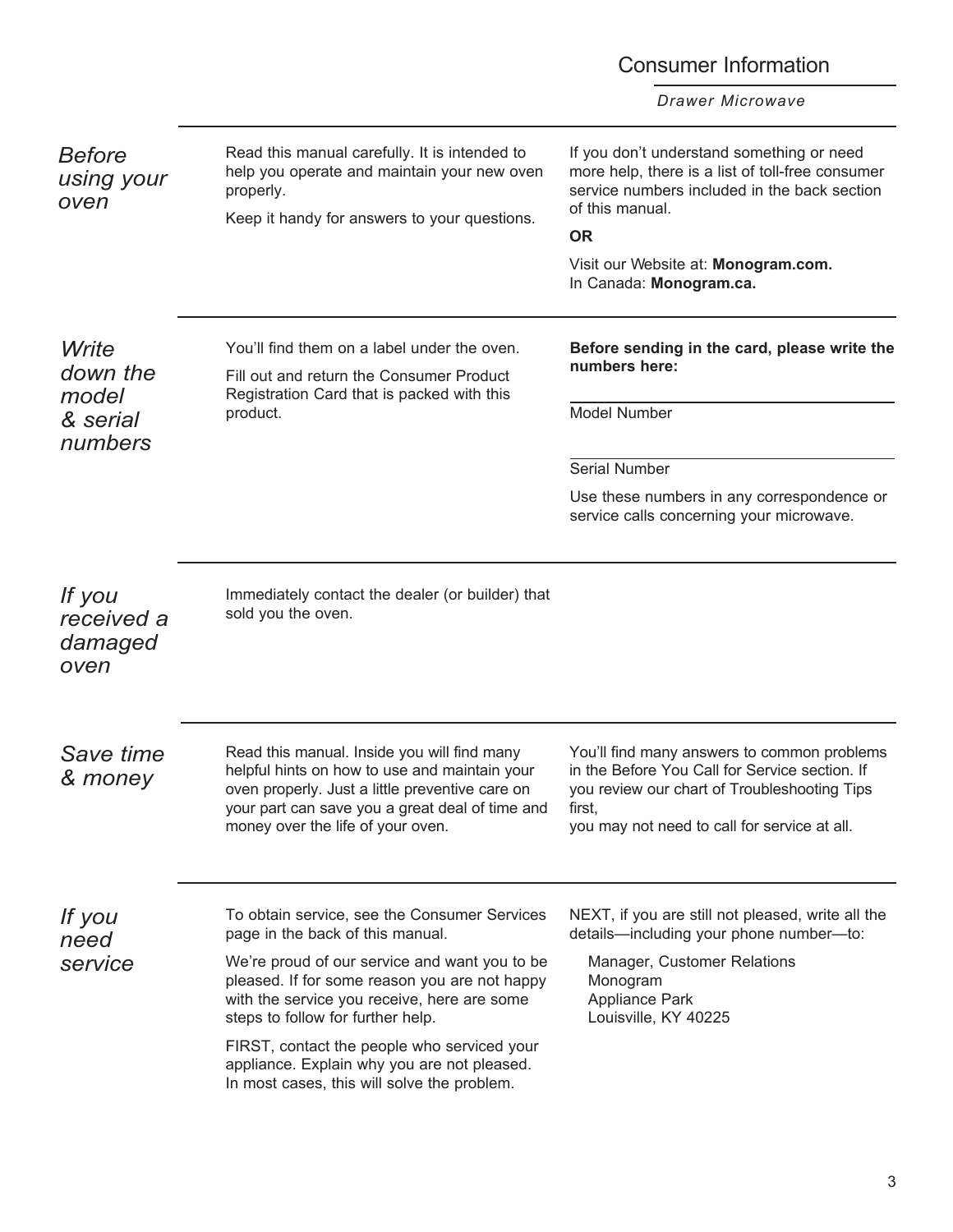# Consumer Information

*Drawer Microwave*

## *Before using your oven*

Read this manual carefully. It is intended to help you operate and maintain your new oven properly.

Keep it handy for answers to your questions.

If you don't understand something or need more help, there is a list of toll-free consumer service numbers included in the back section of this manual.

**OR**

Visit our Website at: **Monogram.com.**
In Canada: **Monogram.ca.**

## *Write down the model & serial numbers*

You'll find them on a label under the oven.

Fill out and return the Consumer Product Registration Card that is packed with this product.

**Before sending in the card, please write the numbers here:**

Model Number

Serial Number

Use these numbers in any correspondence or service calls concerning your microwave.

## *If you received a damaged oven*

Immediately contact the dealer (or builder) that sold you the oven.

## *Save time & money*

Read this manual. Inside you will find many helpful hints on how to use and maintain your oven properly. Just a little preventive care on your part can save you a great deal of time and money over the life of your oven.

You'll find many answers to common problems in the Before You Call for Service section. If you review our chart of Troubleshooting Tips first,
you may not need to call for service at all.

## *If you need service*

To obtain service, see the Consumer Services page in the back of this manual.

We're proud of our service and want you to be pleased. If for some reason you are not happy with the service you receive, here are some steps to follow for further help.

FIRST, contact the people who serviced your appliance. Explain why you are not pleased. In most cases, this will solve the problem.

NEXT, if you are still not pleased, write all the details—including your phone number—to:

Manager, Customer Relations
Monogram
Appliance Park
Louisville, KY 40225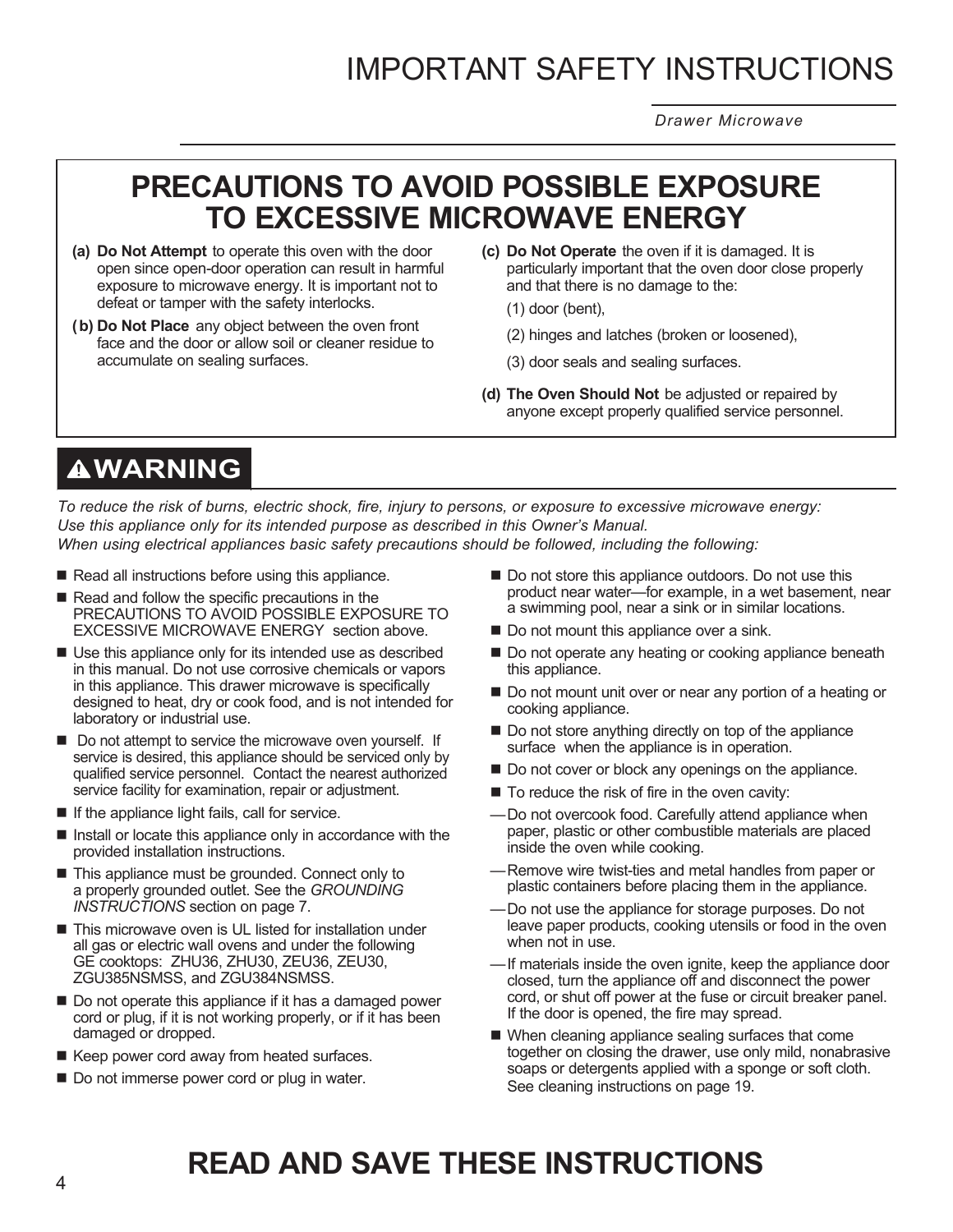# IMPORTANT SAFETY INSTRUCTIONS

*Drawer Microwave*

## PRECAUTIONS TO AVOID POSSIBLE EXPOSURE TO EXCESSIVE MICROWAVE ENERGY

**(a) Do Not Attempt** to operate this oven with the door open since open-door operation can result in harmful exposure to microwave energy. It is important not to defeat or tamper with the safety interlocks.

**(b) Do Not Place** any object between the oven front face and the door or allow soil or cleaner residue to accumulate on sealing surfaces.

**(c) Do Not Operate** the oven if it is damaged. It is particularly important that the oven door close properly and that there is no damage to the:

(1) door (bent),

(2) hinges and latches (broken or loosened),

(3) door seals and sealing surfaces.

**(d) The Oven Should Not** be adjusted or repaired by anyone except properly qualified service personnel.

## ⚠WARNING

*To reduce the risk of burns, electric shock, fire, injury to persons, or exposure to excessive microwave energy: Use this appliance only for its intended purpose as described in this Owner's Manual. When using electrical appliances basic safety precautions should be followed, including the following:*

- Read all instructions before using this appliance.
- Read and follow the specific precautions in the PRECAUTIONS TO AVOID POSSIBLE EXPOSURE TO EXCESSIVE MICROWAVE ENERGY section above.
- Use this appliance only for its intended use as described in this manual. Do not use corrosive chemicals or vapors in this appliance. This drawer microwave is specifically designed to heat, dry or cook food, and is not intended for laboratory or industrial use.
- Do not attempt to service the microwave oven yourself. If service is desired, this appliance should be serviced only by qualified service personnel. Contact the nearest authorized service facility for examination, repair or adjustment.
- If the appliance light fails, call for service.
- Install or locate this appliance only in accordance with the provided installation instructions.
- This appliance must be grounded. Connect only to a properly grounded outlet. See the *GROUNDING INSTRUCTIONS* section on page 7.
- This microwave oven is UL listed for installation under all gas or electric wall ovens and under the following GE cooktops: ZHU36, ZHU30, ZEU36, ZEU30, ZGU385NSMSS, and ZGU384NSMSS.
- Do not operate this appliance if it has a damaged power cord or plug, if it is not working properly, or if it has been damaged or dropped.
- Keep power cord away from heated surfaces.
- Do not immerse power cord or plug in water.
- Do not store this appliance outdoors. Do not use this product near water—for example, in a wet basement, near a swimming pool, near a sink or in similar locations.
- Do not mount this appliance over a sink.
- Do not operate any heating or cooking appliance beneath this appliance.
- Do not mount unit over or near any portion of a heating or cooking appliance.
- Do not store anything directly on top of the appliance surface when the appliance is in operation.
- Do not cover or block any openings on the appliance.
- To reduce the risk of fire in the oven cavity:
  - Do not overcook food. Carefully attend appliance when paper, plastic or other combustible materials are placed inside the oven while cooking.
  - Remove wire twist-ties and metal handles from paper or plastic containers before placing them in the appliance.
  - Do not use the appliance for storage purposes. Do not leave paper products, cooking utensils or food in the oven when not in use.
  - If materials inside the oven ignite, keep the appliance door closed, turn the appliance off and disconnect the power cord, or shut off power at the fuse or circuit breaker panel. If the door is opened, the fire may spread.
- When cleaning appliance sealing surfaces that come together on closing the drawer, use only mild, nonabrasive soaps or detergents applied with a sponge or soft cloth. See cleaning instructions on page 19.

## READ AND SAVE THESE INSTRUCTIONS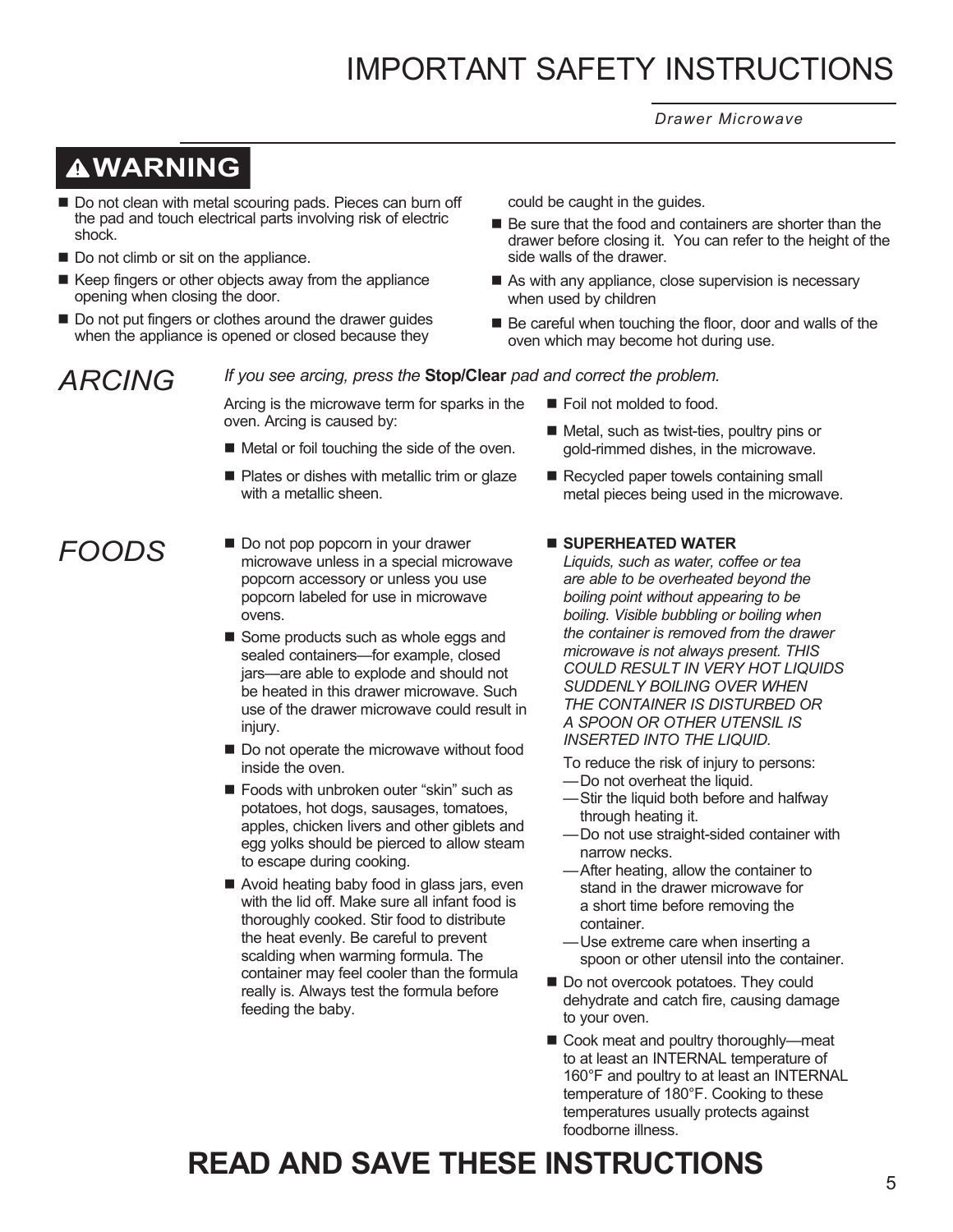# IMPORTANT SAFETY INSTRUCTIONS

*Drawer Microwave*

## ⚠WARNING

- Do not clean with metal scouring pads. Pieces can burn off the pad and touch electrical parts involving risk of electric shock.
- Do not climb or sit on the appliance.
- Keep fingers or other objects away from the appliance opening when closing the door.
- Do not put fingers or clothes around the drawer guides when the appliance is opened or closed because they could be caught in the guides.
- Be sure that the food and containers are shorter than the drawer before closing it. You can refer to the height of the side walls of the drawer.
- As with any appliance, close supervision is necessary when used by children
- Be careful when touching the floor, door and walls of the oven which may become hot during use.

## ARCING

*If you see arcing, press the* **Stop/Clear** *pad and correct the problem.*

Arcing is the microwave term for sparks in the oven. Arcing is caused by:

- Metal or foil touching the side of the oven.
- Plates or dishes with metallic trim or glaze with a metallic sheen.
- Foil not molded to food.
- Metal, such as twist-ties, poultry pins or gold-rimmed dishes, in the microwave.
- Recycled paper towels containing small metal pieces being used in the microwave.

## FOODS

- Do not pop popcorn in your drawer microwave unless in a special microwave popcorn accessory or unless you use popcorn labeled for use in microwave ovens.
- Some products such as whole eggs and sealed containers—for example, closed jars—are able to explode and should not be heated in this drawer microwave. Such use of the drawer microwave could result in injury.
- Do not operate the microwave without food inside the oven.
- Foods with unbroken outer “skin” such as potatoes, hot dogs, sausages, tomatoes, apples, chicken livers and other giblets and egg yolks should be pierced to allow steam to escape during cooking.
- Avoid heating baby food in glass jars, even with the lid off. Make sure all infant food is thoroughly cooked. Stir food to distribute the heat evenly. Be careful to prevent scalding when warming formula. The container may feel cooler than the formula really is. Always test the formula before feeding the baby.
- **SUPERHEATED WATER**
  *Liquids, such as water, coffee or tea are able to be overheated beyond the boiling point without appearing to be boiling. Visible bubbling or boiling when the container is removed from the drawer microwave is not always present. THIS COULD RESULT IN VERY HOT LIQUIDS SUDDENLY BOILING OVER WHEN THE CONTAINER IS DISTURBED OR A SPOON OR OTHER UTENSIL IS INSERTED INTO THE LIQUID.*

  To reduce the risk of injury to persons:
  - —Do not overheat the liquid.
  - —Stir the liquid both before and halfway through heating it.
  - —Do not use straight-sided container with narrow necks.
  - —After heating, allow the container to stand in the drawer microwave for a short time before removing the container.
  - —Use extreme care when inserting a spoon or other utensil into the container.
- Do not overcook potatoes. They could dehydrate and catch fire, causing damage to your oven.
- Cook meat and poultry thoroughly—meat to at least an INTERNAL temperature of 160°F and poultry to at least an INTERNAL temperature of 180°F. Cooking to these temperatures usually protects against foodborne illness.

# READ AND SAVE THESE INSTRUCTIONS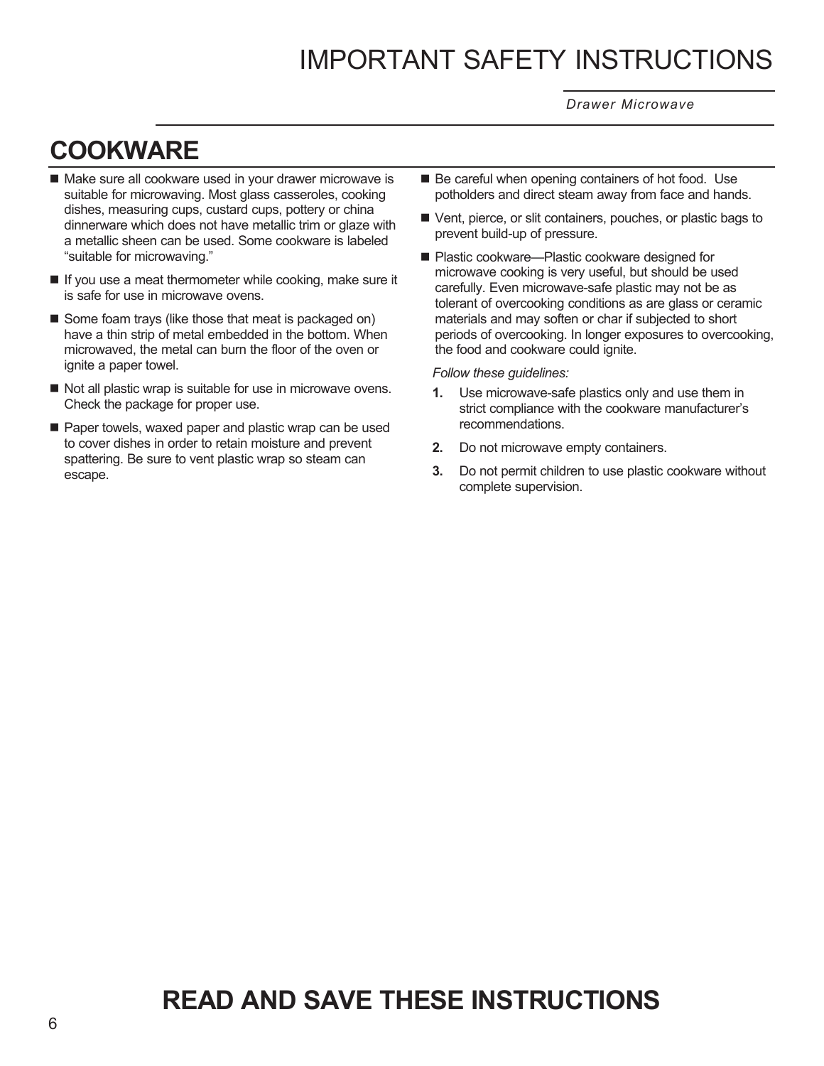# IMPORTANT SAFETY INSTRUCTIONS

*Drawer Microwave*

## COOKWARE

- Make sure all cookware used in your drawer microwave is suitable for microwaving. Most glass casseroles, cooking dishes, measuring cups, custard cups, pottery or china dinnerware which does not have metallic trim or glaze with a metallic sheen can be used. Some cookware is labeled "suitable for microwaving."
- If you use a meat thermometer while cooking, make sure it is safe for use in microwave ovens.
- Some foam trays (like those that meat is packaged on) have a thin strip of metal embedded in the bottom. When microwaved, the metal can burn the floor of the oven or ignite a paper towel.
- Not all plastic wrap is suitable for use in microwave ovens. Check the package for proper use.
- Paper towels, waxed paper and plastic wrap can be used to cover dishes in order to retain moisture and prevent spattering. Be sure to vent plastic wrap so steam can escape.
- Be careful when opening containers of hot food. Use potholders and direct steam away from face and hands.
- Vent, pierce, or slit containers, pouches, or plastic bags to prevent build-up of pressure.
- Plastic cookware—Plastic cookware designed for microwave cooking is very useful, but should be used carefully. Even microwave-safe plastic may not be as tolerant of overcooking conditions as are glass or ceramic materials and may soften or char if subjected to short periods of overcooking. In longer exposures to overcooking, the food and cookware could ignite.

  *Follow these guidelines:*

  1. Use microwave-safe plastics only and use them in strict compliance with the cookware manufacturer's recommendations.
  2. Do not microwave empty containers.
  3. Do not permit children to use plastic cookware without complete supervision.

## READ AND SAVE THESE INSTRUCTIONS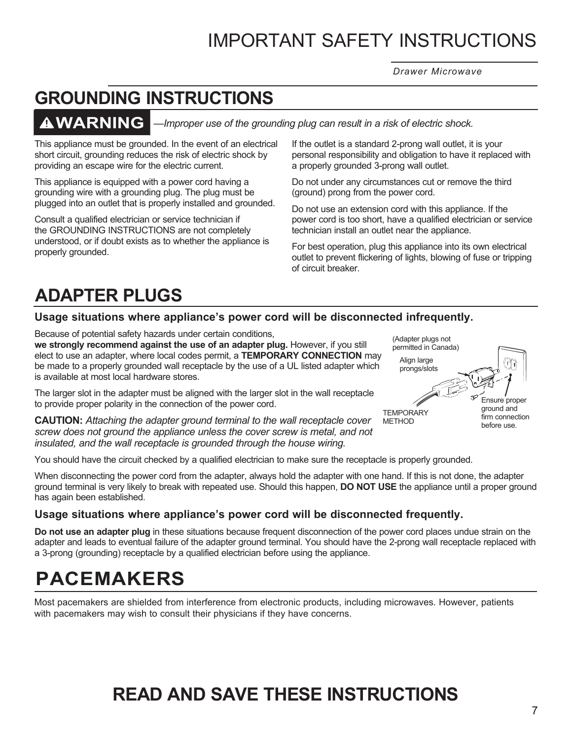# IMPORTANT SAFETY INSTRUCTIONS

*Drawer Microwave*

## GROUNDING INSTRUCTIONS

**⚠WARNING** *—Improper use of the grounding plug can result in a risk of electric shock.*

This appliance must be grounded. In the event of an electrical short circuit, grounding reduces the risk of electric shock by providing an escape wire for the electric current.

This appliance is equipped with a power cord having a grounding wire with a grounding plug. The plug must be plugged into an outlet that is properly installed and grounded.

Consult a qualified electrician or service technician if the GROUNDING INSTRUCTIONS are not completely understood, or if doubt exists as to whether the appliance is properly grounded.

If the outlet is a standard 2-prong wall outlet, it is your personal responsibility and obligation to have it replaced with a properly grounded 3-prong wall outlet.

Do not under any circumstances cut or remove the third (ground) prong from the power cord.

Do not use an extension cord with this appliance. If the power cord is too short, have a qualified electrician or service technician install an outlet near the appliance.

For best operation, plug this appliance into its own electrical outlet to prevent flickering of lights, blowing of fuse or tripping of circuit breaker.

## ADAPTER PLUGS

### Usage situations where appliance's power cord will be disconnected infrequently.

Because of potential safety hazards under certain conditions, **we strongly recommend against the use of an adapter plug.** However, if you still elect to use an adapter, where local codes permit, a **TEMPORARY CONNECTION** may be made to a properly grounded wall receptacle by the use of a UL listed adapter which is available at most local hardware stores.

The larger slot in the adapter must be aligned with the larger slot in the wall receptacle to provide proper polarity in the connection of the power cord.

**CAUTION:** *Attaching the adapter ground terminal to the wall receptacle cover screw does not ground the appliance unless the cover screw is metal, and not insulated, and the wall receptacle is grounded through the house wiring.*

(Adapter plugs not permitted in Canada)

Align large prongs/slots

Ensure proper ground and firm connection before use.

TEMPORARY METHOD

You should have the circuit checked by a qualified electrician to make sure the receptacle is properly grounded.

When disconnecting the power cord from the adapter, always hold the adapter with one hand. If this is not done, the adapter ground terminal is very likely to break with repeated use. Should this happen, **DO NOT USE** the appliance until a proper ground has again been established.

### Usage situations where appliance's power cord will be disconnected frequently.

**Do not use an adapter plug** in these situations because frequent disconnection of the power cord places undue strain on the adapter and leads to eventual failure of the adapter ground terminal. You should have the 2-prong wall receptacle replaced with a 3-prong (grounding) receptacle by a qualified electrician before using the appliance.

## PACEMAKERS

Most pacemakers are shielded from interference from electronic products, including microwaves. However, patients with pacemakers may wish to consult their physicians if they have concerns.

## READ AND SAVE THESE INSTRUCTIONS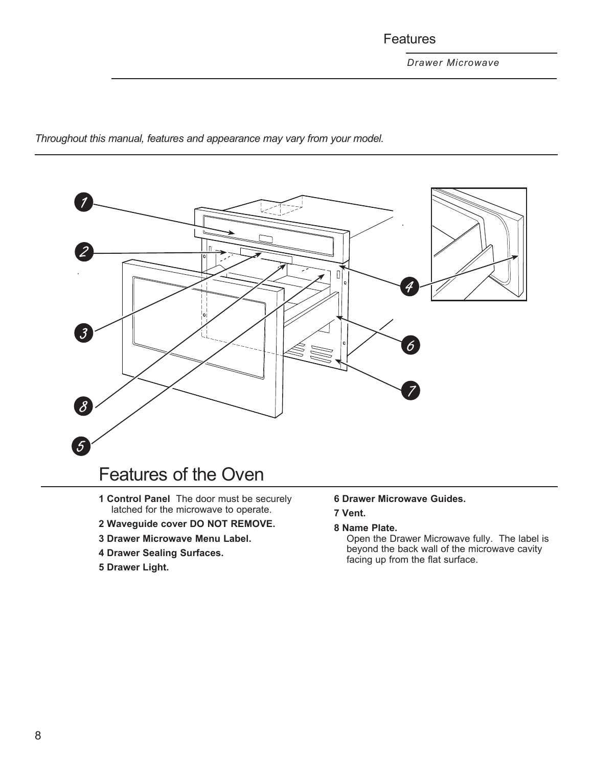*Throughout this manual, features and appearance may vary from your model.*

## Features of the Oven

**1 Control Panel** The door must be securely latched for the microwave to operate.

**2 Waveguide cover DO NOT REMOVE.**

**3 Drawer Microwave Menu Label.**

**4 Drawer Sealing Surfaces.**

**5 Drawer Light.**

**6 Drawer Microwave Guides.**

**7 Vent.**

**8 Name Plate.**
Open the Drawer Microwave fully. The label is beyond the back wall of the microwave cavity facing up from the flat surface.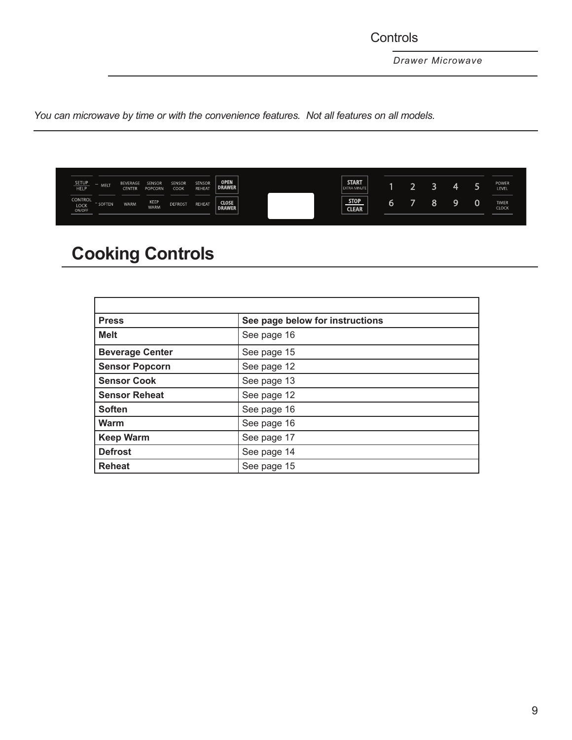*You can microwave by time or with the convenience features. Not all features on all models.*

## Cooking Controls

| Press | See page below for instructions |
|---|---|
| **Melt** | See page 16 |
| **Beverage Center** | See page 15 |
| **Sensor Popcorn** | See page 12 |
| **Sensor Cook** | See page 13 |
| **Sensor Reheat** | See page 12 |
| **Soften** | See page 16 |
| **Warm** | See page 16 |
| **Keep Warm** | See page 17 |
| **Defrost** | See page 14 |
| **Reheat** | See page 15 |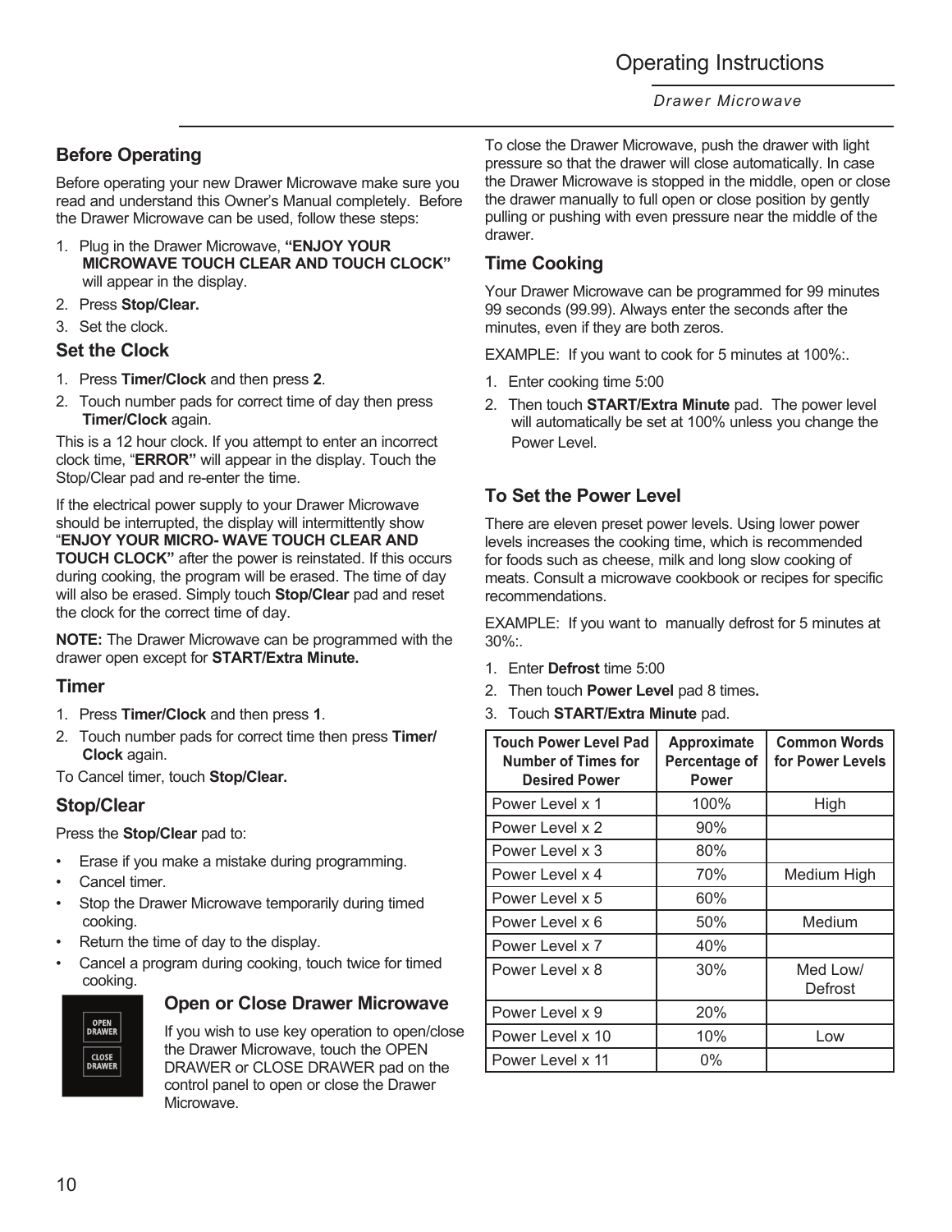## Before Operating

Before operating your new Drawer Microwave make sure you read and understand this Owner's Manual completely. Before the Drawer Microwave can be used, follow these steps:

1. Plug in the Drawer Microwave, **"ENJOY YOUR MICROWAVE TOUCH CLEAR AND TOUCH CLOCK"** will appear in the display.
2. Press **Stop/Clear.**
3. Set the clock.

## Set the Clock

1. Press **Timer/Clock** and then press **2**.
2. Touch number pads for correct time of day then press **Timer/Clock** again.

This is a 12 hour clock. If you attempt to enter an incorrect clock time, "**ERROR"** will appear in the display. Touch the Stop/Clear pad and re-enter the time.

If the electrical power supply to your Drawer Microwave should be interrupted, the display will intermittently show "**ENJOY YOUR MICRO- WAVE TOUCH CLEAR AND TOUCH CLOCK"** after the power is reinstated. If this occurs during cooking, the program will be erased. The time of day will also be erased. Simply touch **Stop/Clear** pad and reset the clock for the correct time of day.

**NOTE:** The Drawer Microwave can be programmed with the drawer open except for **START/Extra Minute.**

## Timer

1. Press **Timer/Clock** and then press **1**.
2. Touch number pads for correct time then press **Timer/Clock** again.

To Cancel timer, touch **Stop/Clear.**

## Stop/Clear

Press the **Stop/Clear** pad to:

- Erase if you make a mistake during programming.
- Cancel timer.
- Stop the Drawer Microwave temporarily during timed cooking.
- Return the time of day to the display.
- Cancel a program during cooking, touch twice for timed cooking.

## Open or Close Drawer Microwave

OPEN DRAWER

CLOSE DRAWER

If you wish to use key operation to open/close the Drawer Microwave, touch the OPEN DRAWER or CLOSE DRAWER pad on the control panel to open or close the Drawer Microwave.

To close the Drawer Microwave, push the drawer with light pressure so that the drawer will close automatically. In case the Drawer Microwave is stopped in the middle, open or close the drawer manually to full open or close position by gently pulling or pushing with even pressure near the middle of the drawer.

## Time Cooking

Your Drawer Microwave can be programmed for 99 minutes 99 seconds (99.99). Always enter the seconds after the minutes, even if they are both zeros.

EXAMPLE: If you want to cook for 5 minutes at 100%:.

1. Enter cooking time 5:00
2. Then touch **START/Extra Minute** pad. The power level will automatically be set at 100% unless you change the Power Level.

## To Set the Power Level

There are eleven preset power levels. Using lower power levels increases the cooking time, which is recommended for foods such as cheese, milk and long slow cooking of meats. Consult a microwave cookbook or recipes for specific recommendations.

EXAMPLE: If you want to manually defrost for 5 minutes at 30%:.

1. Enter **Defrost** time 5:00
2. Then touch **Power Level** pad 8 times**.**
3. Touch **START/Extra Minute** pad.

| Touch Power Level Pad Number of Times for Desired Power | Approximate Percentage of Power | Common Words for Power Levels |
|---|---|---|
| Power Level x 1 | 100% | High |
| Power Level x 2 | 90% | |
| Power Level x 3 | 80% | |
| Power Level x 4 | 70% | Medium High |
| Power Level x 5 | 60% | |
| Power Level x 6 | 50% | Medium |
| Power Level x 7 | 40% | |
| Power Level x 8 | 30% | Med Low/ Defrost |
| Power Level x 9 | 20% | |
| Power Level x 10 | 10% | Low |
| Power Level x 11 | 0% | |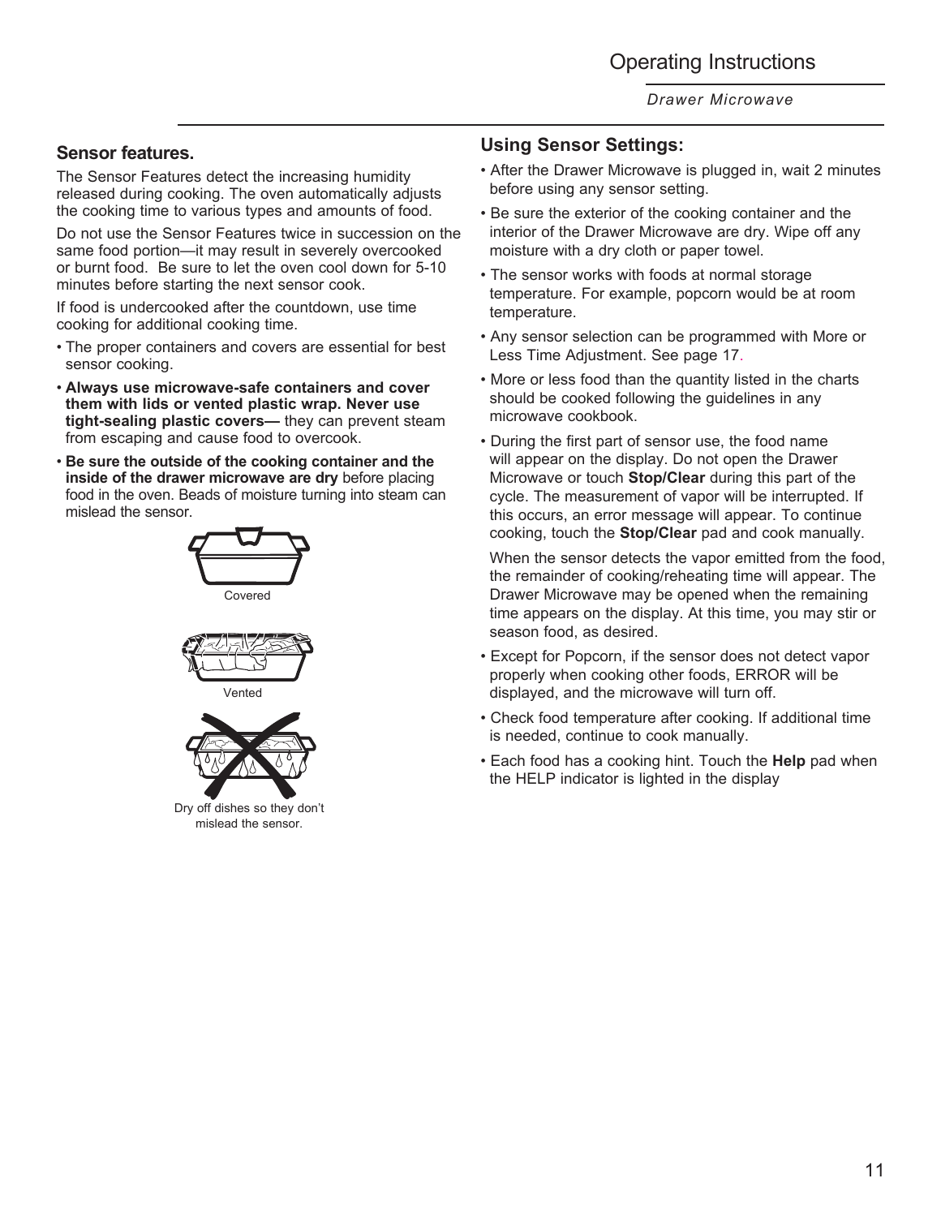## Sensor features.

The Sensor Features detect the increasing humidity released during cooking. The oven automatically adjusts the cooking time to various types and amounts of food.

Do not use the Sensor Features twice in succession on the same food portion—it may result in severely overcooked or burnt food. Be sure to let the oven cool down for 5-10 minutes before starting the next sensor cook.

If food is undercooked after the countdown, use time cooking for additional cooking time.

- The proper containers and covers are essential for best sensor cooking.
- **Always use microwave-safe containers and cover them with lids or vented plastic wrap. Never use tight-sealing plastic covers—** they can prevent steam from escaping and cause food to overcook.
- **Be sure the outside of the cooking container and the inside of the drawer microwave are dry** before placing food in the oven. Beads of moisture turning into steam can mislead the sensor.

Covered

Vented

Dry off dishes so they don't mislead the sensor.

## Using Sensor Settings:

- After the Drawer Microwave is plugged in, wait 2 minutes before using any sensor setting.
- Be sure the exterior of the cooking container and the interior of the Drawer Microwave are dry. Wipe off any moisture with a dry cloth or paper towel.
- The sensor works with foods at normal storage temperature. For example, popcorn would be at room temperature.
- Any sensor selection can be programmed with More or Less Time Adjustment. See page 17.
- More or less food than the quantity listed in the charts should be cooked following the guidelines in any microwave cookbook.
- During the first part of sensor use, the food name will appear on the display. Do not open the Drawer Microwave or touch **Stop/Clear** during this part of the cycle. The measurement of vapor will be interrupted. If this occurs, an error message will appear. To continue cooking, touch the **Stop/Clear** pad and cook manually.

  When the sensor detects the vapor emitted from the food, the remainder of cooking/reheating time will appear. The Drawer Microwave may be opened when the remaining time appears on the display. At this time, you may stir or season food, as desired.
- Except for Popcorn, if the sensor does not detect vapor properly when cooking other foods, ERROR will be displayed, and the microwave will turn off.
- Check food temperature after cooking. If additional time is needed, continue to cook manually.
- Each food has a cooking hint. Touch the **Help** pad when the HELP indicator is lighted in the display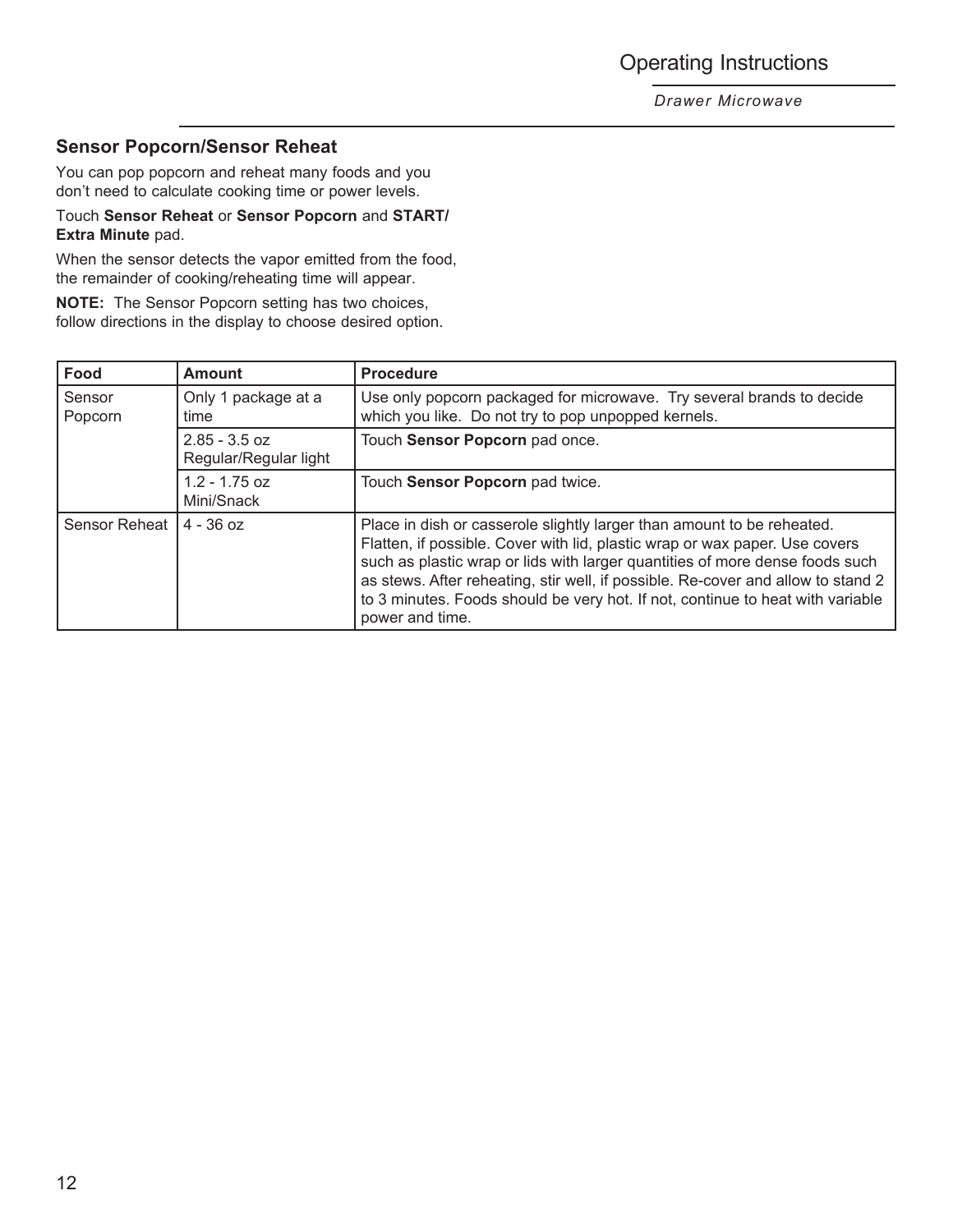## Sensor Popcorn/Sensor Reheat

You can pop popcorn and reheat many foods and you don't need to calculate cooking time or power levels.

Touch **Sensor Reheat** or **Sensor Popcorn** and **START/ Extra Minute** pad.

When the sensor detects the vapor emitted from the food, the remainder of cooking/reheating time will appear.

**NOTE:** The Sensor Popcorn setting has two choices, follow directions in the display to choose desired option.

| Food | Amount | Procedure |
|---|---|---|
| Sensor Popcorn | Only 1 package at a time | Use only popcorn packaged for microwave. Try several brands to decide which you like. Do not try to pop unpopped kernels. |
| | 2.85 - 3.5 oz Regular/Regular light | Touch **Sensor Popcorn** pad once. |
| | 1.2 - 1.75 oz Mini/Snack | Touch **Sensor Popcorn** pad twice. |
| Sensor Reheat | 4 - 36 oz | Place in dish or casserole slightly larger than amount to be reheated. Flatten, if possible. Cover with lid, plastic wrap or wax paper. Use covers such as plastic wrap or lids with larger quantities of more dense foods such as stews. After reheating, stir well, if possible. Re-cover and allow to stand 2 to 3 minutes. Foods should be very hot. If not, continue to heat with variable power and time. |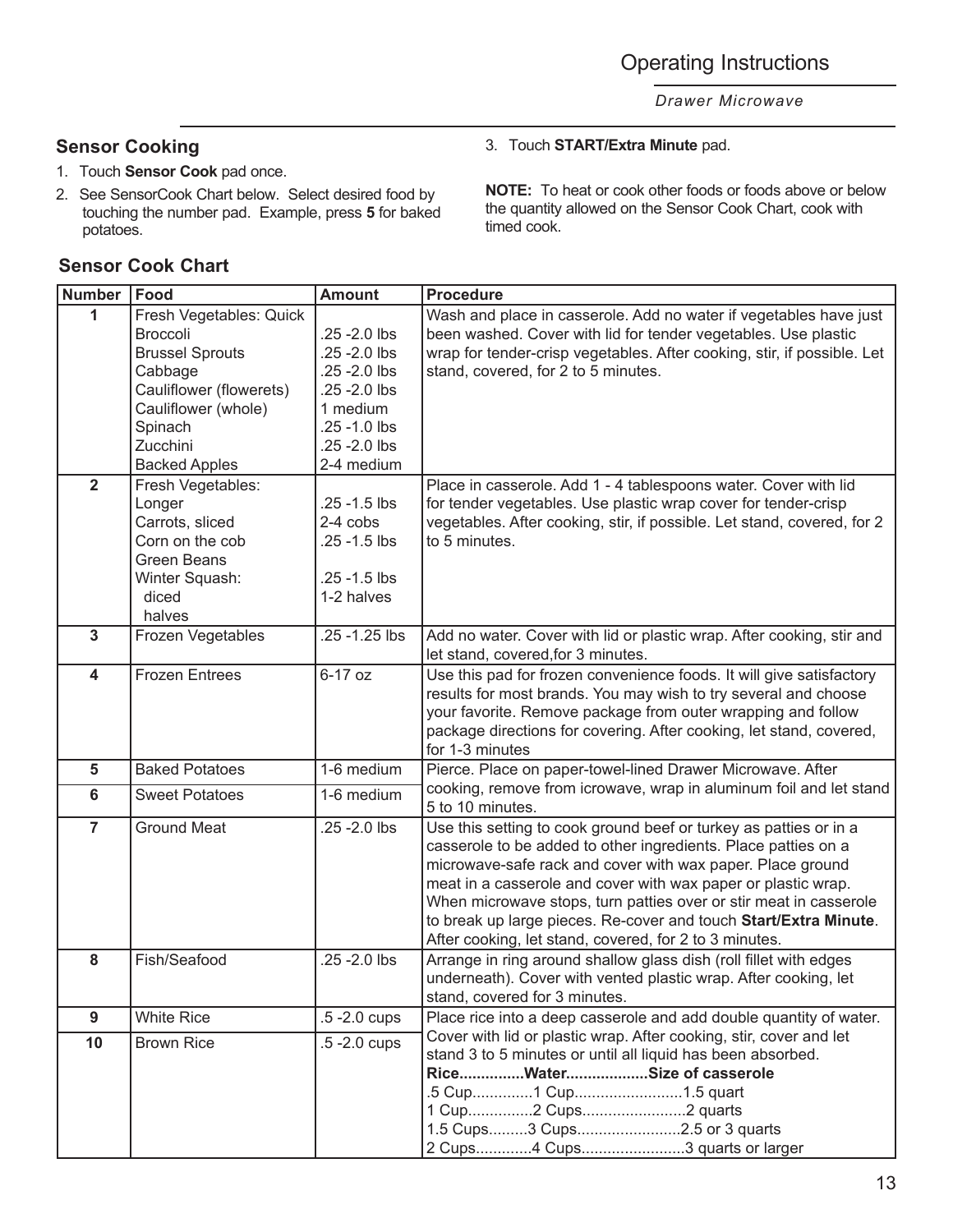## Sensor Cooking

1. Touch **Sensor Cook** pad once.
2. See SensorCook Chart below. Select desired food by touching the number pad. Example, press **5** for baked potatoes.
3. Touch **START/Extra Minute** pad.

**NOTE:** To heat or cook other foods or foods above or below the quantity allowed on the Sensor Cook Chart, cook with timed cook.

## Sensor Cook Chart

| Number | Food | Amount | Procedure |
|---|---|---|---|
| 1 | Fresh Vegetables: Quick<br>Broccoli<br>Brussel Sprouts<br>Cabbage<br>Cauliflower (flowerets)<br>Cauliflower (whole)<br>Spinach<br>Zucchini<br>Backed Apples | <br>.25 -2.0 lbs<br>.25 -2.0 lbs<br>.25 -2.0 lbs<br>.25 -2.0 lbs<br>1 medium<br>.25 -1.0 lbs<br>.25 -2.0 lbs<br>2-4 medium | Wash and place in casserole. Add no water if vegetables have just been washed. Cover with lid for tender vegetables. Use plastic wrap for tender-crisp vegetables. After cooking, stir, if possible. Let stand, covered, for 2 to 5 minutes. |
| 2 | Fresh Vegetables:<br>Longer<br>Carrots, sliced<br>Corn on the cob<br>Green Beans<br>Winter Squash:<br>diced<br>halves | <br>.25 -1.5 lbs<br>2-4 cobs<br>.25 -1.5 lbs<br><br>.25 -1.5 lbs<br>1-2 halves | Place in casserole. Add 1 - 4 tablespoons water. Cover with lid for tender vegetables. Use plastic wrap cover for tender-crisp vegetables. After cooking, stir, if possible. Let stand, covered, for 2 to 5 minutes. |
| 3 | Frozen Vegetables | .25 -1.25 lbs | Add no water. Cover with lid or plastic wrap. After cooking, stir and let stand, covered,for 3 minutes. |
| 4 | Frozen Entrees | 6-17 oz | Use this pad for frozen convenience foods. It will give satisfactory results for most brands. You may wish to try several and choose your favorite. Remove package from outer wrapping and follow package directions for covering. After cooking, let stand, covered, for 1-3 minutes |
| 5 | Baked Potatoes | 1-6 medium | Pierce. Place on paper-towel-lined Drawer Microwave. After cooking, remove from icrowave, wrap in aluminum foil and let stand 5 to 10 minutes. |
| 6 | Sweet Potatoes | 1-6 medium | |
| 7 | Ground Meat | .25 -2.0 lbs | Use this setting to cook ground beef or turkey as patties or in a casserole to be added to other ingredients. Place patties on a microwave-safe rack and cover with wax paper. Place ground meat in a casserole and cover with wax paper or plastic wrap. When microwave stops, turn patties over or stir meat in casserole to break up large pieces. Re-cover and touch **Start/Extra Minute**. After cooking, let stand, covered, for 2 to 3 minutes. |
| 8 | Fish/Seafood | .25 -2.0 lbs | Arrange in ring around shallow glass dish (roll fillet with edges underneath). Cover with vented plastic wrap. After cooking, let stand, covered for 3 minutes. |
| 9 | White Rice | .5 -2.0 cups | Place rice into a deep casserole and add double quantity of water. Cover with lid or plastic wrap. After cooking, stir, cover and let stand 3 to 5 minutes or until all liquid has been absorbed.<br>**Rice..............Water..................Size of casserole**<br>.5 Cup.............1 Cup.........................1.5 quart<br>1 Cup..............2 Cups.......................2 quarts<br>1.5 Cups.........3 Cups.......................2.5 or 3 quarts<br>2 Cups............4 Cups.......................3 quarts or larger |
| 10 | Brown Rice | .5 -2.0 cups | |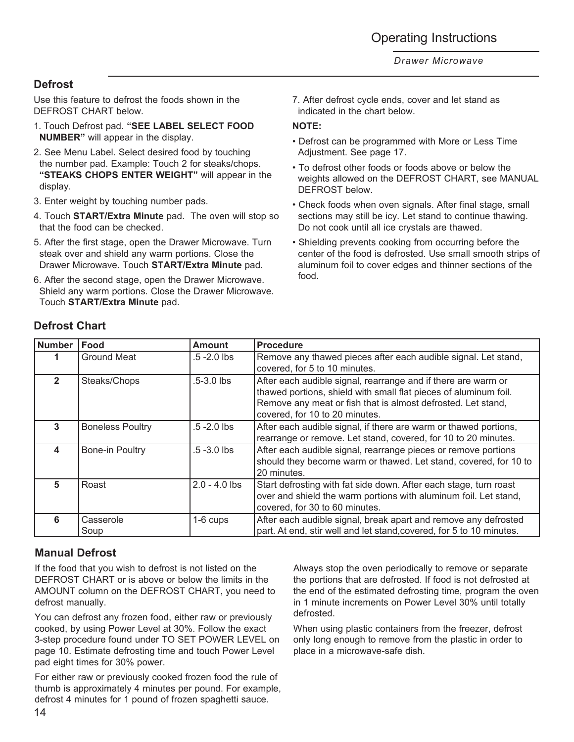## Defrost

Use this feature to defrost the foods shown in the DEFROST CHART below.

1. Touch Defrost pad. **"SEE LABEL SELECT FOOD NUMBER"** will appear in the display.
2. See Menu Label. Select desired food by touching the number pad. Example: Touch 2 for steaks/chops. **"STEAKS CHOPS ENTER WEIGHT"** will appear in the display.
3. Enter weight by touching number pads.
4. Touch **START/Extra Minute** pad. The oven will stop so that the food can be checked.
5. After the first stage, open the Drawer Microwave. Turn steak over and shield any warm portions. Close the Drawer Microwave. Touch **START/Extra Minute** pad.
6. After the second stage, open the Drawer Microwave. Shield any warm portions. Close the Drawer Microwave. Touch **START/Extra Minute** pad.
7. After defrost cycle ends, cover and let stand as indicated in the chart below.

**NOTE:**

- Defrost can be programmed with More or Less Time Adjustment. See page 17.
- To defrost other foods or foods above or below the weights allowed on the DEFROST CHART, see MANUAL DEFROST below.
- Check foods when oven signals. After final stage, small sections may still be icy. Let stand to continue thawing. Do not cook until all ice crystals are thawed.
- Shielding prevents cooking from occurring before the center of the food is defrosted. Use small smooth strips of aluminum foil to cover edges and thinner sections of the food.

## Defrost Chart

| Number | Food | Amount | Procedure |
|---|---|---|---|
| 1 | Ground Meat | .5 -2.0 lbs | Remove any thawed pieces after each audible signal. Let stand, covered, for 5 to 10 minutes. |
| 2 | Steaks/Chops | .5-3.0 lbs | After each audible signal, rearrange and if there are warm or thawed portions, shield with small flat pieces of aluminum foil. Remove any meat or fish that is almost defrosted. Let stand, covered, for 10 to 20 minutes. |
| 3 | Boneless Poultry | .5 -2.0 lbs | After each audible signal, if there are warm or thawed portions, rearrange or remove. Let stand, covered, for 10 to 20 minutes. |
| 4 | Bone-in Poultry | .5 -3.0 lbs | After each audible signal, rearrange pieces or remove portions should they become warm or thawed. Let stand, covered, for 10 to 20 minutes. |
| 5 | Roast | 2.0 - 4.0 lbs | Start defrosting with fat side down. After each stage, turn roast over and shield the warm portions with aluminum foil. Let stand, covered, for 30 to 60 minutes. |
| 6 | Casserole Soup | 1-6 cups | After each audible signal, break apart and remove any defrosted part. At end, stir well and let stand,covered, for 5 to 10 minutes. |

## Manual Defrost

If the food that you wish to defrost is not listed on the DEFROST CHART or is above or below the limits in the AMOUNT column on the DEFROST CHART, you need to defrost manually.

You can defrost any frozen food, either raw or previously cooked, by using Power Level at 30%. Follow the exact 3-step procedure found under TO SET POWER LEVEL on page 10. Estimate defrosting time and touch Power Level pad eight times for 30% power.

For either raw or previously cooked frozen food the rule of thumb is approximately 4 minutes per pound. For example, defrost 4 minutes for 1 pound of frozen spaghetti sauce.

Always stop the oven periodically to remove or separate the portions that are defrosted. If food is not defrosted at the end of the estimated defrosting time, program the oven in 1 minute increments on Power Level 30% until totally defrosted.

When using plastic containers from the freezer, defrost only long enough to remove from the plastic in order to place in a microwave-safe dish.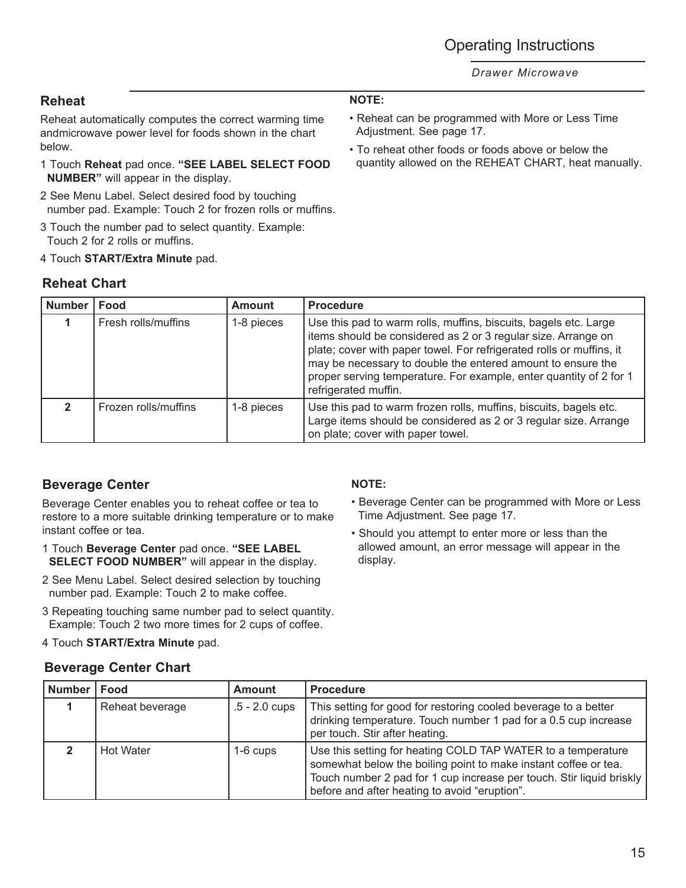## Reheat

Reheat automatically computes the correct warming time andmicrowave power level for foods shown in the chart below.

1 Touch **Reheat** pad once. **"SEE LABEL SELECT FOOD NUMBER"** will appear in the display.

2 See Menu Label. Select desired food by touching number pad. Example: Touch 2 for frozen rolls or muffins.

3 Touch the number pad to select quantity. Example: Touch 2 for 2 rolls or muffins.

4 Touch **START/Extra Minute** pad.

**NOTE:**

- Reheat can be programmed with More or Less Time Adjustment. See page 17.
- To reheat other foods or foods above or below the quantity allowed on the REHEAT CHART, heat manually.

### Reheat Chart

| Number | Food | Amount | Procedure |
|---|---|---|---|
| **1** | Fresh rolls/muffins | 1-8 pieces | Use this pad to warm rolls, muffins, biscuits, bagels etc. Large items should be considered as 2 or 3 regular size. Arrange on plate; cover with paper towel. For refrigerated rolls or muffins, it may be necessary to double the entered amount to ensure the proper serving temperature. For example, enter quantity of 2 for 1 refrigerated muffin. |
| **2** | Frozen rolls/muffins | 1-8 pieces | Use this pad to warm frozen rolls, muffins, biscuits, bagels etc. Large items should be considered as 2 or 3 regular size. Arrange on plate; cover with paper towel. |

## Beverage Center

Beverage Center enables you to reheat coffee or tea to restore to a more suitable drinking temperature or to make instant coffee or tea.

1 Touch **Beverage Center** pad once. **"SEE LABEL SELECT FOOD NUMBER"** will appear in the display.

2 See Menu Label. Select desired selection by touching number pad. Example: Touch 2 to make coffee.

3 Repeating touching same number pad to select quantity. Example: Touch 2 two more times for 2 cups of coffee.

4 Touch **START/Extra Minute** pad.

**NOTE:**

- Beverage Center can be programmed with More or Less Time Adjustment. See page 17.
- Should you attempt to enter more or less than the allowed amount, an error message will appear in the display.

### Beverage Center Chart

| Number | Food | Amount | Procedure |
|---|---|---|---|
| **1** | Reheat beverage | .5 - 2.0 cups | This setting for good for restoring cooled beverage to a better drinking temperature. Touch number 1 pad for a 0.5 cup increase per touch. Stir after heating. |
| **2** | Hot Water | 1-6 cups | Use this setting for heating COLD TAP WATER to a temperature somewhat below the boiling point to make instant coffee or tea. Touch number 2 pad for 1 cup increase per touch. Stir liquid briskly before and after heating to avoid "eruption". |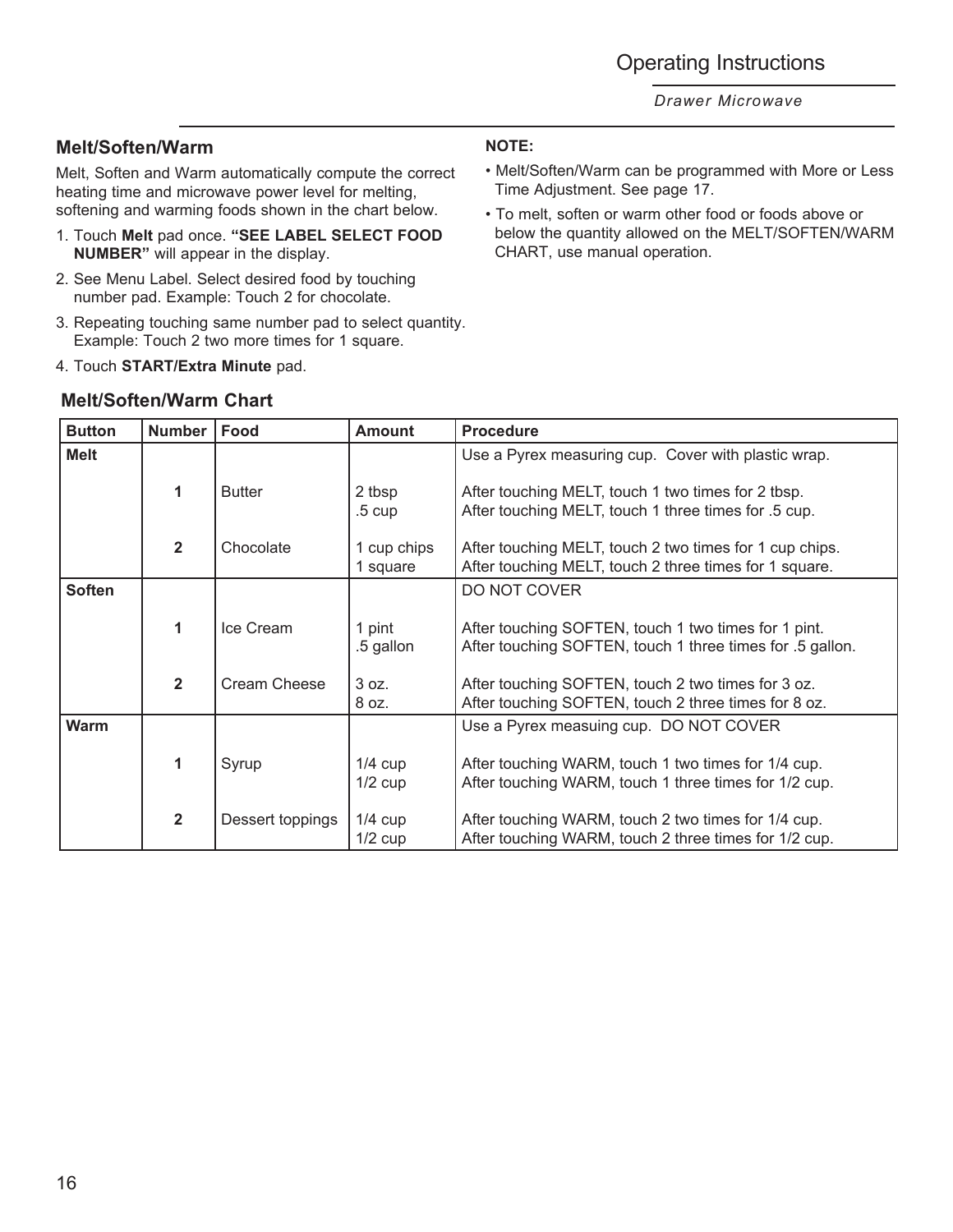## Melt/Soften/Warm

Melt, Soften and Warm automatically compute the correct heating time and microwave power level for melting, softening and warming foods shown in the chart below.

1. Touch **Melt** pad once. **"SEE LABEL SELECT FOOD NUMBER"** will appear in the display.
2. See Menu Label. Select desired food by touching number pad. Example: Touch 2 for chocolate.
3. Repeating touching same number pad to select quantity. Example: Touch 2 two more times for 1 square.
4. Touch **START/Extra Minute** pad.

**NOTE:**

- Melt/Soften/Warm can be programmed with More or Less Time Adjustment. See page 17.
- To melt, soften or warm other food or foods above or below the quantity allowed on the MELT/SOFTEN/WARM CHART, use manual operation.

### Melt/Soften/Warm Chart

| Button | Number | Food | Amount | Procedure |
|---|---|---|---|---|
| **Melt** | | | | Use a Pyrex measuring cup. Cover with plastic wrap. |
| | **1** | Butter | 2 tbsp<br>.5 cup | After touching MELT, touch 1 two times for 2 tbsp.<br>After touching MELT, touch 1 three times for .5 cup. |
| | **2** | Chocolate | 1 cup chips<br>1 square | After touching MELT, touch 2 two times for 1 cup chips.<br>After touching MELT, touch 2 three times for 1 square. |
| **Soften** | | | | DO NOT COVER |
| | **1** | Ice Cream | 1 pint<br>.5 gallon | After touching SOFTEN, touch 1 two times for 1 pint.<br>After touching SOFTEN, touch 1 three times for .5 gallon. |
| | **2** | Cream Cheese | 3 oz.<br>8 oz. | After touching SOFTEN, touch 2 two times for 3 oz.<br>After touching SOFTEN, touch 2 three times for 8 oz. |
| **Warm** | | | | Use a Pyrex measuing cup. DO NOT COVER |
| | **1** | Syrup | 1/4 cup<br>1/2 cup | After touching WARM, touch 1 two times for 1/4 cup.<br>After touching WARM, touch 1 three times for 1/2 cup. |
| | **2** | Dessert toppings | 1/4 cup<br>1/2 cup | After touching WARM, touch 2 two times for 1/4 cup.<br>After touching WARM, touch 2 three times for 1/2 cup. |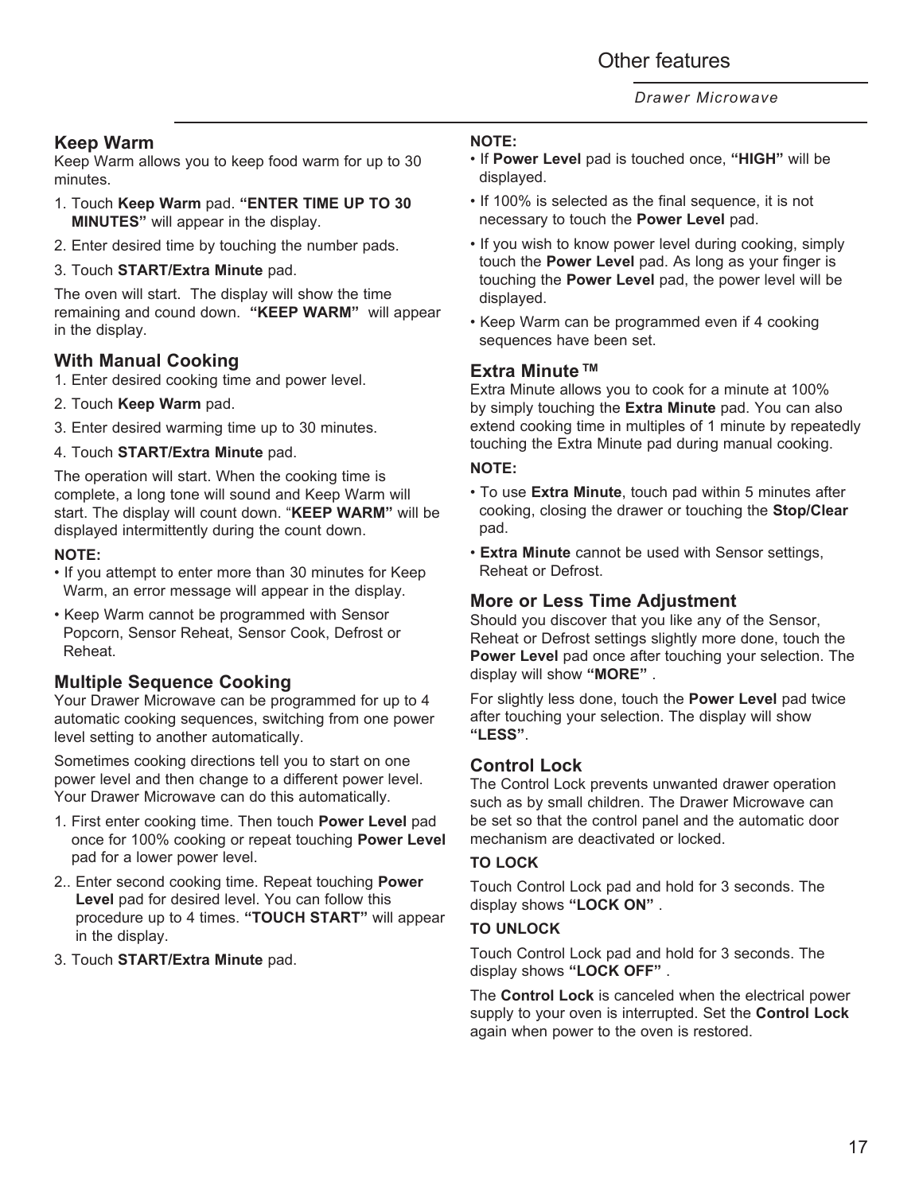## Keep Warm

Keep Warm allows you to keep food warm for up to 30 minutes.

1. Touch **Keep Warm** pad. **"ENTER TIME UP TO 30 MINUTES"** will appear in the display.
2. Enter desired time by touching the number pads.
3. Touch **START/Extra Minute** pad.

The oven will start. The display will show the time remaining and cound down. **"KEEP WARM"** will appear in the display.

### With Manual Cooking

1. Enter desired cooking time and power level.
2. Touch **Keep Warm** pad.
3. Enter desired warming time up to 30 minutes.
4. Touch **START/Extra Minute** pad.

The operation will start. When the cooking time is complete, a long tone will sound and Keep Warm will start. The display will count down. "**KEEP WARM"** will be displayed intermittently during the count down.

**NOTE:**

- If you attempt to enter more than 30 minutes for Keep Warm, an error message will appear in the display.
- Keep Warm cannot be programmed with Sensor Popcorn, Sensor Reheat, Sensor Cook, Defrost or Reheat.

## Multiple Sequence Cooking

Your Drawer Microwave can be programmed for up to 4 automatic cooking sequences, switching from one power level setting to another automatically.

Sometimes cooking directions tell you to start on one power level and then change to a different power level. Your Drawer Microwave can do this automatically.

1. First enter cooking time. Then touch **Power Level** pad once for 100% cooking or repeat touching **Power Level** pad for a lower power level.
2.. Enter second cooking time. Repeat touching **Power Level** pad for desired level. You can follow this procedure up to 4 times. **"TOUCH START"** will appear in the display.
3. Touch **START/Extra Minute** pad.

**NOTE:**

- If **Power Level** pad is touched once, **"HIGH"** will be displayed.
- If 100% is selected as the final sequence, it is not necessary to touch the **Power Level** pad.
- If you wish to know power level during cooking, simply touch the **Power Level** pad. As long as your finger is touching the **Power Level** pad, the power level will be displayed.
- Keep Warm can be programmed even if 4 cooking sequences have been set.

## Extra Minute ™

Extra Minute allows you to cook for a minute at 100% by simply touching the **Extra Minute** pad. You can also extend cooking time in multiples of 1 minute by repeatedly touching the Extra Minute pad during manual cooking.

**NOTE:**

- To use **Extra Minute**, touch pad within 5 minutes after cooking, closing the drawer or touching the **Stop/Clear** pad.
- **Extra Minute** cannot be used with Sensor settings, Reheat or Defrost.

## More or Less Time Adjustment

Should you discover that you like any of the Sensor, Reheat or Defrost settings slightly more done, touch the **Power Level** pad once after touching your selection. The display will show **"MORE"** .

For slightly less done, touch the **Power Level** pad twice after touching your selection. The display will show **"LESS"**.

## Control Lock

The Control Lock prevents unwanted drawer operation such as by small children. The Drawer Microwave can be set so that the control panel and the automatic door mechanism are deactivated or locked.

**TO LOCK**

Touch Control Lock pad and hold for 3 seconds. The display shows **"LOCK ON"** .

**TO UNLOCK**

Touch Control Lock pad and hold for 3 seconds. The display shows **"LOCK OFF"** .

The **Control Lock** is canceled when the electrical power supply to your oven is interrupted. Set the **Control Lock** again when power to the oven is restored.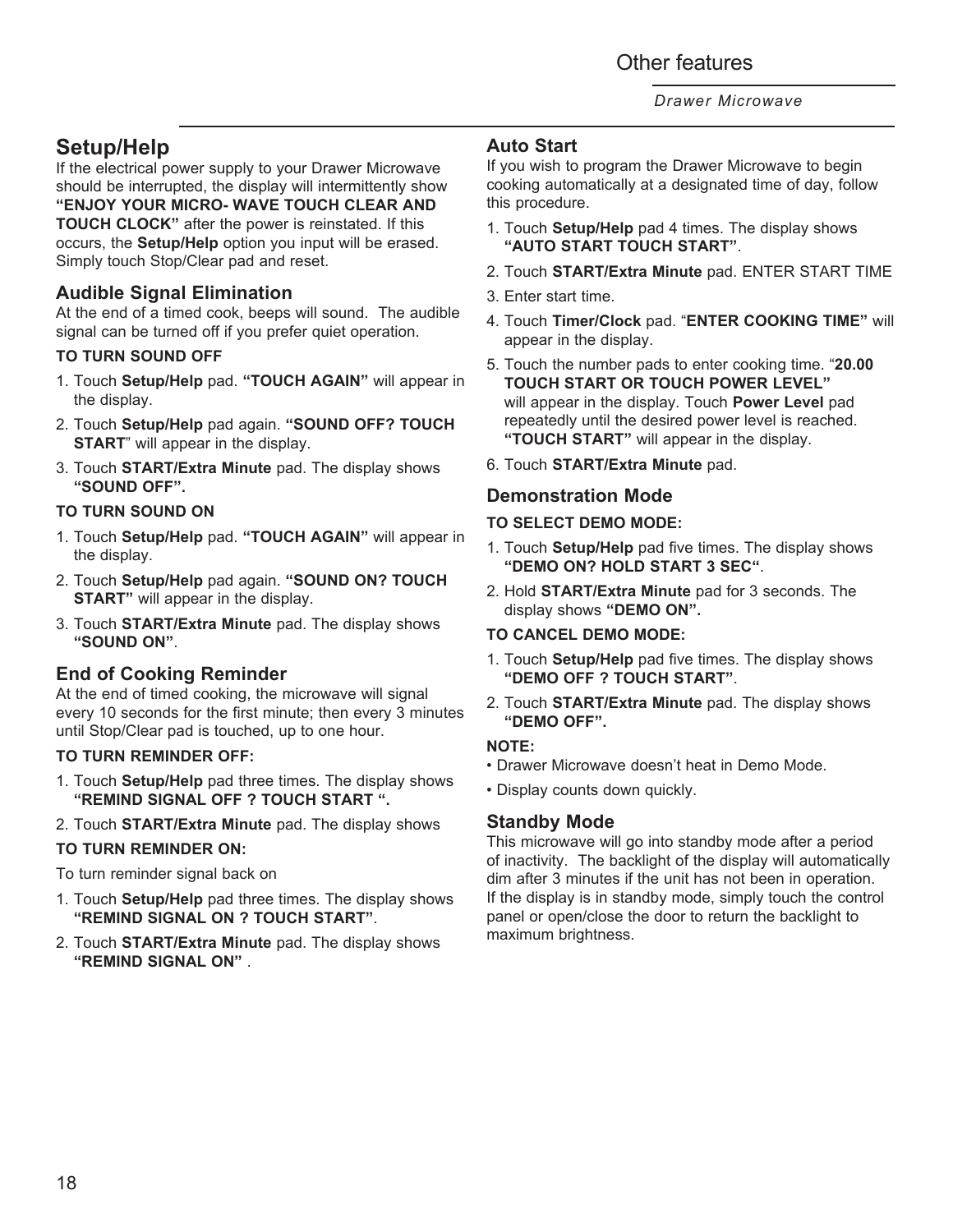## Setup/Help

If the electrical power supply to your Drawer Microwave should be interrupted, the display will intermittently show **"ENJOY YOUR MICRO- WAVE TOUCH CLEAR AND TOUCH CLOCK"** after the power is reinstated. If this occurs, the **Setup/Help** option you input will be erased. Simply touch Stop/Clear pad and reset.

### Audible Signal Elimination

At the end of a timed cook, beeps will sound. The audible signal can be turned off if you prefer quiet operation.

**TO TURN SOUND OFF**

1. Touch **Setup/Help** pad. **"TOUCH AGAIN"** will appear in the display.
2. Touch **Setup/Help** pad again. **"SOUND OFF? TOUCH START**" will appear in the display.
3. Touch **START/Extra Minute** pad. The display shows **"SOUND OFF".**

**TO TURN SOUND ON**

1. Touch **Setup/Help** pad. **"TOUCH AGAIN"** will appear in the display.
2. Touch **Setup/Help** pad again. **"SOUND ON? TOUCH START"** will appear in the display.
3. Touch **START/Extra Minute** pad. The display shows **"SOUND ON"**.

### End of Cooking Reminder

At the end of timed cooking, the microwave will signal every 10 seconds for the first minute; then every 3 minutes until Stop/Clear pad is touched, up to one hour.

**TO TURN REMINDER OFF:**

1. Touch **Setup/Help** pad three times. The display shows **"REMIND SIGNAL OFF ? TOUCH START ".**
2. Touch **START/Extra Minute** pad. The display shows

**TO TURN REMINDER ON:**

To turn reminder signal back on

1. Touch **Setup/Help** pad three times. The display shows **"REMIND SIGNAL ON ? TOUCH START"**.
2. Touch **START/Extra Minute** pad. The display shows **"REMIND SIGNAL ON"** .

### Auto Start

If you wish to program the Drawer Microwave to begin cooking automatically at a designated time of day, follow this procedure.

1. Touch **Setup/Help** pad 4 times. The display shows **"AUTO START TOUCH START"**.
2. Touch **START/Extra Minute** pad. ENTER START TIME
3. Enter start time.
4. Touch **Timer/Clock** pad. "**ENTER COOKING TIME"** will appear in the display.
5. Touch the number pads to enter cooking time. "**20.00 TOUCH START OR TOUCH POWER LEVEL"** will appear in the display. Touch **Power Level** pad repeatedly until the desired power level is reached. **"TOUCH START"** will appear in the display.
6. Touch **START/Extra Minute** pad.

### Demonstration Mode

**TO SELECT DEMO MODE:**

1. Touch **Setup/Help** pad five times. The display shows **"DEMO ON? HOLD START 3 SEC"**.
2. Hold **START/Extra Minute** pad for 3 seconds. The display shows **"DEMO ON".**

**TO CANCEL DEMO MODE:**

1. Touch **Setup/Help** pad five times. The display shows **"DEMO OFF ? TOUCH START"**.
2. Touch **START/Extra Minute** pad. The display shows **"DEMO OFF".**

**NOTE:**

- Drawer Microwave doesn't heat in Demo Mode.
- Display counts down quickly.

### Standby Mode

This microwave will go into standby mode after a period of inactivity. The backlight of the display will automatically dim after 3 minutes if the unit has not been in operation. If the display is in standby mode, simply touch the control panel or open/close the door to return the backlight to maximum brightness.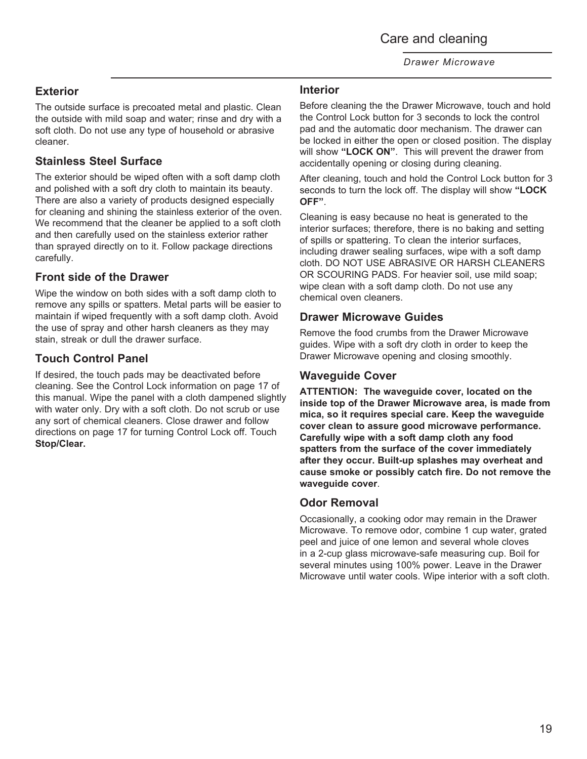# Care and cleaning

*Drawer Microwave*

## Exterior

The outside surface is precoated metal and plastic. Clean the outside with mild soap and water; rinse and dry with a soft cloth. Do not use any type of household or abrasive cleaner.

## Stainless Steel Surface

The exterior should be wiped often with a soft damp cloth and polished with a soft dry cloth to maintain its beauty. There are also a variety of products designed especially for cleaning and shining the stainless exterior of the oven. We recommend that the cleaner be applied to a soft cloth and then carefully used on the stainless exterior rather than sprayed directly on to it. Follow package directions carefully.

## Front side of the Drawer

Wipe the window on both sides with a soft damp cloth to remove any spills or spatters. Metal parts will be easier to maintain if wiped frequently with a soft damp cloth. Avoid the use of spray and other harsh cleaners as they may stain, streak or dull the drawer surface.

## Touch Control Panel

If desired, the touch pads may be deactivated before cleaning. See the Control Lock information on page 17 of this manual. Wipe the panel with a cloth dampened slightly with water only. Dry with a soft cloth. Do not scrub or use any sort of chemical cleaners. Close drawer and follow directions on page 17 for turning Control Lock off. Touch **Stop/Clear.**

## Interior

Before cleaning the the Drawer Microwave, touch and hold the Control Lock button for 3 seconds to lock the control pad and the automatic door mechanism. The drawer can be locked in either the open or closed position. The display will show **"LOCK ON"**. This will prevent the drawer from accidentally opening or closing during cleaning.

After cleaning, touch and hold the Control Lock button for 3 seconds to turn the lock off. The display will show **"LOCK OFF"**.

Cleaning is easy because no heat is generated to the interior surfaces; therefore, there is no baking and setting of spills or spattering. To clean the interior surfaces, including drawer sealing surfaces, wipe with a soft damp cloth. DO NOT USE ABRASIVE OR HARSH CLEANERS OR SCOURING PADS. For heavier soil, use mild soap; wipe clean with a soft damp cloth. Do not use any chemical oven cleaners.

## Drawer Microwave Guides

Remove the food crumbs from the Drawer Microwave guides. Wipe with a soft dry cloth in order to keep the Drawer Microwave opening and closing smoothly.

## Waveguide Cover

**ATTENTION: The waveguide cover, located on the inside top of the Drawer Microwave area, is made from mica, so it requires special care. Keep the waveguide cover clean to assure good microwave performance. Carefully wipe with a soft damp cloth any food spatters from the surface of the cover immediately after they occur. Built-up splashes may overheat and cause smoke or possibly catch fire. Do not remove the waveguide cover**.

## Odor Removal

Occasionally, a cooking odor may remain in the Drawer Microwave. To remove odor, combine 1 cup water, grated peel and juice of one lemon and several whole cloves in a 2-cup glass microwave-safe measuring cup. Boil for several minutes using 100% power. Leave in the Drawer Microwave until water cools. Wipe interior with a soft cloth.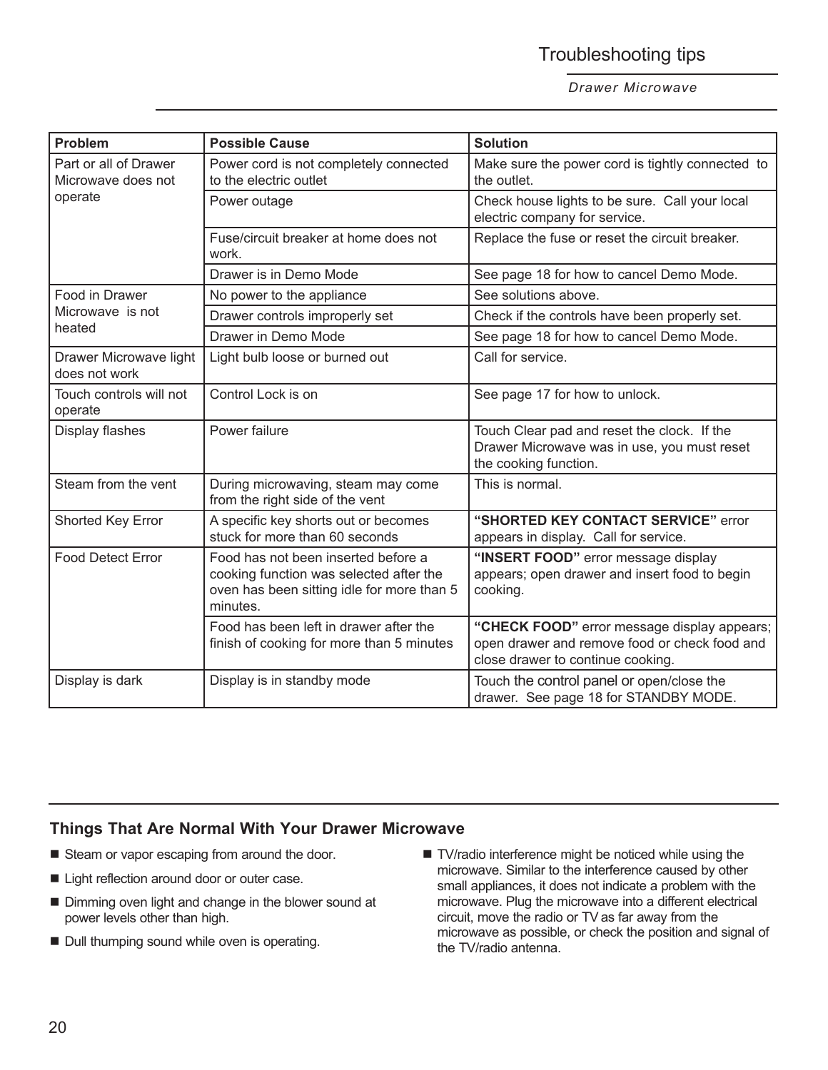# Troubleshooting tips

*Drawer Microwave*

| Problem | Possible Cause | Solution |
|---|---|---|
| Part or all of Drawer Microwave does not operate | Power cord is not completely connected to the electric outlet | Make sure the power cord is tightly connected to the outlet. |
| | Power outage | Check house lights to be sure. Call your local electric company for service. |
| | Fuse/circuit breaker at home does not work. | Replace the fuse or reset the circuit breaker. |
| | Drawer is in Demo Mode | See page 18 for how to cancel Demo Mode. |
| Food in Drawer Microwave is not heated | No power to the appliance | See solutions above. |
| | Drawer controls improperly set | Check if the controls have been properly set. |
| | Drawer in Demo Mode | See page 18 for how to cancel Demo Mode. |
| Drawer Microwave light does not work | Light bulb loose or burned out | Call for service. |
| Touch controls will not operate | Control Lock is on | See page 17 for how to unlock. |
| Display flashes | Power failure | Touch Clear pad and reset the clock. If the Drawer Microwave was in use, you must reset the cooking function. |
| Steam from the vent | During microwaving, steam may come from the right side of the vent | This is normal. |
| Shorted Key Error | A specific key shorts out or becomes stuck for more than 60 seconds | **"SHORTED KEY CONTACT SERVICE"** error appears in display. Call for service. |
| Food Detect Error | Food has not been inserted before a cooking function was selected after the oven has been sitting idle for more than 5 minutes. | **"INSERT FOOD"** error message display appears; open drawer and insert food to begin cooking. |
| | Food has been left in drawer after the finish of cooking for more than 5 minutes | **"CHECK FOOD"** error message display appears; open drawer and remove food or check food and close drawer to continue cooking. |
| Display is dark | Display is in standby mode | Touch the control panel or open/close the drawer. See page 18 for STANDBY MODE. |

## Things That Are Normal With Your Drawer Microwave

- Steam or vapor escaping from around the door.
- Light reflection around door or outer case.
- Dimming oven light and change in the blower sound at power levels other than high.
- Dull thumping sound while oven is operating.
- TV/radio interference might be noticed while using the microwave. Similar to the interference caused by other small appliances, it does not indicate a problem with the microwave. Plug the microwave into a different electrical circuit, move the radio or TV as far away from the microwave as possible, or check the position and signal of the TV/radio antenna.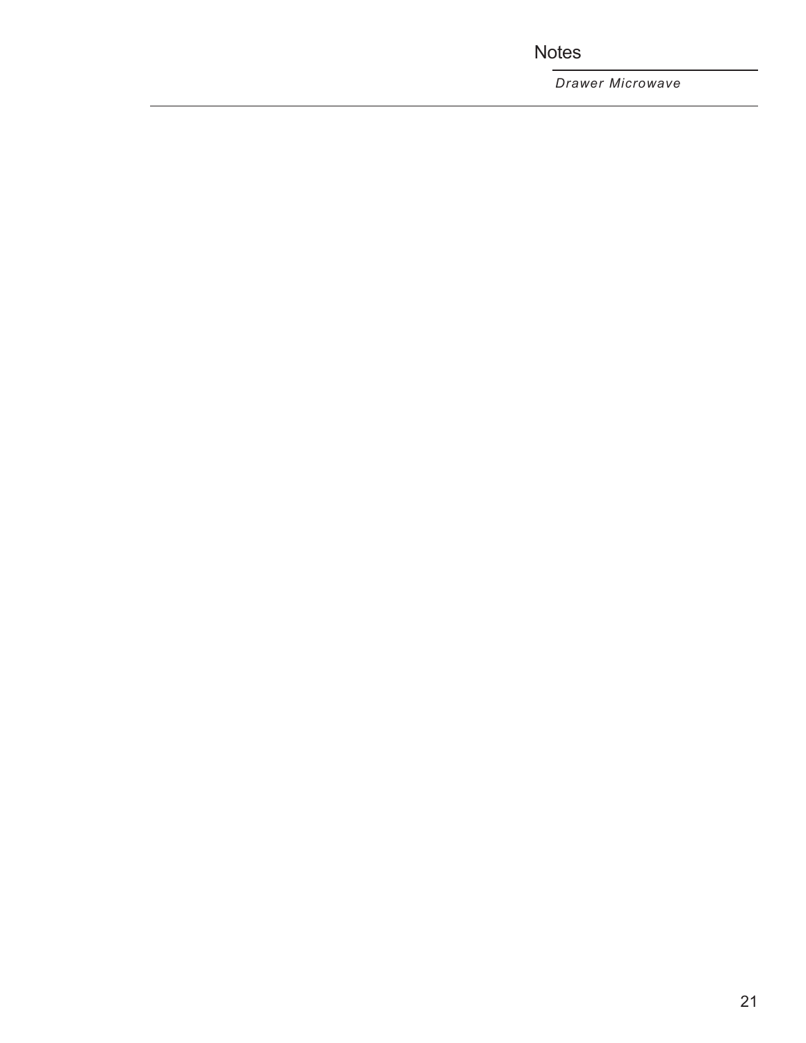# Notes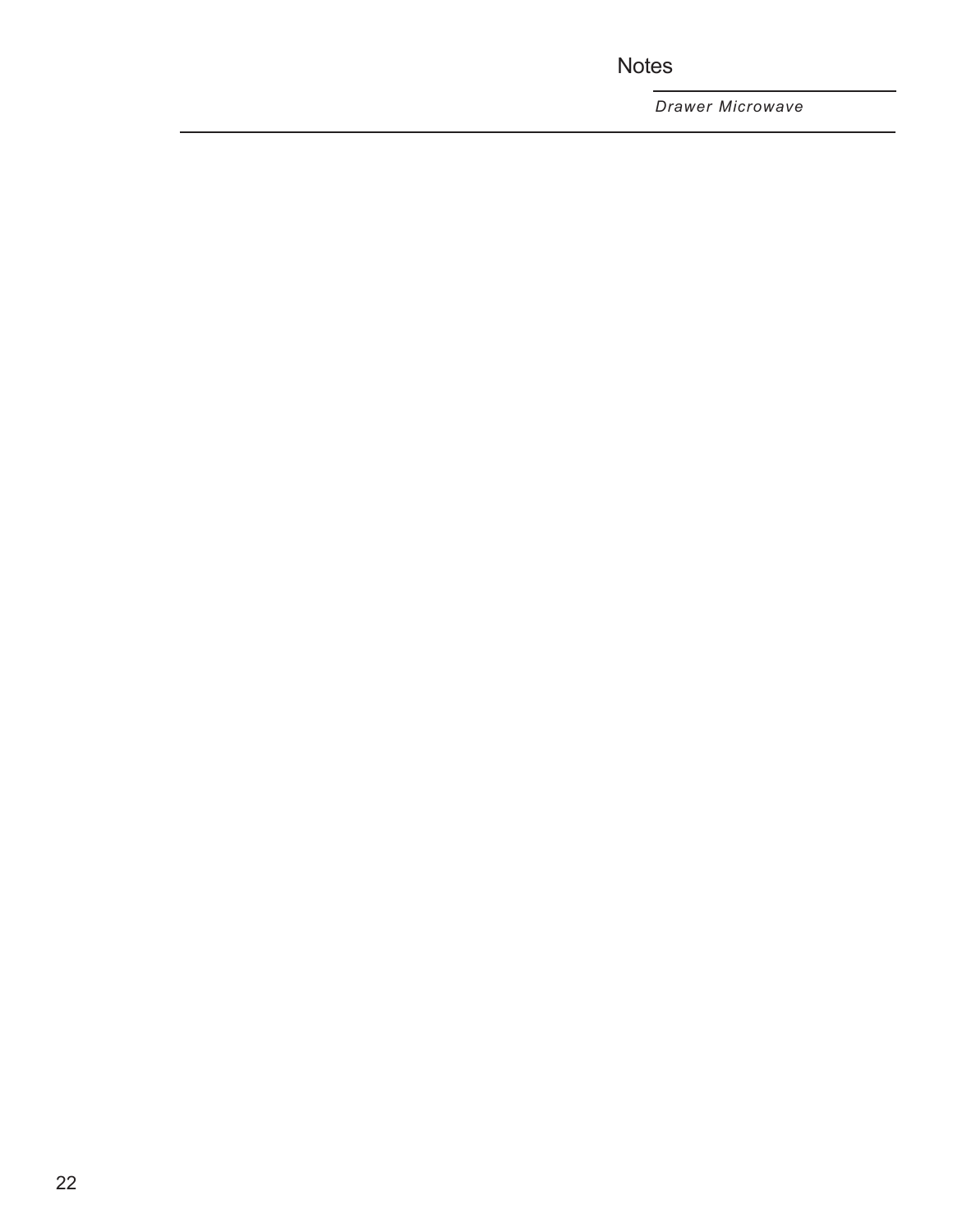# Notes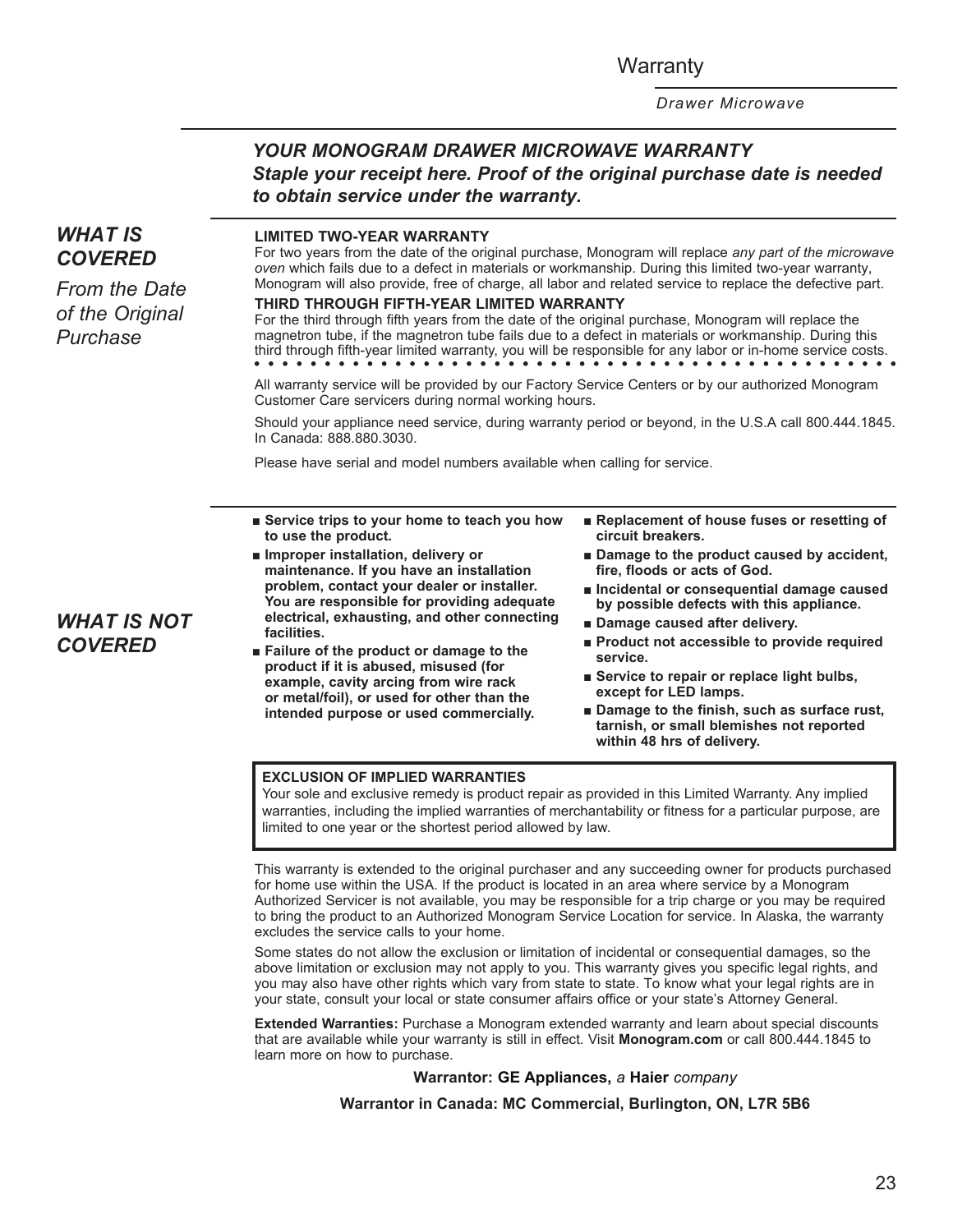## YOUR MONOGRAM DRAWER MICROWAVE WARRANTY

***Staple your receipt here. Proof of the original purchase date is needed to obtain service under the warranty.***

### *WHAT IS COVERED*

*From the Date of the Original Purchase*

**LIMITED TWO-YEAR WARRANTY**

For two years from the date of the original purchase, Monogram will replace *any part of the microwave oven* which fails due to a defect in materials or workmanship. During this limited two-year warranty, Monogram will also provide, free of charge, all labor and related service to replace the defective part.

**THIRD THROUGH FIFTH-YEAR LIMITED WARRANTY**

For the third through fifth years from the date of the original purchase, Monogram will replace the magnetron tube, if the magnetron tube fails due to a defect in materials or workmanship. During this third through fifth-year limited warranty, you will be responsible for any labor or in-home service costs.

All warranty service will be provided by our Factory Service Centers or by our authorized Monogram Customer Care servicers during normal working hours.

Should your appliance need service, during warranty period or beyond, in the U.S.A call 800.444.1845. In Canada: 888.880.3030.

Please have serial and model numbers available when calling for service.

### *WHAT IS NOT COVERED*

- **Service trips to your home to teach you how to use the product.**
- **Improper installation, delivery or maintenance. If you have an installation problem, contact your dealer or installer. You are responsible for providing adequate electrical, exhausting, and other connecting facilities.**
- **Failure of the product or damage to the product if it is abused, misused (for example, cavity arcing from wire rack or metal/foil), or used for other than the intended purpose or used commercially.**
- **Replacement of house fuses or resetting of circuit breakers.**
- **Damage to the product caused by accident, fire, floods or acts of God.**
- **Incidental or consequential damage caused by possible defects with this appliance.**
- **Damage caused after delivery.**
- **Product not accessible to provide required service.**
- **Service to repair or replace light bulbs, except for LED lamps.**
- **Damage to the finish, such as surface rust, tarnish, or small blemishes not reported within 48 hrs of delivery.**

**EXCLUSION OF IMPLIED WARRANTIES**

Your sole and exclusive remedy is product repair as provided in this Limited Warranty. Any implied warranties, including the implied warranties of merchantability or fitness for a particular purpose, are limited to one year or the shortest period allowed by law.

This warranty is extended to the original purchaser and any succeeding owner for products purchased for home use within the USA. If the product is located in an area where service by a Monogram Authorized Servicer is not available, you may be responsible for a trip charge or you may be required to bring the product to an Authorized Monogram Service Location for service. In Alaska, the warranty excludes the service calls to your home.

Some states do not allow the exclusion or limitation of incidental or consequential damages, so the above limitation or exclusion may not apply to you. This warranty gives you specific legal rights, and you may also have other rights which vary from state to state. To know what your legal rights are in your state, consult your local or state consumer affairs office or your state's Attorney General.

**Extended Warranties:** Purchase a Monogram extended warranty and learn about special discounts that are available while your warranty is still in effect. Visit **Monogram.com** or call 800.444.1845 to learn more on how to purchase.

**Warrantor: GE Appliances,** *a* **Haier** *company*

**Warrantor in Canada: MC Commercial, Burlington, ON, L7R 5B6**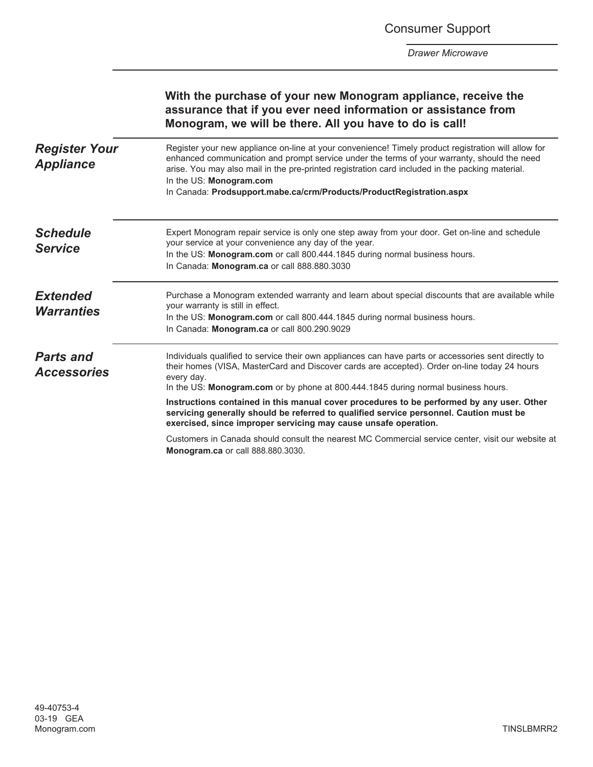# Consumer Support

*Drawer Microwave*

**With the purchase of your new Monogram appliance, receive the assurance that if you ever need information or assistance from Monogram, we will be there. All you have to do is call!**

## *Register Your Appliance*

Register your new appliance on-line at your convenience! Timely product registration will allow for enhanced communication and prompt service under the terms of your warranty, should the need arise. You may also mail in the pre-printed registration card included in the packing material.

In the US: **Monogram.com**

In Canada: **Prodsupport.mabe.ca/crm/Products/ProductRegistration.aspx**

## *Schedule Service*

Expert Monogram repair service is only one step away from your door. Get on-line and schedule your service at your convenience any day of the year.

In the US: **Monogram.com** or call 800.444.1845 during normal business hours.

In Canada: **Monogram.ca** or call 888.880.3030

## *Extended Warranties*

Purchase a Monogram extended warranty and learn about special discounts that are available while your warranty is still in effect.

In the US: **Monogram.com** or call 800.444.1845 during normal business hours.

In Canada: **Monogram.ca** or call 800.290.9029

## *Parts and Accessories*

Individuals qualified to service their own appliances can have parts or accessories sent directly to their homes (VISA, MasterCard and Discover cards are accepted). Order on-line today 24 hours every day.

In the US: **Monogram.com** or by phone at 800.444.1845 during normal business hours.

**Instructions contained in this manual cover procedures to be performed by any user. Other servicing generally should be referred to qualified service personnel. Caution must be exercised, since improper servicing may cause unsafe operation.**

Customers in Canada should consult the nearest MC Commercial service center, visit our website at **Monogram.ca** or call 888.880.3030.

49-40753-4
03-19 GEA
Monogram.com

TINSLBMRR2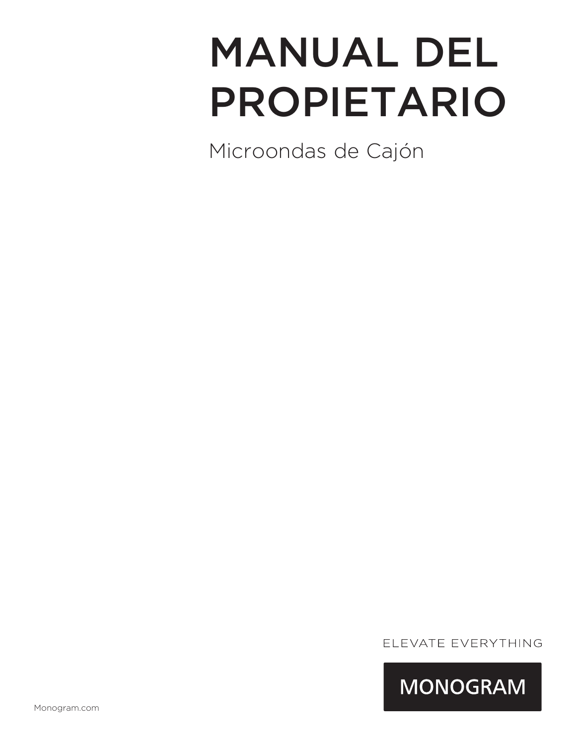# MANUAL DEL PROPIETARIO

Microondas de Cajón

ELEVATE EVERYTHING

MONOGRAM

Monogram.com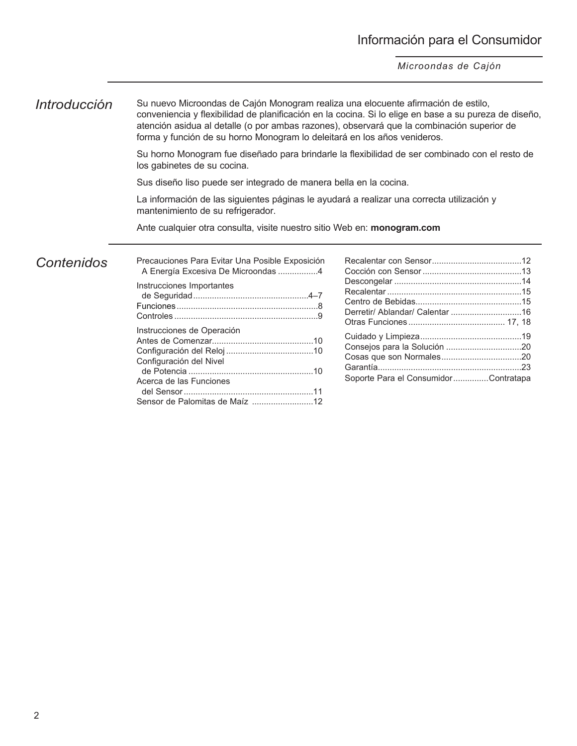# Información para el Consumidor

*Microondas de Cajón*

## *Introducción*

Su nuevo Microondas de Cajón Monogram realiza una elocuente afirmación de estilo, conveniencia y flexibilidad de planificación en la cocina. Si lo elige en base a su pureza de diseño, atención asidua al detalle (o por ambas razones), observará que la combinación superior de forma y función de su horno Monogram lo deleitará en los años venideros.

Su horno Monogram fue diseñado para brindarle la flexibilidad de ser combinado con el resto de los gabinetes de su cocina.

Sus diseño liso puede ser integrado de manera bella en la cocina.

La información de las siguientes páginas le ayudará a realizar una correcta utilización y mantenimiento de su refrigerador.

Ante cualquier otra consulta, visite nuestro sitio Web en: **monogram.com**

## *Contenidos*

Precauciones Para Evitar Una Posible Exposición A Energía Excesiva De Microondas ................4

Instrucciones Importantes de Seguridad ................................................4–7
Funciones ..........................................................8
Controles ............................................................9

Instrucciones de Operación
Antes de Comenzar...........................................10
Configuración del Reloj .....................................10
Configuración del Nivel de Potencia .....................................................10
Acerca de las Funciones del Sensor .......................................................11
Sensor de Palomitas de Maíz ..........................12

Recalentar con Sensor......................................12
Cocción con Sensor ..........................................13
Descongelar ......................................................14
Recalentar .........................................................15
Centro de Bebidas.............................................15
Derretir/ Ablandar/ Calentar ..............................16
Otras Funciones ......................................... 17, 18

Cuidado y Limpieza...........................................19
Consejos para la Solución ................................20
Cosas que son Normales..................................20
Garantía.............................................................23
Soporte Para el Consumidor...............Contratapa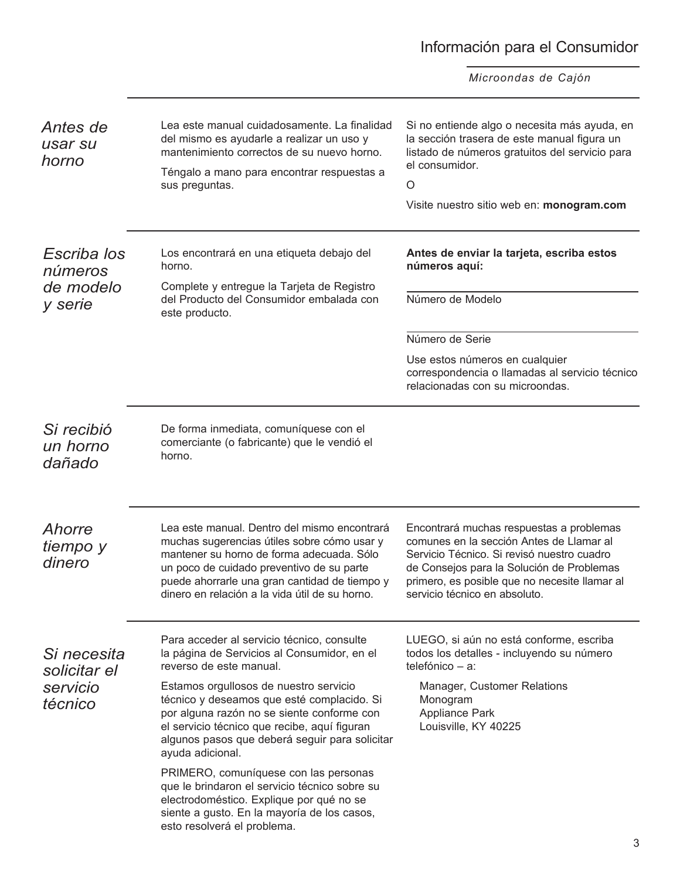# Información para el Consumidor

*Microondas de Cajón*

## *Antes de usar su horno*

Lea este manual cuidadosamente. La finalidad del mismo es ayudarle a realizar un uso y mantenimiento correctos de su nuevo horno.

Téngalo a mano para encontrar respuestas a sus preguntas.

Si no entiende algo o necesita más ayuda, en la sección trasera de este manual figura un listado de números gratuitos del servicio para el consumidor.

O

Visite nuestro sitio web en: **monogram.com**

## *Escriba los números de modelo y serie*

Los encontrará en una etiqueta debajo del horno.

Complete y entregue la Tarjeta de Registro del Producto del Consumidor embalada con este producto.

**Antes de enviar la tarjeta, escriba estos números aquí:**

Número de Modelo

Número de Serie

Use estos números en cualquier correspondencia o llamadas al servicio técnico relacionadas con su microondas.

## *Si recibió un horno dañado*

De forma inmediata, comuníquese con el comerciante (o fabricante) que le vendió el horno.

## *Ahorre tiempo y dinero*

Lea este manual. Dentro del mismo encontrará muchas sugerencias útiles sobre cómo usar y mantener su horno de forma adecuada. Sólo un poco de cuidado preventivo de su parte puede ahorrarle una gran cantidad de tiempo y dinero en relación a la vida útil de su horno.

Encontrará muchas respuestas a problemas comunes en la sección Antes de Llamar al Servicio Técnico. Si revisó nuestro cuadro de Consejos para la Solución de Problemas primero, es posible que no necesite llamar al servicio técnico en absoluto.

## *Si necesita solicitar el servicio técnico*

Para acceder al servicio técnico, consulte la página de Servicios al Consumidor, en el reverso de este manual.

Estamos orgullosos de nuestro servicio técnico y deseamos que esté complacido. Si por alguna razón no se siente conforme con el servicio técnico que recibe, aquí figuran algunos pasos que deberá seguir para solicitar ayuda adicional.

PRIMERO, comuníquese con las personas que le brindaron el servicio técnico sobre su electrodoméstico. Explique por qué no se siente a gusto. En la mayoría de los casos, esto resolverá el problema.

LUEGO, si aún no está conforme, escriba todos los detalles - incluyendo su número telefónico – a:

Manager, Customer Relations
Monogram
Appliance Park
Louisville, KY 40225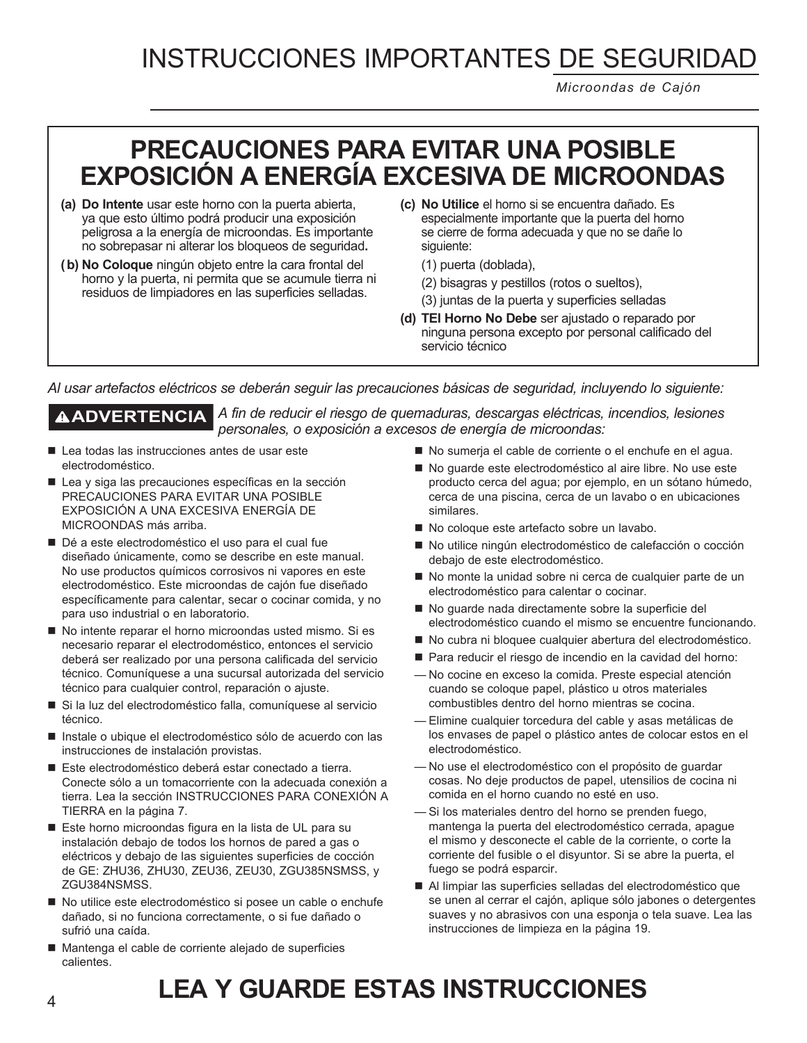# INSTRUCCIONES IMPORTANTES DE SEGURIDAD

*Microondas de Cajón*

## PRECAUCIONES PARA EVITAR UNA POSIBLE EXPOSICIÓN A ENERGÍA EXCESIVA DE MICROONDAS

**(a) Do Intente** usar este horno con la puerta abierta, ya que esto último podrá producir una exposición peligrosa a la energía de microondas. Es importante no sobrepasar ni alterar los bloqueos de seguridad**.**

**(b) No Coloque** ningún objeto entre la cara frontal del horno y la puerta, ni permita que se acumule tierra ni residuos de limpiadores en las superficies selladas.

**(c) No Utilice** el horno si se encuentra dañado. Es especialmente importante que la puerta del horno se cierre de forma adecuada y que no se dañe lo siguiente:

(1) puerta (doblada),

(2) bisagras y pestillos (rotos o sueltos),

(3) juntas de la puerta y superficies selladas

**(d) TEl Horno No Debe** ser ajustado o reparado por ninguna persona excepto por personal calificado del servicio técnico

*Al usar artefactos eléctricos se deberán seguir las precauciones básicas de seguridad, incluyendo lo siguiente:*

**⚠ADVERTENCIA** *A fin de reducir el riesgo de quemaduras, descargas eléctricas, incendios, lesiones personales, o exposición a excesos de energía de microondas:*

- Lea todas las instrucciones antes de usar este electrodoméstico.
- Lea y siga las precauciones específicas en la sección PRECAUCIONES PARA EVITAR UNA POSIBLE EXPOSICIÓN A UNA EXCESIVA ENERGÍA DE MICROONDAS más arriba.
- Dé a este electrodoméstico el uso para el cual fue diseñado únicamente, como se describe en este manual. No use productos químicos corrosivos ni vapores en este electrodoméstico. Este microondas de cajón fue diseñado específicamente para calentar, secar o cocinar comida, y no para uso industrial o en laboratorio.
- No intente reparar el horno microondas usted mismo. Si es necesario reparar el electrodoméstico, entonces el servicio deberá ser realizado por una persona calificada del servicio técnico. Comuníquese a una sucursal autorizada del servicio técnico para cualquier control, reparación o ajuste.
- Si la luz del electrodoméstico falla, comuníquese al servicio técnico.
- Instale o ubique el electrodoméstico sólo de acuerdo con las instrucciones de instalación provistas.
- Este electrodoméstico deberá estar conectado a tierra. Conecte sólo a un tomacorriente con la adecuada conexión a tierra. Lea la sección INSTRUCCIONES PARA CONEXIÓN A TIERRA en la página 7.
- Este horno microondas figura en la lista de UL para su instalación debajo de todos los hornos de pared a gas o eléctricos y debajo de las siguientes superficies de cocción de GE: ZHU36, ZHU30, ZEU36, ZEU30, ZGU385NSMSS, y ZGU384NSMSS.
- No utilice este electrodoméstico si posee un cable o enchufe dañado, si no funciona correctamente, o si fue dañado o sufrió una caída.
- Mantenga el cable de corriente alejado de superficies calientes.
- No sumerja el cable de corriente o el enchufe en el agua.
- No guarde este electrodoméstico al aire libre. No use este producto cerca del agua; por ejemplo, en un sótano húmedo, cerca de una piscina, cerca de un lavabo o en ubicaciones similares.
- No coloque este artefacto sobre un lavabo.
- No utilice ningún electrodoméstico de calefacción o cocción debajo de este electrodoméstico.
- No monte la unidad sobre ni cerca de cualquier parte de un electrodoméstico para calentar o cocinar.
- No guarde nada directamente sobre la superficie del electrodoméstico cuando el mismo se encuentre funcionando.
- No cubra ni bloquee cualquier abertura del electrodoméstico.
- Para reducir el riesgo de incendio en la cavidad del horno:
  - No cocine en exceso la comida. Preste especial atención cuando se coloque papel, plástico u otros materiales combustibles dentro del horno mientras se cocina.
  - Elimine cualquier torcedura del cable y asas metálicas de los envases de papel o plástico antes de colocar estos en el electrodoméstico.
  - No use el electrodoméstico con el propósito de guardar cosas. No deje productos de papel, utensilios de cocina ni comida en el horno cuando no esté en uso.
  - Si los materiales dentro del horno se prenden fuego, mantenga la puerta del electrodoméstico cerrada, apague el mismo y desconecte el cable de la corriente, o corte la corriente del fusible o el disyuntor. Si se abre la puerta, el fuego se podrá esparcir.
- Al limpiar las superficies selladas del electrodoméstico que se unen al cerrar el cajón, aplique sólo jabones o detergentes suaves y no abrasivos con una esponja o tela suave. Lea las instrucciones de limpieza en la página 19.

## LEA Y GUARDE ESTAS INSTRUCCIONES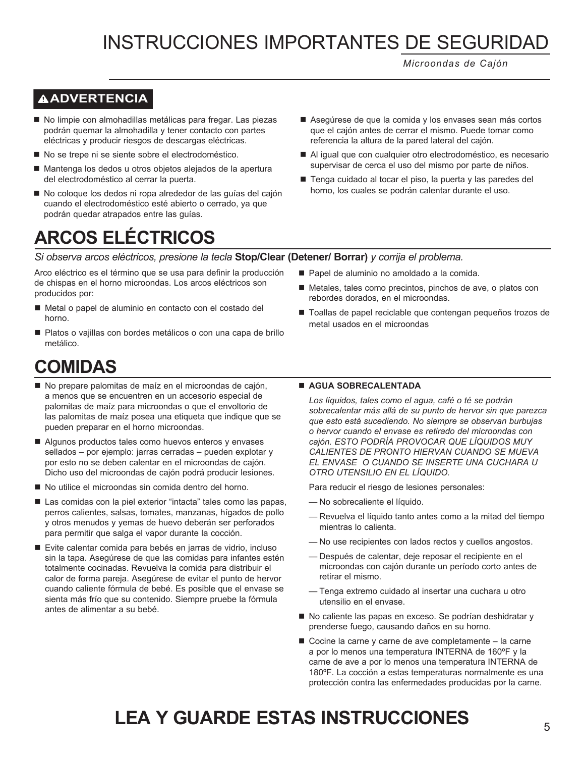# INSTRUCCIONES IMPORTANTES DE SEGURIDAD

*Microondas de Cajón*

**⚠ADVERTENCIA**

- No limpie con almohadillas metálicas para fregar. Las piezas podrán quemar la almohadilla y tener contacto con partes eléctricas y producir riesgos de descargas eléctricas.
- No se trepe ni se siente sobre el electrodoméstico.
- Mantenga los dedos u otros objetos alejados de la apertura del electrodoméstico al cerrar la puerta.
- No coloque los dedos ni ropa alrededor de las guías del cajón cuando el electrodoméstico esté abierto o cerrado, ya que podrán quedar atrapados entre las guías.
- Asegúrese de que la comida y los envases sean más cortos que el cajón antes de cerrar el mismo. Puede tomar como referencia la altura de la pared lateral del cajón.
- Al igual que con cualquier otro electrodoméstico, es necesario supervisar de cerca el uso del mismo por parte de niños.
- Tenga cuidado al tocar el piso, la puerta y las paredes del horno, los cuales se podrán calentar durante el uso.

## ARCOS ELÉCTRICOS

*Si observa arcos eléctricos, presione la tecla* **Stop/Clear (Detener/ Borrar)** *y corrija el problema.*

Arco eléctrico es el término que se usa para definir la producción de chispas en el horno microondas. Los arcos eléctricos son producidos por:

- Metal o papel de aluminio en contacto con el costado del horno.
- Platos o vajillas con bordes metálicos o con una capa de brillo metálico.
- Papel de aluminio no amoldado a la comida.
- Metales, tales como precintos, pinchos de ave, o platos con rebordes dorados, en el microondas.
- Toallas de papel reciclable que contengan pequeños trozos de metal usados en el microondas

## COMIDAS

- No prepare palomitas de maíz en el microondas de cajón, a menos que se encuentren en un accesorio especial de palomitas de maíz para microondas o que el envoltorio de las palomitas de maíz posea una etiqueta que indique que se pueden preparar en el horno microondas.
- Algunos productos tales como huevos enteros y envases sellados – por ejemplo: jarras cerradas – pueden explotar y por esto no se deben calentar en el microondas de cajón. Dicho uso del microondas de cajón podrá producir lesiones.
- No utilice el microondas sin comida dentro del horno.
- Las comidas con la piel exterior "intacta" tales como las papas, perros calientes, salsas, tomates, manzanas, hígados de pollo y otros menudos y yemas de huevo deberán ser perforados para permitir que salga el vapor durante la cocción.
- Evite calentar comida para bebés en jarras de vidrio, incluso sin la tapa. Asegúrese de que las comidas para infantes estén totalmente cocinadas. Revuelva la comida para distribuir el calor de forma pareja. Asegúrese de evitar el punto de hervor cuando caliente fórmula de bebé. Es posible que el envase se sienta más frío que su contenido. Siempre pruebe la fórmula antes de alimentar a su bebé.
- **AGUA SOBRECALENTADA**

  *Los líquidos, tales como el agua, café o té se podrán sobrecalentar más allá de su punto de hervor sin que parezca que esto está sucediendo. No siempre se observan burbujas o hervor cuando el envase es retirado del microondas con cajón. ESTO PODRÍA PROVOCAR QUE LÍQUIDOS MUY CALIENTES DE PRONTO HIERVAN CUANDO SE MUEVA EL ENVASE O CUANDO SE INSERTE UNA CUCHARA U OTRO UTENSILIO EN EL LÍQUIDO.*

  Para reducir el riesgo de lesiones personales:

  — No sobrecaliente el líquido.

  — Revuelva el líquido tanto antes como a la mitad del tiempo mientras lo calienta.

  — No use recipientes con lados rectos y cuellos angostos.

  — Después de calentar, deje reposar el recipiente en el microondas con cajón durante un período corto antes de retirar el mismo.

  — Tenga extremo cuidado al insertar una cuchara u otro utensilio en el envase.
- No caliente las papas en exceso. Se podrían deshidratar y prenderse fuego, causando daños en su horno.
- Cocine la carne y carne de ave completamente – la carne a por lo menos una temperatura INTERNA de 160ºF y la carne de ave a por lo menos una temperatura INTERNA de 180ºF. La cocción a estas temperaturas normalmente es una protección contra las enfermedades producidas por la carne.

## LEA Y GUARDE ESTAS INSTRUCCIONES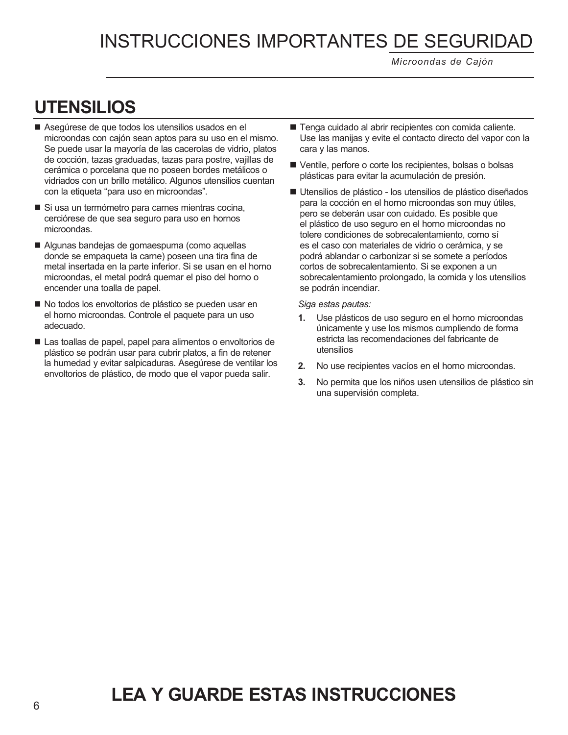## UTENSILIOS

- Asegúrese de que todos los utensilios usados en el microondas con cajón sean aptos para su uso en el mismo. Se puede usar la mayoría de las cacerolas de vidrio, platos de cocción, tazas graduadas, tazas para postre, vajillas de cerámica o porcelana que no poseen bordes metálicos o vidriados con un brillo metálico. Algunos utensilios cuentan con la etiqueta "para uso en microondas".
- Si usa un termómetro para carnes mientras cocina, cerciórese de que sea seguro para uso en hornos microondas.
- Algunas bandejas de gomaespuma (como aquellas donde se empaqueta la carne) poseen una tira fina de metal insertada en la parte inferior. Si se usan en el horno microondas, el metal podrá quemar el piso del horno o encender una toalla de papel.
- No todos los envoltorios de plástico se pueden usar en el horno microondas. Controle el paquete para un uso adecuado.
- Las toallas de papel, papel para alimentos o envoltorios de plástico se podrán usar para cubrir platos, a fin de retener la humedad y evitar salpicaduras. Asegúrese de ventilar los envoltorios de plástico, de modo que el vapor pueda salir.
- Tenga cuidado al abrir recipientes con comida caliente. Use las manijas y evite el contacto directo del vapor con la cara y las manos.
- Ventile, perfore o corte los recipientes, bolsas o bolsas plásticas para evitar la acumulación de presión.
- Utensilios de plástico - los utensilios de plástico diseñados para la cocción en el horno microondas son muy útiles, pero se deberán usar con cuidado. Es posible que el plástico de uso seguro en el horno microondas no tolere condiciones de sobrecalentamiento, como sí es el caso con materiales de vidrio o cerámica, y se podrá ablandar o carbonizar si se somete a períodos cortos de sobrecalentamiento. Si se exponen a un sobrecalentamiento prolongado, la comida y los utensilios se podrán incendiar.

  *Siga estas pautas:*

  1. Use plásticos de uso seguro en el horno microondas únicamente y use los mismos cumpliendo de forma estricta las recomendaciones del fabricante de utensilios
  2. No use recipientes vacíos en el horno microondas.
  3. No permita que los niños usen utensilios de plástico sin una supervisión completa.

## LEA Y GUARDE ESTAS INSTRUCCIONES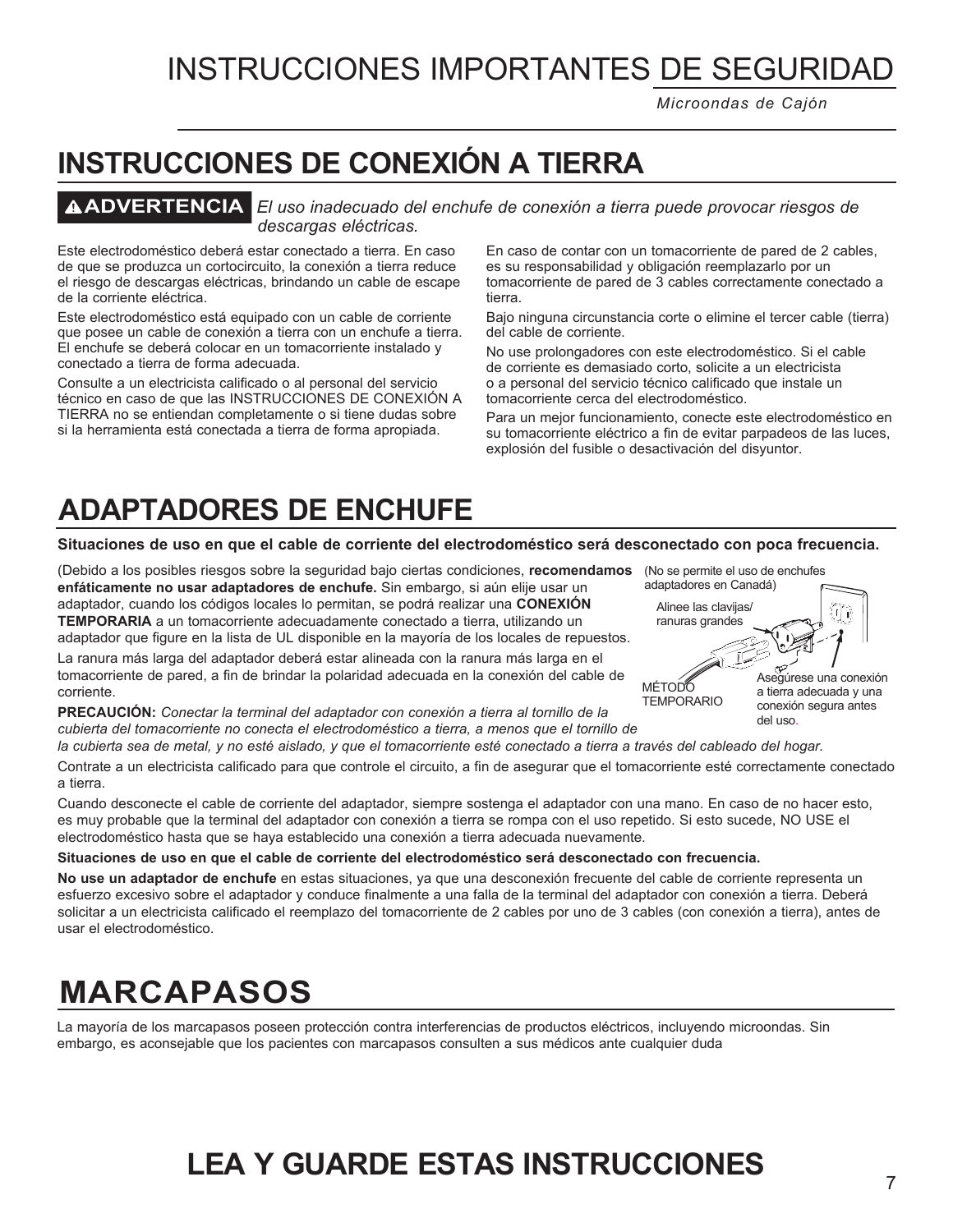# INSTRUCCIONES IMPORTANTES DE SEGURIDAD

*Microondas de Cajón*

## INSTRUCCIONES DE CONEXIÓN A TIERRA

**⚠ADVERTENCIA** *El uso inadecuado del enchufe de conexión a tierra puede provocar riesgos de descargas eléctricas.*

Este electrodoméstico deberá estar conectado a tierra. En caso de que se produzca un cortocircuito, la conexión a tierra reduce el riesgo de descargas eléctricas, brindando un cable de escape de la corriente eléctrica.

Este electrodoméstico está equipado con un cable de corriente que posee un cable de conexión a tierra con un enchufe a tierra. El enchufe se deberá colocar en un tomacorriente instalado y conectado a tierra de forma adecuada.

Consulte a un electricista calificado o al personal del servicio técnico en caso de que las INSTRUCCIONES DE CONEXIÓN A TIERRA no se entiendan completamente o si tiene dudas sobre si la herramienta está conectada a tierra de forma apropiada.

En caso de contar con un tomacorriente de pared de 2 cables, es su responsabilidad y obligación reemplazarlo por un tomacorriente de pared de 3 cables correctamente conectado a tierra.

Bajo ninguna circunstancia corte o elimine el tercer cable (tierra) del cable de corriente.

No use prolongadores con este electrodoméstico. Si el cable de corriente es demasiado corto, solicite a un electricista o a personal del servicio técnico calificado que instale un tomacorriente cerca del electrodoméstico.

Para un mejor funcionamiento, conecte este electrodoméstico en su tomacorriente eléctrico a fin de evitar parpadeos de las luces, explosión del fusible o desactivación del disyuntor.

## ADAPTADORES DE ENCHUFE

**Situaciones de uso en que el cable de corriente del electrodoméstico será desconectado con poca frecuencia.**

(Debido a los posibles riesgos sobre la seguridad bajo ciertas condiciones, **recomendamos enfáticamente no usar adaptadores de enchufe.** Sin embargo, si aún elije usar un adaptador, cuando los códigos locales lo permitan, se podrá realizar una **CONEXIÓN TEMPORARIA** a un tomacorriente adecuadamente conectado a tierra, utilizando un adaptador que figure en la lista de UL disponible en la mayoría de los locales de repuestos.

La ranura más larga del adaptador deberá estar alineada con la ranura más larga en el tomacorriente de pared, a fin de brindar la polaridad adecuada en la conexión del cable de corriente.

(No se permite el uso de enchufes adaptadores en Canadá)

Alinee las clavijas/ ranuras grandes

MÉTODO TEMPORARIO

Asegúrese una conexión a tierra adecuada y una conexión segura antes del uso.

**PRECAUCIÓN:** *Conectar la terminal del adaptador con conexión a tierra al tornillo de la cubierta del tomacorriente no conecta el electrodoméstico a tierra, a menos que el tornillo de la cubierta sea de metal, y no esté aislado, y que el tomacorriente esté conectado a tierra a través del cableado del hogar.*

Contrate a un electricista calificado para que controle el circuito, a fin de asegurar que el tomacorriente esté correctamente conectado a tierra.

Cuando desconecte el cable de corriente del adaptador, siempre sostenga el adaptador con una mano. En caso de no hacer esto, es muy probable que la terminal del adaptador con conexión a tierra se rompa con el uso repetido. Si esto sucede, NO USE el electrodoméstico hasta que se haya establecido una conexión a tierra adecuada nuevamente.

**Situaciones de uso en que el cable de corriente del electrodoméstico será desconectado con frecuencia.**

**No use un adaptador de enchufe** en estas situaciones, ya que una desconexión frecuente del cable de corriente representa un esfuerzo excesivo sobre el adaptador y conduce finalmente a una falla de la terminal del adaptador con conexión a tierra. Deberá solicitar a un electricista calificado el reemplazo del tomacorriente de 2 cables por uno de 3 cables (con conexión a tierra), antes de usar el electrodoméstico.

## MARCAPASOS

La mayoría de los marcapasos poseen protección contra interferencias de productos eléctricos, incluyendo microondas. Sin embargo, es aconsejable que los pacientes con marcapasos consulten a sus médicos ante cualquier duda

## LEA Y GUARDE ESTAS INSTRUCCIONES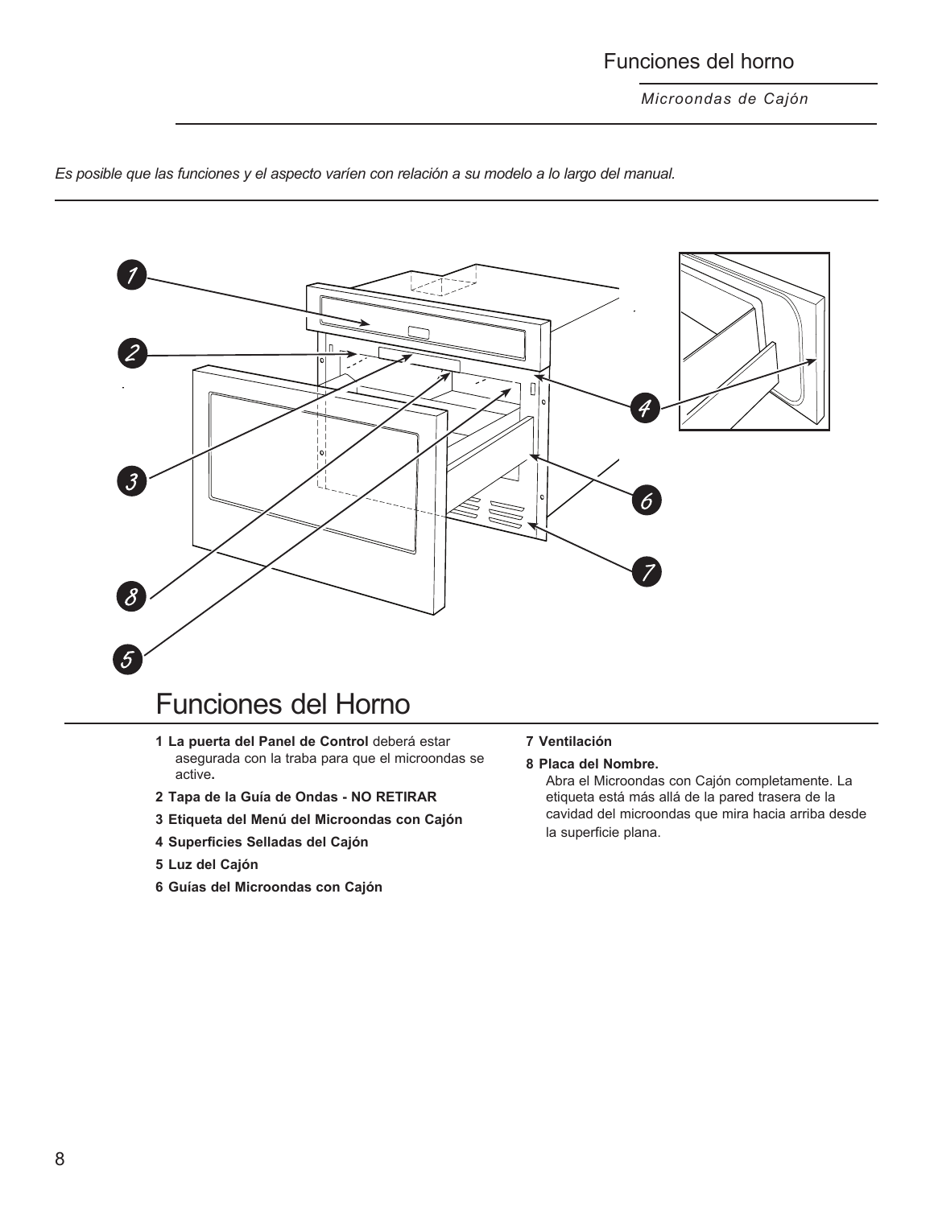*Es posible que las funciones y el aspecto varíen con relación a su modelo a lo largo del manual.*

# Funciones del Horno

1. **La puerta del Panel de Control** deberá estar asegurada con la traba para que el microondas se active**.**
2. **Tapa de la Guía de Ondas - NO RETIRAR**
3. **Etiqueta del Menú del Microondas con Cajón**
4. **Superficies Selladas del Cajón**
5. **Luz del Cajón**
6. **Guías del Microondas con Cajón**
7. **Ventilación**
8. **Placa del Nombre.**
   Abra el Microondas con Cajón completamente. La etiqueta está más allá de la pared trasera de la cavidad del microondas que mira hacia arriba desde la superficie plana.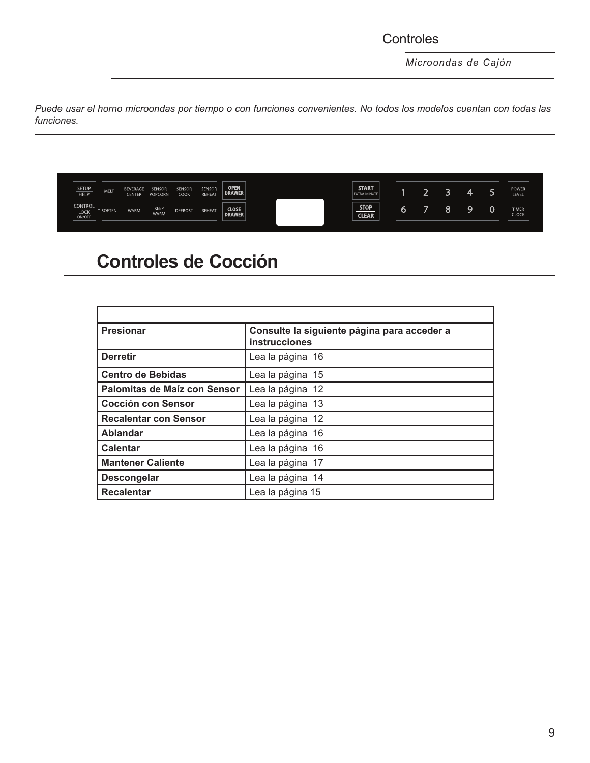*Puede usar el horno microondas por tiempo o con funciones convenientes. No todos los modelos cuentan con todas las funciones.*

SETUP HELP | MELT | BEVERAGE CENTER | SENSOR POPCORN | SENSOR COOK | SENSOR REHEAT | OPEN DRAWER | START EXTRA MINUTE | 1 | 2 | 3 | 4 | 5 | POWER LEVEL

CONTROL LOCK ON/OFF | SOFTEN | WARM | KEEP WARM | DEFROST | REHEAT | CLOSE DRAWER | STOP CLEAR | 6 | 7 | 8 | 9 | 0 | TIMER CLOCK

# Controles de Cocción

| Presionar | Consulte la siguiente página para acceder a instrucciones |
|---|---|
| **Derretir** | Lea la página 16 |
| **Centro de Bebidas** | Lea la página 15 |
| **Palomitas de Maíz con Sensor** | Lea la página 12 |
| **Cocción con Sensor** | Lea la página 13 |
| **Recalentar con Sensor** | Lea la página 12 |
| **Ablandar** | Lea la página 16 |
| **Calentar** | Lea la página 16 |
| **Mantener Caliente** | Lea la página 17 |
| **Descongelar** | Lea la página 14 |
| **Recalentar** | Lea la página 15 |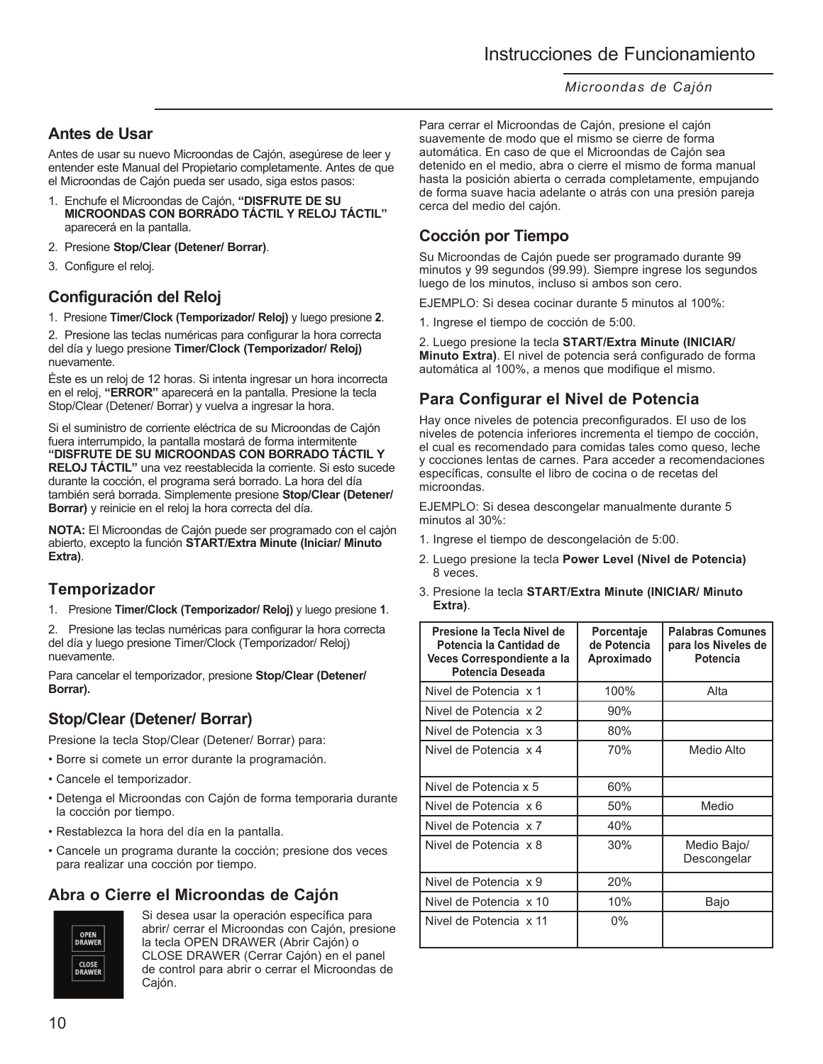## Antes de Usar

Antes de usar su nuevo Microondas de Cajón, asegúrese de leer y entender este Manual del Propietario completamente. Antes de que el Microondas de Cajón pueda ser usado, siga estos pasos:

1. Enchufe el Microondas de Cajón, **"DISFRUTE DE SU MICROONDAS CON BORRADO TÁCTIL Y RELOJ TÁCTIL"** aparecerá en la pantalla.
2. Presione **Stop/Clear (Detener/ Borrar)**.
3. Configure el reloj.

## Configuración del Reloj

1. Presione **Timer/Clock (Temporizador/ Reloj)** y luego presione **2**.

2. Presione las teclas numéricas para configurar la hora correcta del día y luego presione **Timer/Clock (Temporizador/ Reloj)** nuevamente.

Éste es un reloj de 12 horas. Si intenta ingresar un hora incorrecta en el reloj, **"ERROR"** aparecerá en la pantalla. Presione la tecla Stop/Clear (Detener/ Borrar) y vuelva a ingresar la hora.

Si el suministro de corriente eléctrica de su Microondas de Cajón fuera interrumpido, la pantalla mostará de forma intermitente **"DISFRUTE DE SU MICROONDAS CON BORRADO TÁCTIL Y RELOJ TÁCTIL"** una vez reestablecida la corriente. Si esto sucede durante la cocción, el programa será borrado. La hora del día también será borrada. Simplemente presione **Stop/Clear (Detener/ Borrar)** y reinicie en el reloj la hora correcta del día.

**NOTA:** El Microondas de Cajón puede ser programado con el cajón abierto, excepto la función **START/Extra Minute (Iniciar/ Minuto Extra)**.

## Temporizador

1. Presione **Timer/Clock (Temporizador/ Reloj)** y luego presione **1**.

2. Presione las teclas numéricas para configurar la hora correcta del día y luego presione Timer/Clock (Temporizador/ Reloj) nuevamente.

Para cancelar el temporizador, presione **Stop/Clear (Detener/ Borrar).**

## Stop/Clear (Detener/ Borrar)

Presione la tecla Stop/Clear (Detener/ Borrar) para:

- Borre si comete un error durante la programación.
- Cancele el temporizador.
- Detenga el Microondas con Cajón de forma temporaria durante la cocción por tiempo.
- Restablezca la hora del día en la pantalla.
- Cancele un programa durante la cocción; presione dos veces para realizar una cocción por tiempo.

## Abra o Cierre el Microondas de Cajón

OPEN DRAWER
CLOSE DRAWER

Si desea usar la operación específica para abrir/ cerrar el Microondas con Cajón, presione la tecla OPEN DRAWER (Abrir Cajón) o CLOSE DRAWER (Cerrar Cajón) en el panel de control para abrir o cerrar el Microondas de Cajón.

Para cerrar el Microondas de Cajón, presione el cajón suavemente de modo que el mismo se cierre de forma automática. En caso de que el Microondas de Cajón sea detenido en el medio, abra o cierre el mismo de forma manual hasta la posición abierta o cerrada completamente, empujando de forma suave hacia adelante o atrás con una presión pareja cerca del medio del cajón.

## Cocción por Tiempo

Su Microondas de Cajón puede ser programado durante 99 minutos y 99 segundos (99.99). Siempre ingrese los segundos luego de los minutos, incluso si ambos son cero.

EJEMPLO: Si desea cocinar durante 5 minutos al 100%:

1. Ingrese el tiempo de cocción de 5:00.

2. Luego presione la tecla **START/Extra Minute (INICIAR/ Minuto Extra)**. El nivel de potencia será configurado de forma automática al 100%, a menos que modifique el mismo.

## Para Configurar el Nivel de Potencia

Hay once niveles de potencia preconfigurados. El uso de los niveles de potencia inferiores incrementa el tiempo de cocción, el cual es recomendado para comidas tales como queso, leche y cocciones lentas de carnes. Para acceder a recomendaciones específicas, consulte el libro de cocina o de recetas del microondas.

EJEMPLO: Si desea descongelar manualmente durante 5 minutos al 30%:

1. Ingrese el tiempo de descongelación de 5:00.
2. Luego presione la tecla **Power Level (Nivel de Potencia)** 8 veces.
3. Presione la tecla **START/Extra Minute (INICIAR/ Minuto Extra)**.

| Presione la Tecla Nivel de Potencia la Cantidad de Veces Correspondiente a la Potencia Deseada | Porcentaje de Potencia Aproximado | Palabras Comunes para los Niveles de Potencia |
|---|---|---|
| Nivel de Potencia x 1 | 100% | Alta |
| Nivel de Potencia x 2 | 90% | |
| Nivel de Potencia x 3 | 80% | |
| Nivel de Potencia x 4 | 70% | Medio Alto |
| Nivel de Potencia x 5 | 60% | |
| Nivel de Potencia x 6 | 50% | Medio |
| Nivel de Potencia x 7 | 40% | |
| Nivel de Potencia x 8 | 30% | Medio Bajo/ Descongelar |
| Nivel de Potencia x 9 | 20% | |
| Nivel de Potencia x 10 | 10% | Bajo |
| Nivel de Potencia x 11 | 0% | |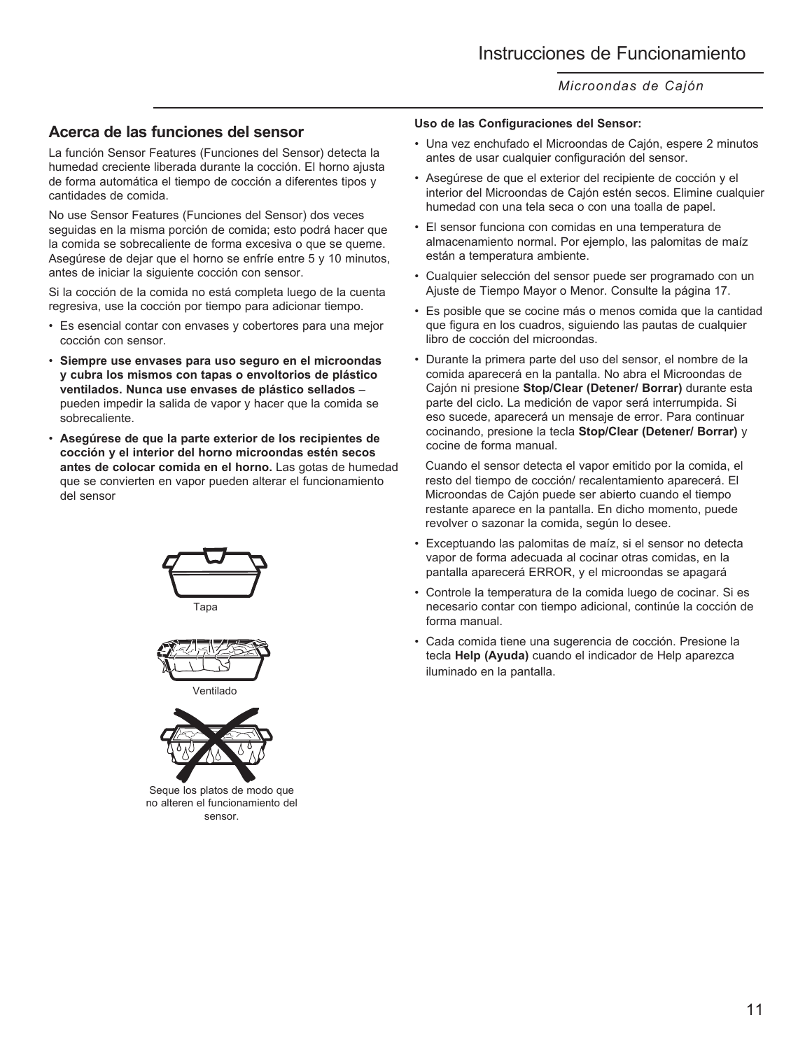## Acerca de las funciones del sensor

La función Sensor Features (Funciones del Sensor) detecta la humedad creciente liberada durante la cocción. El horno ajusta de forma automática el tiempo de cocción a diferentes tipos y cantidades de comida.

No use Sensor Features (Funciones del Sensor) dos veces seguidas en la misma porción de comida; esto podrá hacer que la comida se sobrecaliente de forma excesiva o que se queme. Asegúrese de dejar que el horno se enfríe entre 5 y 10 minutos, antes de iniciar la siguiente cocción con sensor.

Si la cocción de la comida no está completa luego de la cuenta regresiva, use la cocción por tiempo para adicionar tiempo.

- Es esencial contar con envases y cobertores para una mejor cocción con sensor.
- **Siempre use envases para uso seguro en el microondas y cubra los mismos con tapas o envoltorios de plástico ventilados. Nunca use envases de plástico sellados** – pueden impedir la salida de vapor y hacer que la comida se sobrecaliente.
- **Asegúrese de que la parte exterior de los recipientes de cocción y el interior del horno microondas estén secos antes de colocar comida en el horno.** Las gotas de humedad que se convierten en vapor pueden alterar el funcionamiento del sensor

Tapa

Ventilado

Seque los platos de modo que no alteren el funcionamiento del sensor.

**Uso de las Configuraciones del Sensor:**

- Una vez enchufado el Microondas de Cajón, espere 2 minutos antes de usar cualquier configuración del sensor.
- Asegúrese de que el exterior del recipiente de cocción y el interior del Microondas de Cajón estén secos. Elimine cualquier humedad con una tela seca o con una toalla de papel.
- El sensor funciona con comidas en una temperatura de almacenamiento normal. Por ejemplo, las palomitas de maíz están a temperatura ambiente.
- Cualquier selección del sensor puede ser programado con un Ajuste de Tiempo Mayor o Menor. Consulte la página 17.
- Es posible que se cocine más o menos comida que la cantidad que figura en los cuadros, siguiendo las pautas de cualquier libro de cocción del microondas.
- Durante la primera parte del uso del sensor, el nombre de la comida aparecerá en la pantalla. No abra el Microondas de Cajón ni presione **Stop/Clear (Detener/ Borrar)** durante esta parte del ciclo. La medición de vapor será interrumpida. Si eso sucede, aparecerá un mensaje de error. Para continuar cocinando, presione la tecla **Stop/Clear (Detener/ Borrar)** y cocine de forma manual.

  Cuando el sensor detecta el vapor emitido por la comida, el resto del tiempo de cocción/ recalentamiento aparecerá. El Microondas de Cajón puede ser abierto cuando el tiempo restante aparece en la pantalla. En dicho momento, puede revolver o sazonar la comida, según lo desee.
- Exceptuando las palomitas de maíz, si el sensor no detecta vapor de forma adecuada al cocinar otras comidas, en la pantalla aparecerá ERROR, y el microondas se apagará
- Controle la temperatura de la comida luego de cocinar. Si es necesario contar con tiempo adicional, continúe la cocción de forma manual.
- Cada comida tiene una sugerencia de cocción. Presione la tecla **Help (Ayuda)** cuando el indicador de Help aparezca iluminado en la pantalla.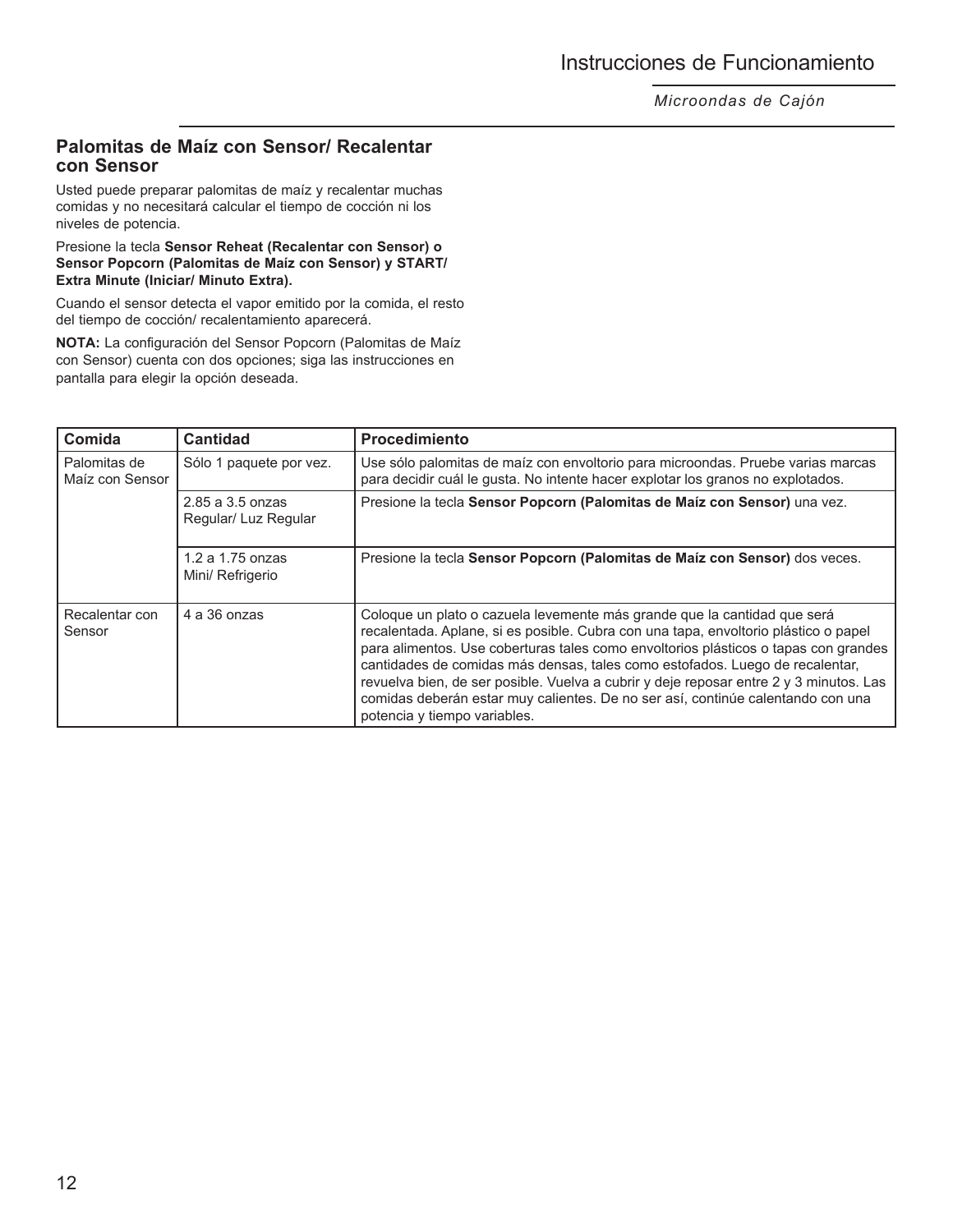## Palomitas de Maíz con Sensor/ Recalentar con Sensor

Usted puede preparar palomitas de maíz y recalentar muchas comidas y no necesitará calcular el tiempo de cocción ni los niveles de potencia.

Presione la tecla **Sensor Reheat (Recalentar con Sensor) o Sensor Popcorn (Palomitas de Maíz con Sensor) y START/ Extra Minute (Iniciar/ Minuto Extra).**

Cuando el sensor detecta el vapor emitido por la comida, el resto del tiempo de cocción/ recalentamiento aparecerá.

**NOTA:** La configuración del Sensor Popcorn (Palomitas de Maíz con Sensor) cuenta con dos opciones; siga las instrucciones en pantalla para elegir la opción deseada.

| Comida | Cantidad | Procedimiento |
|---|---|---|
| Palomitas de Maíz con Sensor | Sólo 1 paquete por vez. | Use sólo palomitas de maíz con envoltorio para microondas. Pruebe varias marcas para decidir cuál le gusta. No intente hacer explotar los granos no explotados. |
| | 2.85 a 3.5 onzas Regular/ Luz Regular | Presione la tecla **Sensor Popcorn (Palomitas de Maíz con Sensor)** una vez. |
| | 1.2 a 1.75 onzas Mini/ Refrigerio | Presione la tecla **Sensor Popcorn (Palomitas de Maíz con Sensor)** dos veces. |
| Recalentar con Sensor | 4 a 36 onzas | Coloque un plato o cazuela levemente más grande que la cantidad que será recalentada. Aplane, si es posible. Cubra con una tapa, envoltorio plástico o papel para alimentos. Use coberturas tales como envoltorios plásticos o tapas con grandes cantidades de comidas más densas, tales como estofados. Luego de recalentar, revuelva bien, de ser posible. Vuelva a cubrir y deje reposar entre 2 y 3 minutos. Las comidas deberán estar muy calientes. De no ser así, continúe calentando con una potencia y tiempo variables. |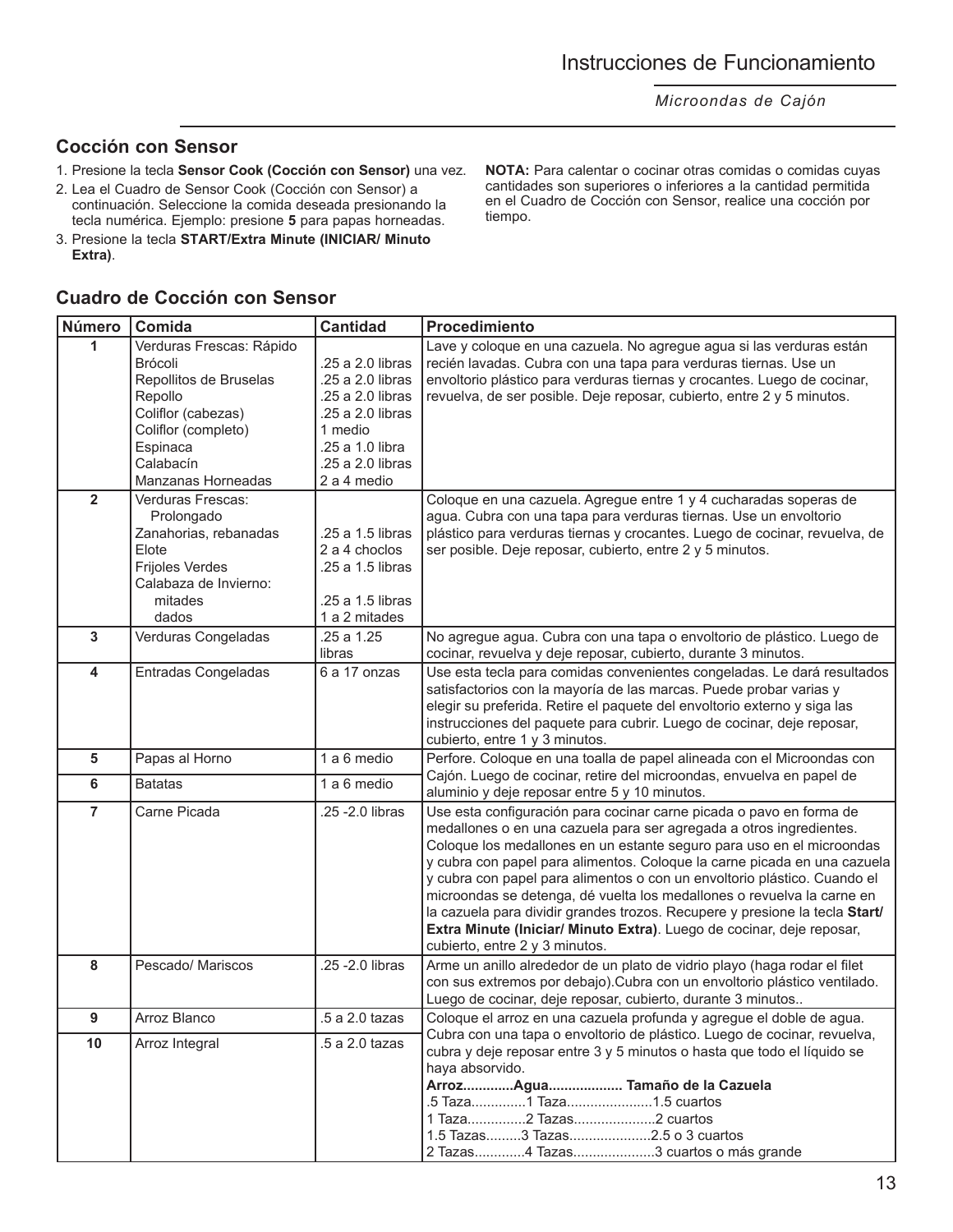## Cocción con Sensor

1. Presione la tecla **Sensor Cook (Cocción con Sensor)** una vez.
2. Lea el Cuadro de Sensor Cook (Cocción con Sensor) a continuación. Seleccione la comida deseada presionando la tecla numérica. Ejemplo: presione **5** para papas horneadas.
3. Presione la tecla **START/Extra Minute (INICIAR/ Minuto Extra)**.

**NOTA:** Para calentar o cocinar otras comidas o comidas cuyas cantidades son superiores o inferiores a la cantidad permitida en el Cuadro de Cocción con Sensor, realice una cocción por tiempo.

## Cuadro de Cocción con Sensor

| Número | Comida | Cantidad | Procedimiento |
|---|---|---|---|
| 1 | Verduras Frescas: Rápido<br>Brócoli<br>Repollitos de Bruselas<br>Repollo<br>Coliflor (cabezas)<br>Coliflor (completo)<br>Espinaca<br>Calabacín<br>Manzanas Horneadas | <br>.25 a 2.0 libras<br>.25 a 2.0 libras<br>.25 a 2.0 libras<br>.25 a 2.0 libras<br>1 medio<br>.25 a 1.0 libra<br>.25 a 2.0 libras<br>2 a 4 medio | Lave y coloque en una cazuela. No agregue agua si las verduras están recién lavadas. Cubra con una tapa para verduras tiernas. Use un envoltorio plástico para verduras tiernas y crocantes. Luego de cocinar, revuelva, de ser posible. Deje reposar, cubierto, entre 2 y 5 minutos. |
| 2 | Verduras Frescas:<br>Prolongado<br>Zanahorias, rebanadas<br>Elote<br>Frijoles Verdes<br>Calabaza de Invierno:<br>mitades<br>dados | <br><br>.25 a 1.5 libras<br>2 a 4 choclos<br>.25 a 1.5 libras<br><br>.25 a 1.5 libras<br>1 a 2 mitades | Coloque en una cazuela. Agregue entre 1 y 4 cucharadas soperas de agua. Cubra con una tapa para verduras tiernas. Use un envoltorio plástico para verduras tiernas y crocantes. Luego de cocinar, revuelva, de ser posible. Deje reposar, cubierto, entre 2 y 5 minutos. |
| 3 | Verduras Congeladas | .25 a 1.25 libras | No agregue agua. Cubra con una tapa o envoltorio de plástico. Luego de cocinar, revuelva y deje reposar, cubierto, durante 3 minutos. |
| 4 | Entradas Congeladas | 6 a 17 onzas | Use esta tecla para comidas convenientes congeladas. Le dará resultados satisfactorios con la mayoría de las marcas. Puede probar varias y elegir su preferida. Retire el paquete del envoltorio externo y siga las instrucciones del paquete para cubrir. Luego de cocinar, deje reposar, cubierto, entre 1 y 3 minutos. |
| 5 | Papas al Horno | 1 a 6 medio | Perfore. Coloque en una toalla de papel alineada con el Microondas con Cajón. Luego de cocinar, retire del microondas, envuelva en papel de aluminio y deje reposar entre 5 y 10 minutos. |
| 6 | Batatas | 1 a 6 medio | |
| 7 | Carne Picada | .25 -2.0 libras | Use esta configuración para cocinar carne picada o pavo en forma de medallones o en una cazuela para ser agregada a otros ingredientes. Coloque los medallones en un estante seguro para uso en el microondas y cubra con papel para alimentos. Coloque la carne picada en una cazuela y cubra con papel para alimentos o con un envoltorio plástico. Cuando el microondas se detenga, dé vuelta los medallones o revuelva la carne en la cazuela para dividir grandes trozos. Recupere y presione la tecla **Start/ Extra Minute (Iniciar/ Minuto Extra)**. Luego de cocinar, deje reposar, cubierto, entre 2 y 3 minutos. |
| 8 | Pescado/ Mariscos | .25 -2.0 libras | Arme un anillo alrededor de un plato de vidrio playo (haga rodar el filet con sus extremos por debajo).Cubra con un envoltorio plástico ventilado. Luego de cocinar, deje reposar, cubierto, durante 3 minutos.. |
| 9 | Arroz Blanco | .5 a 2.0 tazas | Coloque el arroz en una cazuela profunda y agregue el doble de agua. Cubra con una tapa o envoltorio de plástico. Luego de cocinar, revuelva, cubra y deje reposar entre 3 y 5 minutos o hasta que todo el líquido se haya absorvido.<br>**Arroz............Agua.................. Tamaño de la Cazuela**<br>.5 Taza.............1 Taza.....................1.5 cuartos<br>1 Taza..............2 Tazas....................2 cuartos<br>1.5 Tazas.........3 Tazas....................2.5 o 3 cuartos<br>2 Tazas............4 Tazas....................3 cuartos o más grande |
| 10 | Arroz Integral | .5 a 2.0 tazas | |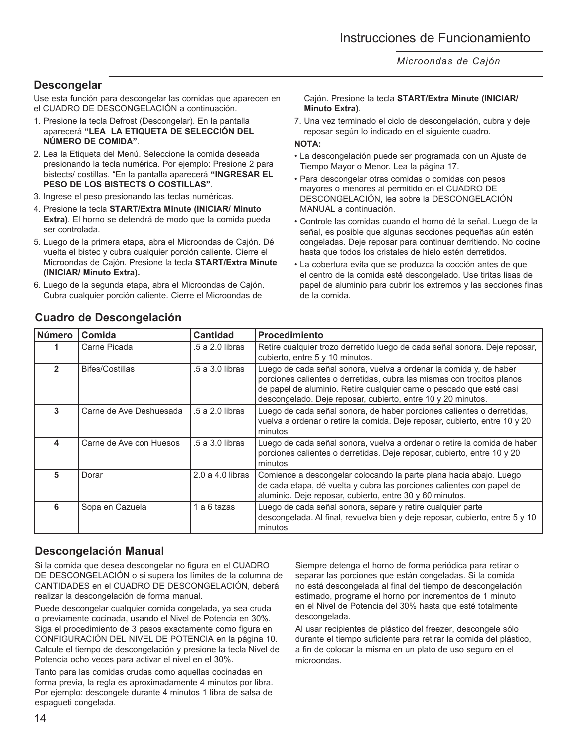## Descongelar

Use esta función para descongelar las comidas que aparecen en el CUADRO DE DESCONGELACIÓN a continuación.

1. Presione la tecla Defrost (Descongelar). En la pantalla aparecerá **"LEA LA ETIQUETA DE SELECCIÓN DEL NÚMERO DE COMIDA"**.
2. Lea la Etiqueta del Menú. Seleccione la comida deseada presionando la tecla numérica. Por ejemplo: Presione 2 para bistects/ costillas. "En la pantalla aparecerá **"INGRESAR EL PESO DE LOS BISTECTS O COSTILLAS"**.
3. Ingrese el peso presionando las teclas numéricas.
4. Presione la tecla **START/Extra Minute (INICIAR/ Minuto Extra)**. El horno se detendrá de modo que la comida pueda ser controlada.
5. Luego de la primera etapa, abra el Microondas de Cajón. Dé vuelta el bistec y cubra cualquier porción caliente. Cierre el Microondas de Cajón. Presione la tecla **START/Extra Minute (INICIAR/ Minuto Extra).**
6. Luego de la segunda etapa, abra el Microondas de Cajón. Cubra cualquier porción caliente. Cierre el Microondas de Cajón. Presione la tecla **START/Extra Minute (INICIAR/ Minuto Extra)**.
7. Una vez terminado el ciclo de descongelación, cubra y deje reposar según lo indicado en el siguiente cuadro.

**NOTA:**

- La descongelación puede ser programada con un Ajuste de Tiempo Mayor o Menor. Lea la página 17.
- Para descongelar otras comidas o comidas con pesos mayores o menores al permitido en el CUADRO DE DESCONGELACIÓN, lea sobre la DESCONGELACIÓN MANUAL a continuación.
- Controle las comidas cuando el horno dé la señal. Luego de la señal, es posible que algunas secciones pequeñas aún estén congeladas. Deje reposar para continuar derritiendo. No cocine hasta que todos los cristales de hielo estén derretidos.
- La cobertura evita que se produzca la cocción antes de que el centro de la comida esté descongelado. Use tiritas lisas de papel de aluminio para cubrir los extremos y las secciones finas de la comida.

## Cuadro de Descongelación

| Número | Comida | Cantidad | Procedimiento |
|---|---|---|---|
| 1 | Carne Picada | .5 a 2.0 libras | Retire cualquier trozo derretido luego de cada señal sonora. Deje reposar, cubierto, entre 5 y 10 minutos. |
| 2 | Bifes/Costillas | .5 a 3.0 libras | Luego de cada señal sonora, vuelva a ordenar la comida y, de haber porciones calientes o derretidas, cubra las mismas con trocitos planos de papel de aluminio. Retire cualquier carne o pescado que esté casi descongelado. Deje reposar, cubierto, entre 10 y 20 minutos. |
| 3 | Carne de Ave Deshuesada | .5 a 2.0 libras | Luego de cada señal sonora, de haber porciones calientes o derretidas, vuelva a ordenar o retire la comida. Deje reposar, cubierto, entre 10 y 20 minutos. |
| 4 | Carne de Ave con Huesos | .5 a 3.0 libras | Luego de cada señal sonora, vuelva a ordenar o retire la comida de haber porciones calientes o derretidas. Deje reposar, cubierto, entre 10 y 20 minutos. |
| 5 | Dorar | 2.0 a 4.0 libras | Comience a descongelar colocando la parte plana hacia abajo. Luego de cada etapa, dé vuelta y cubra las porciones calientes con papel de aluminio. Deje reposar, cubierto, entre 30 y 60 minutos. |
| 6 | Sopa en Cazuela | 1 a 6 tazas | Luego de cada señal sonora, separe y retire cualquier parte descongelada. Al final, revuelva bien y deje reposar, cubierto, entre 5 y 10 minutos. |

## Descongelación Manual

Si la comida que desea descongelar no figura en el CUADRO DE DESCONGELACIÓN o si supera los límites de la columna de CANTIDADES en el CUADRO DE DESCONGELACIÓN, deberá realizar la descongelación de forma manual.

Puede descongelar cualquier comida congelada, ya sea cruda o previamente cocinada, usando el Nivel de Potencia en 30%. Siga el procedimiento de 3 pasos exactamente como figura en CONFIGURACIÓN DEL NIVEL DE POTENCIA en la página 10. Calcule el tiempo de descongelación y presione la tecla Nivel de Potencia ocho veces para activar el nivel en el 30%.

Tanto para las comidas crudas como aquellas cocinadas en forma previa, la regla es aproximadamente 4 minutos por libra. Por ejemplo: descongele durante 4 minutos 1 libra de salsa de espagueti congelada.

Siempre detenga el horno de forma periódica para retirar o separar las porciones que están congeladas. Si la comida no está descongelada al final del tiempo de descongelación estimado, programe el horno por incrementos de 1 minuto en el Nivel de Potencia del 30% hasta que esté totalmente descongelada.

Al usar recipientes de plástico del freezer, descongele sólo durante el tiempo suficiente para retirar la comida del plástico, a fin de colocar la misma en un plato de uso seguro en el microondas.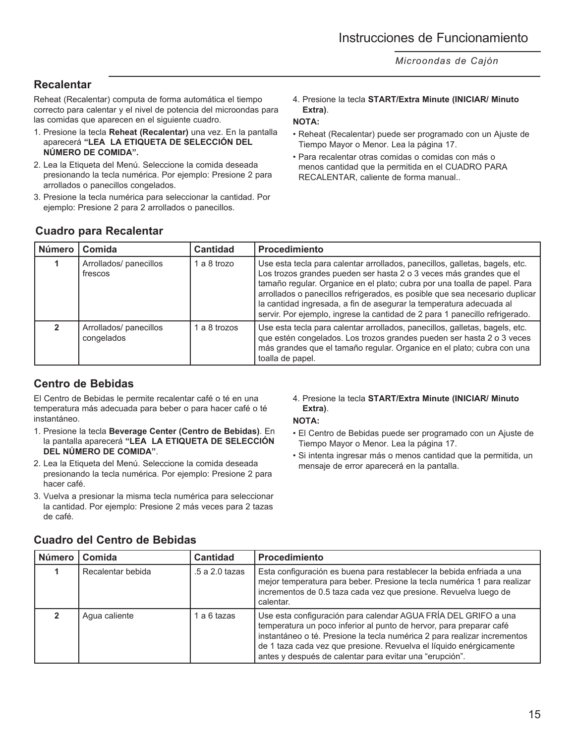## Recalentar

Reheat (Recalentar) computa de forma automática el tiempo correcto para calentar y el nivel de potencia del microondas para las comidas que aparecen en el siguiente cuadro.

1. Presione la tecla **Reheat (Recalentar)** una vez. En la pantalla aparecerá **"LEA LA ETIQUETA DE SELECCIÓN DEL NÚMERO DE COMIDA".**
2. Lea la Etiqueta del Menú. Seleccione la comida deseada presionando la tecla numérica. Por ejemplo: Presione 2 para arrollados o panecillos congelados.
3. Presione la tecla numérica para seleccionar la cantidad. Por ejemplo: Presione 2 para 2 arrollados o panecillos.
4. Presione la tecla **START/Extra Minute (INICIAR/ Minuto Extra)**.

**NOTA:**

- Reheat (Recalentar) puede ser programado con un Ajuste de Tiempo Mayor o Menor. Lea la página 17.
- Para recalentar otras comidas o comidas con más o menos cantidad que la permitida en el CUADRO PARA RECALENTAR, caliente de forma manual..

### Cuadro para Recalentar

| Número | Comida | Cantidad | Procedimiento |
|---|---|---|---|
| 1 | Arrollados/ panecillos frescos | 1 a 8 trozo | Use esta tecla para calentar arrollados, panecillos, galletas, bagels, etc. Los trozos grandes pueden ser hasta 2 o 3 veces más grandes que el tamaño regular. Organice en el plato; cubra por una toalla de papel. Para arrollados o panecillos refrigerados, es posible que sea necesario duplicar la cantidad ingresada, a fin de asegurar la temperatura adecuada al servir. Por ejemplo, ingrese la cantidad de 2 para 1 panecillo refrigerado. |
| 2 | Arrollados/ panecillos congelados | 1 a 8 trozos | Use esta tecla para calentar arrollados, panecillos, galletas, bagels, etc. que estén congelados. Los trozos grandes pueden ser hasta 2 o 3 veces más grandes que el tamaño regular. Organice en el plato; cubra con una toalla de papel. |

## Centro de Bebidas

El Centro de Bebidas le permite recalentar café o té en una temperatura más adecuada para beber o para hacer café o té instantáneo.

1. Presione la tecla **Beverage Center (Centro de Bebidas)**. En la pantalla aparecerá **"LEA LA ETIQUETA DE SELECCIÓN DEL NÚMERO DE COMIDA"**.
2. Lea la Etiqueta del Menú. Seleccione la comida deseada presionando la tecla numérica. Por ejemplo: Presione 2 para hacer café.
3. Vuelva a presionar la misma tecla numérica para seleccionar la cantidad. Por ejemplo: Presione 2 más veces para 2 tazas de café.
4. Presione la tecla **START/Extra Minute (INICIAR/ Minuto Extra)**.

**NOTA:**

- El Centro de Bebidas puede ser programado con un Ajuste de Tiempo Mayor o Menor. Lea la página 17.
- Si intenta ingresar más o menos cantidad que la permitida, un mensaje de error aparecerá en la pantalla.

### Cuadro del Centro de Bebidas

| Número | Comida | Cantidad | Procedimiento |
|---|---|---|---|
| 1 | Recalentar bebida | .5 a 2.0 tazas | Esta configuración es buena para restablecer la bebida enfriada a una mejor temperatura para beber. Presione la tecla numérica 1 para realizar incrementos de 0.5 taza cada vez que presione. Revuelva luego de calentar. |
| 2 | Agua caliente | 1 a 6 tazas | Use esta configuración para calendar AGUA FRÍA DEL GRIFO a una temperatura un poco inferior al punto de hervor, para preparar café instantáneo o té. Presione la tecla numérica 2 para realizar incrementos de 1 taza cada vez que presione. Revuelva el líquido enérgicamente antes y después de calentar para evitar una "erupción". |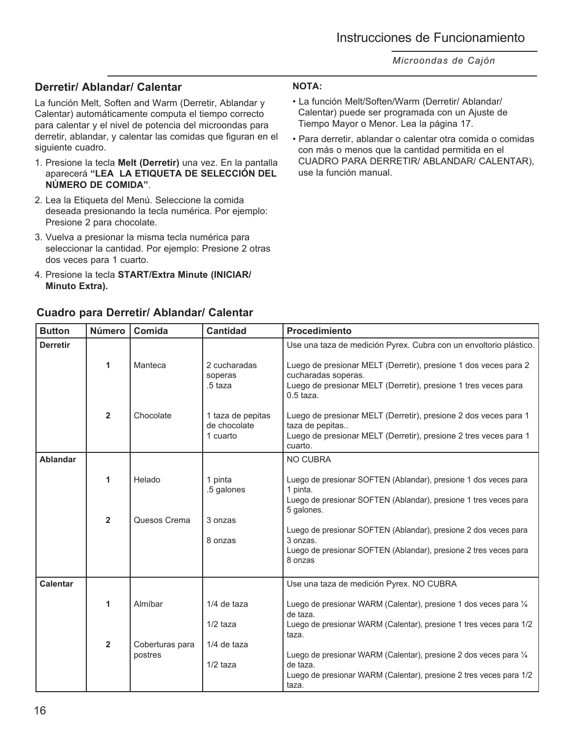## Derretir/ Ablandar/ Calentar

La función Melt, Soften and Warm (Derretir, Ablandar y Calentar) automáticamente computa el tiempo correcto para calentar y el nivel de potencia del microondas para derretir, ablandar, y calentar las comidas que figuran en el siguiente cuadro.

1. Presione la tecla **Melt (Derretir)** una vez. En la pantalla aparecerá **"LEA LA ETIQUETA DE SELECCIÓN DEL NÚMERO DE COMIDA"**.
2. Lea la Etiqueta del Menú. Seleccione la comida deseada presionando la tecla numérica. Por ejemplo: Presione 2 para chocolate.
3. Vuelva a presionar la misma tecla numérica para seleccionar la cantidad. Por ejemplo: Presione 2 otras dos veces para 1 cuarto.
4. Presione la tecla **START/Extra Minute (INICIAR/ Minuto Extra).**

**NOTA:**

- La función Melt/Soften/Warm (Derretir/ Ablandar/ Calentar) puede ser programada con un Ajuste de Tiempo Mayor o Menor. Lea la página 17.
- Para derretir, ablandar o calentar otra comida o comidas con más o menos que la cantidad permitida en el CUADRO PARA DERRETIR/ ABLANDAR/ CALENTAR), use la función manual.

### Cuadro para Derretir/ Ablandar/ Calentar

| Button | Número | Comida | Cantidad | Procedimiento |
|---|---|---|---|---|
| **Derretir** | | | | Use una taza de medición Pyrex. Cubra con un envoltorio plástico. |
| | **1** | Manteca | 2 cucharadas soperas<br>.5 taza | Luego de presionar MELT (Derretir), presione 1 dos veces para 2 cucharadas soperas.<br>Luego de presionar MELT (Derretir), presione 1 tres veces para 0.5 taza. |
| | **2** | Chocolate | 1 taza de pepitas de chocolate<br>1 cuarto | Luego de presionar MELT (Derretir), presione 2 dos veces para 1 taza de pepitas..<br>Luego de presionar MELT (Derretir), presione 2 tres veces para 1 cuarto. |
| **Ablandar** | | | | NO CUBRA |
| | **1** | Helado | 1 pinta<br>.5 galones | Luego de presionar SOFTEN (Ablandar), presione 1 dos veces para 1 pinta.<br>Luego de presionar SOFTEN (Ablandar), presione 1 tres veces para 5 galones. |
| | **2** | Quesos Crema | 3 onzas<br>8 onzas | Luego de presionar SOFTEN (Ablandar), presione 2 dos veces para 3 onzas.<br>Luego de presionar SOFTEN (Ablandar), presione 2 tres veces para 8 onzas |
| **Calentar** | | | | Use una taza de medición Pyrex. NO CUBRA |
| | **1** | Almíbar | 1/4 de taza<br>1/2 taza | Luego de presionar WARM (Calentar), presione 1 dos veces para ¼ de taza.<br>Luego de presionar WARM (Calentar), presione 1 tres veces para 1/2 taza. |
| | **2** | Coberturas para postres | 1/4 de taza<br>1/2 taza | Luego de presionar WARM (Calentar), presione 2 dos veces para ¼ de taza.<br>Luego de presionar WARM (Calentar), presione 2 tres veces para 1/2 taza. |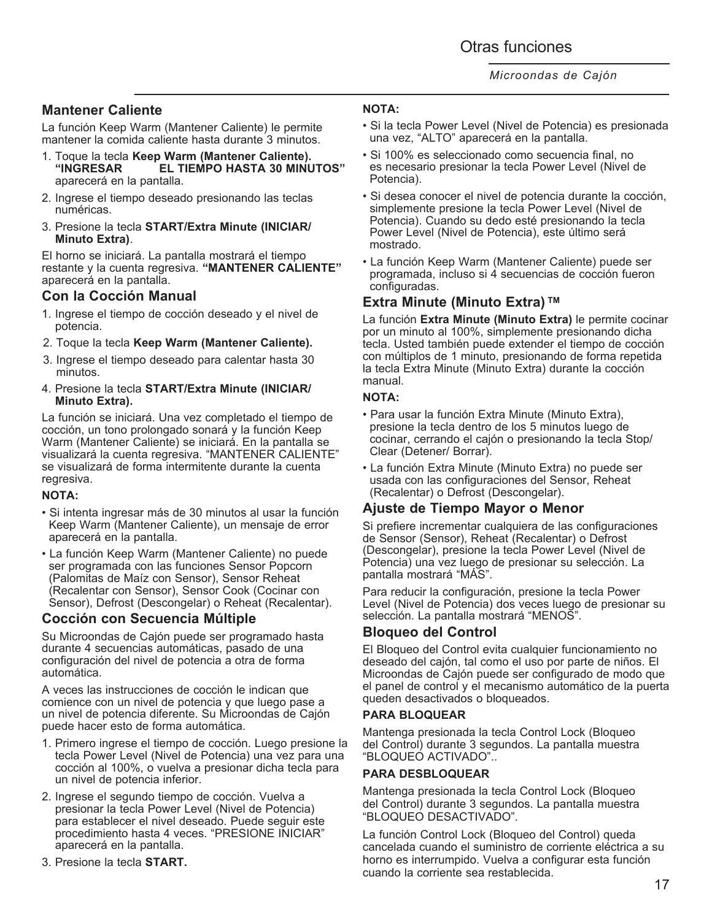# Otras funciones

*Microondas de Cajón*

## Mantener Caliente

La función Keep Warm (Mantener Caliente) le permite mantener la comida caliente hasta durante 3 minutos.

1. Toque la tecla **Keep Warm (Mantener Caliente). "INGRESAR EL TIEMPO HASTA 30 MINUTOS"** aparecerá en la pantalla.
2. Ingrese el tiempo deseado presionando las teclas numéricas.
3. Presione la tecla **START/Extra Minute (INICIAR/ Minuto Extra)**.

El horno se iniciará. La pantalla mostrará el tiempo restante y la cuenta regresiva. **"MANTENER CALIENTE"** aparecerá en la pantalla.

## Con la Cocción Manual

1. Ingrese el tiempo de cocción deseado y el nivel de potencia.
2. Toque la tecla **Keep Warm (Mantener Caliente).**
3. Ingrese el tiempo deseado para calentar hasta 30 minutos.
4. Presione la tecla **START/Extra Minute (INICIAR/ Minuto Extra).**

La función se iniciará. Una vez completado el tiempo de cocción, un tono prolongado sonará y la función Keep Warm (Mantener Caliente) se iniciará. En la pantalla se visualizará la cuenta regresiva. "MANTENER CALIENTE" se visualizará de forma intermitente durante la cuenta regresiva.

**NOTA:**

- Si intenta ingresar más de 30 minutos al usar la función Keep Warm (Mantener Caliente), un mensaje de error aparecerá en la pantalla.
- La función Keep Warm (Mantener Caliente) no puede ser programada con las funciones Sensor Popcorn (Palomitas de Maíz con Sensor), Sensor Reheat (Recalentar con Sensor), Sensor Cook (Cocinar con Sensor), Defrost (Descongelar) o Reheat (Recalentar).

## Cocción con Secuencia Múltiple

Su Microondas de Cajón puede ser programado hasta durante 4 secuencias automáticas, pasado de una configuración del nivel de potencia a otra de forma automática.

A veces las instrucciones de cocción le indican que comience con un nivel de potencia y que luego pase a un nivel de potencia diferente. Su Microondas de Cajón puede hacer esto de forma automática.

1. Primero ingrese el tiempo de cocción. Luego presione la tecla Power Level (Nivel de Potencia) una vez para una cocción al 100%, o vuelva a presionar dicha tecla para un nivel de potencia inferior.
2. Ingrese el segundo tiempo de cocción. Vuelva a presionar la tecla Power Level (Nivel de Potencia) para establecer el nivel deseado. Puede seguir este procedimiento hasta 4 veces. "PRESIONE INICIAR" aparecerá en la pantalla.
3. Presione la tecla **START.**

**NOTA:**

- Si la tecla Power Level (Nivel de Potencia) es presionada una vez, "ALTO" aparecerá en la pantalla.
- Si 100% es seleccionado como secuencia final, no es necesario presionar la tecla Power Level (Nivel de Potencia).
- Si desea conocer el nivel de potencia durante la cocción, simplemente presione la tecla Power Level (Nivel de Potencia). Cuando su dedo esté presionando la tecla Power Level (Nivel de Potencia), este último será mostrado.
- La función Keep Warm (Mantener Caliente) puede ser programada, incluso si 4 secuencias de cocción fueron configuradas.

## Extra Minute (Minuto Extra) ™

La función **Extra Minute (Minuto Extra)** le permite cocinar por un minuto al 100%, simplemente presionando dicha tecla. Usted también puede extender el tiempo de cocción con múltiplos de 1 minuto, presionando de forma repetida la tecla Extra Minute (Minuto Extra) durante la cocción manual.

**NOTA:**

- Para usar la función Extra Minute (Minuto Extra), presione la tecla dentro de los 5 minutos luego de cocinar, cerrando el cajón o presionando la tecla Stop/ Clear (Detener/ Borrar).
- La función Extra Minute (Minuto Extra) no puede ser usada con las configuraciones del Sensor, Reheat (Recalentar) o Defrost (Descongelar).

## Ajuste de Tiempo Mayor o Menor

Si prefiere incrementar cualquiera de las configuraciones de Sensor (Sensor), Reheat (Recalentar) o Defrost (Descongelar), presione la tecla Power Level (Nivel de Potencia) una vez luego de presionar su selección. La pantalla mostrará "MÁS".

Para reducir la configuración, presione la tecla Power Level (Nivel de Potencia) dos veces luego de presionar su selección. La pantalla mostrará "MENOS".

## Bloqueo del Control

El Bloqueo del Control evita cualquier funcionamiento no deseado del cajón, tal como el uso por parte de niños. El Microondas de Cajón puede ser configurado de modo que el panel de control y el mecanismo automático de la puerta queden desactivados o bloqueados.

**PARA BLOQUEAR**

Mantenga presionada la tecla Control Lock (Bloqueo del Control) durante 3 segundos. La pantalla muestra "BLOQUEO ACTIVADO"..

**PARA DESBLOQUEAR**

Mantenga presionada la tecla Control Lock (Bloqueo del Control) durante 3 segundos. La pantalla muestra "BLOQUEO DESACTIVADO".

La función Control Lock (Bloqueo del Control) queda cancelada cuando el suministro de corriente eléctrica a su horno es interrumpido. Vuelva a configurar esta función cuando la corriente sea restablecida.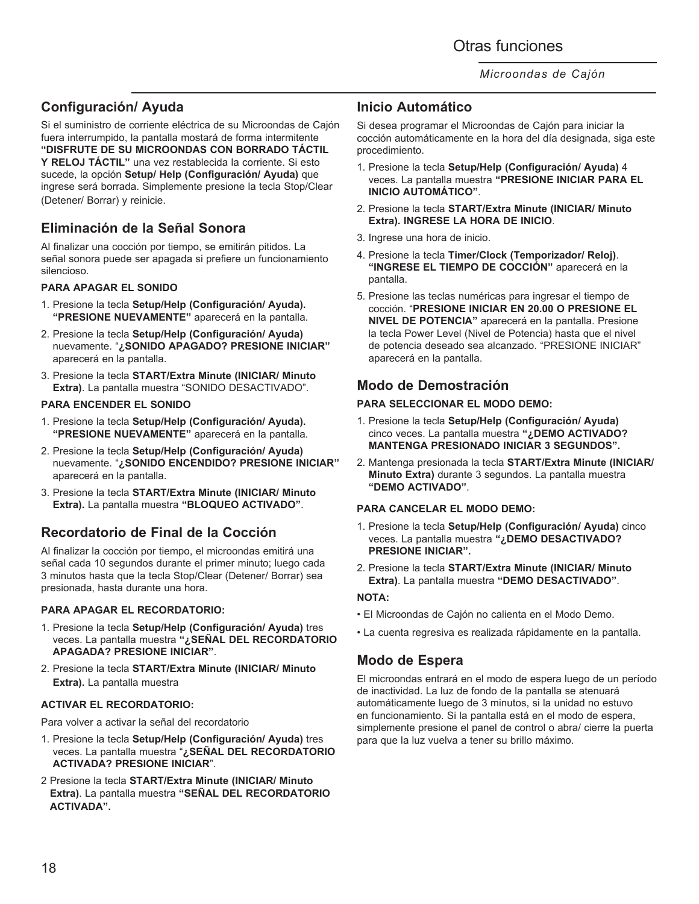# Otras funciones

*Microondas de Cajón*

## Configuración/ Ayuda

Si el suministro de corriente eléctrica de su Microondas de Cajón fuera interrumpido, la pantalla mostará de forma intermitente **"DISFRUTE DE SU MICROONDAS CON BORRADO TÁCTIL Y RELOJ TÁCTIL"** una vez restablecida la corriente. Si esto sucede, la opción **Setup/ Help (Configuración/ Ayuda)** que ingrese será borrada. Simplemente presione la tecla Stop/Clear (Detener/ Borrar) y reinicie.

## Eliminación de la Señal Sonora

Al finalizar una cocción por tiempo, se emitirán pitidos. La señal sonora puede ser apagada si prefiere un funcionamiento silencioso.

**PARA APAGAR EL SONIDO**

1. Presione la tecla **Setup/Help (Configuración/ Ayuda). "PRESIONE NUEVAMENTE"** aparecerá en la pantalla.
2. Presione la tecla **Setup/Help (Configuración/ Ayuda)** nuevamente. "**¿SONIDO APAGADO? PRESIONE INICIAR"** aparecerá en la pantalla.
3. Presione la tecla **START/Extra Minute (INICIAR/ Minuto Extra)**. La pantalla muestra "SONIDO DESACTIVADO".

**PARA ENCENDER EL SONIDO**

1. Presione la tecla **Setup/Help (Configuración/ Ayuda). "PRESIONE NUEVAMENTE"** aparecerá en la pantalla.
2. Presione la tecla **Setup/Help (Configuración/ Ayuda)** nuevamente. "**¿SONIDO ENCENDIDO? PRESIONE INICIAR"** aparecerá en la pantalla.
3. Presione la tecla **START/Extra Minute (INICIAR/ Minuto Extra).** La pantalla muestra **"BLOQUEO ACTIVADO"**.

## Recordatorio de Final de la Cocción

Al finalizar la cocción por tiempo, el microondas emitirá una señal cada 10 segundos durante el primer minuto; luego cada 3 minutos hasta que la tecla Stop/Clear (Detener/ Borrar) sea presionada, hasta durante una hora.

**PARA APAGAR EL RECORDATORIO:**

1. Presione la tecla **Setup/Help (Configuración/ Ayuda)** tres veces. La pantalla muestra **"¿SEÑAL DEL RECORDATORIO APAGADA? PRESIONE INICIAR"**.
2. Presione la tecla **START/Extra Minute (INICIAR/ Minuto Extra).** La pantalla muestra

**ACTIVAR EL RECORDATORIO:**

Para volver a activar la señal del recordatorio

1. Presione la tecla **Setup/Help (Configuración/ Ayuda)** tres veces. La pantalla muestra "**¿SEÑAL DEL RECORDATORIO ACTIVADA? PRESIONE INICIAR**".
2. Presione la tecla **START/Extra Minute (INICIAR/ Minuto Extra)**. La pantalla muestra **"SEÑAL DEL RECORDATORIO ACTIVADA".**

## Inicio Automático

Si desea programar el Microondas de Cajón para iniciar la cocción automáticamente en la hora del día designada, siga este procedimiento.

1. Presione la tecla **Setup/Help (Configuración/ Ayuda)** 4 veces. La pantalla muestra **"PRESIONE INICIAR PARA EL INICIO AUTOMÁTICO"**.
2. Presione la tecla **START/Extra Minute (INICIAR/ Minuto Extra). INGRESE LA HORA DE INICIO**.
3. Ingrese una hora de inicio.
4. Presione la tecla **Timer/Clock (Temporizador/ Reloj)**. **"INGRESE EL TIEMPO DE COCCIÓN"** aparecerá en la pantalla.
5. Presione las teclas numéricas para ingresar el tiempo de cocción. "**PRESIONE INICIAR EN 20.00 O PRESIONE EL NIVEL DE POTENCIA"** aparecerá en la pantalla. Presione la tecla Power Level (Nivel de Potencia) hasta que el nivel de potencia deseado sea alcanzado. "PRESIONE INICIAR" aparecerá en la pantalla.

## Modo de Demostración

**PARA SELECCIONAR EL MODO DEMO:**

1. Presione la tecla **Setup/Help (Configuración/ Ayuda)** cinco veces. La pantalla muestra **"¿DEMO ACTIVADO? MANTENGA PRESIONADO INICIAR 3 SEGUNDOS".**
2. Mantenga presionada la tecla **START/Extra Minute (INICIAR/ Minuto Extra)** durante 3 segundos. La pantalla muestra **"DEMO ACTIVADO"**.

**PARA CANCELAR EL MODO DEMO:**

1. Presione la tecla **Setup/Help (Configuración/ Ayuda)** cinco veces. La pantalla muestra **"¿DEMO DESACTIVADO? PRESIONE INICIAR".**
2. Presione la tecla **START/Extra Minute (INICIAR/ Minuto Extra)**. La pantalla muestra **"DEMO DESACTIVADO"**.

**NOTA:**

- El Microondas de Cajón no calienta en el Modo Demo.
- La cuenta regresiva es realizada rápidamente en la pantalla.

## Modo de Espera

El microondas entrará en el modo de espera luego de un período de inactividad. La luz de fondo de la pantalla se atenuará automáticamente luego de 3 minutos, si la unidad no estuvo en funcionamiento. Si la pantalla está en el modo de espera, simplemente presione el panel de control o abra/ cierre la puerta para que la luz vuelva a tener su brillo máximo.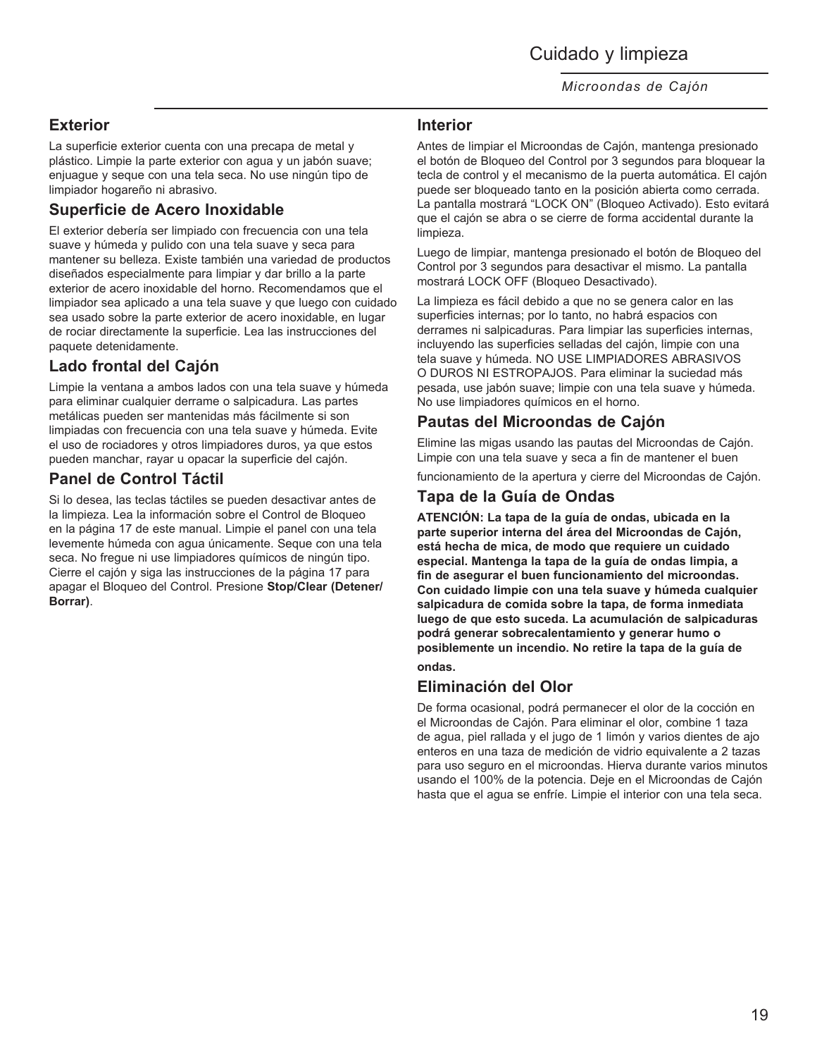## Exterior

La superficie exterior cuenta con una precapa de metal y plástico. Limpie la parte exterior con agua y un jabón suave; enjuague y seque con una tela seca. No use ningún tipo de limpiador hogareño ni abrasivo.

## Superficie de Acero Inoxidable

El exterior debería ser limpiado con frecuencia con una tela suave y húmeda y pulido con una tela suave y seca para mantener su belleza. Existe también una variedad de productos diseñados especialmente para limpiar y dar brillo a la parte exterior de acero inoxidable del horno. Recomendamos que el limpiador sea aplicado a una tela suave y que luego con cuidado sea usado sobre la parte exterior de acero inoxidable, en lugar de rociar directamente la superficie. Lea las instrucciones del paquete detenidamente.

## Lado frontal del Cajón

Limpie la ventana a ambos lados con una tela suave y húmeda para eliminar cualquier derrame o salpicadura. Las partes metálicas pueden ser mantenidas más fácilmente si son limpiadas con frecuencia con una tela suave y húmeda. Evite el uso de rociadores y otros limpiadores duros, ya que estos pueden manchar, rayar u opacar la superficie del cajón.

## Panel de Control Táctil

Si lo desea, las teclas táctiles se pueden desactivar antes de la limpieza. Lea la información sobre el Control de Bloqueo en la página 17 de este manual. Limpie el panel con una tela levemente húmeda con agua únicamente. Seque con una tela seca. No fregue ni use limpiadores químicos de ningún tipo. Cierre el cajón y siga las instrucciones de la página 17 para apagar el Bloqueo del Control. Presione **Stop/Clear (Detener/ Borrar)**.

## Interior

Antes de limpiar el Microondas de Cajón, mantenga presionado el botón de Bloqueo del Control por 3 segundos para bloquear la tecla de control y el mecanismo de la puerta automática. El cajón puede ser bloqueado tanto en la posición abierta como cerrada. La pantalla mostrará “LOCK ON” (Bloqueo Activado). Esto evitará que el cajón se abra o se cierre de forma accidental durante la limpieza.

Luego de limpiar, mantenga presionado el botón de Bloqueo del Control por 3 segundos para desactivar el mismo. La pantalla mostrará LOCK OFF (Bloqueo Desactivado).

La limpieza es fácil debido a que no se genera calor en las superficies internas; por lo tanto, no habrá espacios con derrames ni salpicaduras. Para limpiar las superficies internas, incluyendo las superficies selladas del cajón, limpie con una tela suave y húmeda. NO USE LIMPIADORES ABRASIVOS O DUROS NI ESTROPAJOS. Para eliminar la suciedad más pesada, use jabón suave; limpie con una tela suave y húmeda. No use limpiadores químicos en el horno.

## Pautas del Microondas de Cajón

Elimine las migas usando las pautas del Microondas de Cajón. Limpie con una tela suave y seca a fin de mantener el buen funcionamiento de la apertura y cierre del Microondas de Cajón.

## Tapa de la Guía de Ondas

**ATENCIÓN: La tapa de la guía de ondas, ubicada en la parte superior interna del área del Microondas de Cajón, está hecha de mica, de modo que requiere un cuidado especial. Mantenga la tapa de la guía de ondas limpia, a fin de asegurar el buen funcionamiento del microondas. Con cuidado limpie con una tela suave y húmeda cualquier salpicadura de comida sobre la tapa, de forma inmediata luego de que esto suceda. La acumulación de salpicaduras podrá generar sobrecalentamiento y generar humo o posiblemente un incendio. No retire la tapa de la guía de ondas.**

## Eliminación del Olor

De forma ocasional, podrá permanecer el olor de la cocción en el Microondas de Cajón. Para eliminar el olor, combine 1 taza de agua, piel rallada y el jugo de 1 limón y varios dientes de ajo enteros en una taza de medición de vidrio equivalente a 2 tazas para uso seguro en el microondas. Hierva durante varios minutos usando el 100% de la potencia. Deje en el Microondas de Cajón hasta que el agua se enfríe. Limpie el interior con una tela seca.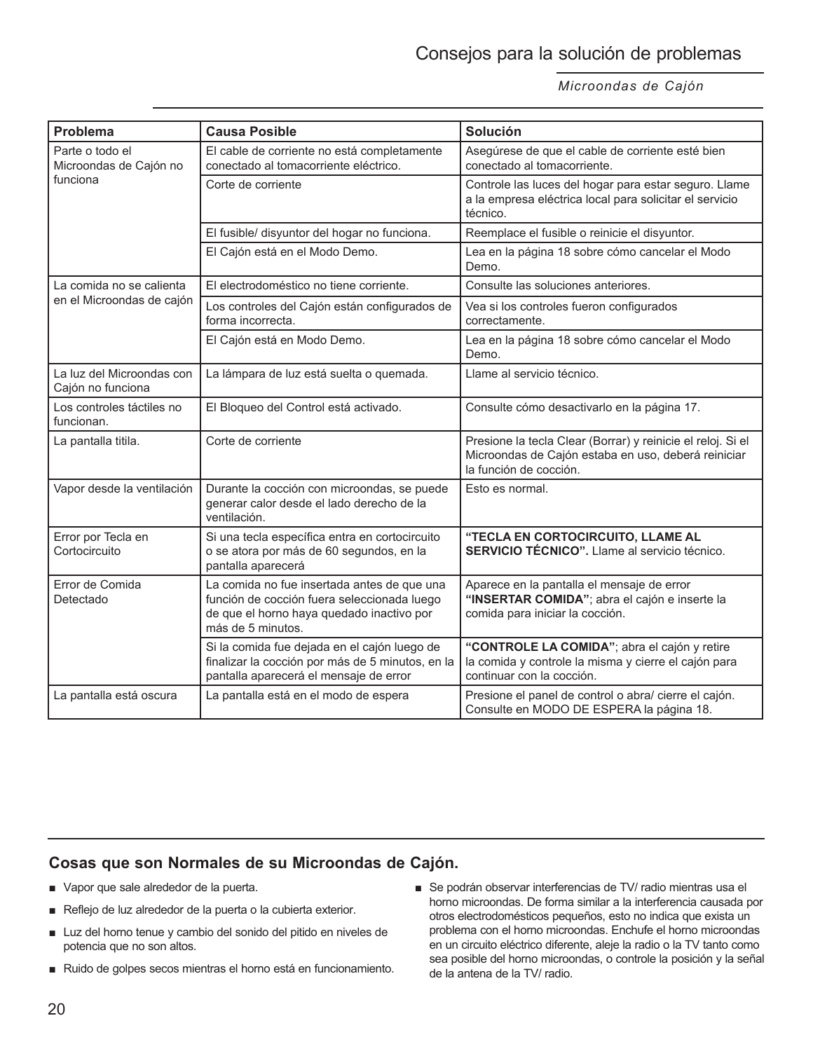# Consejos para la solución de problemas

*Microondas de Cajón*

| Problema | Causa Posible | Solución |
|---|---|---|
| Parte o todo el Microondas de Cajón no funciona | El cable de corriente no está completamente conectado al tomacorriente eléctrico. | Asegúrese de que el cable de corriente esté bien conectado al tomacorriente. |
| | Corte de corriente | Controle las luces del hogar para estar seguro. Llame a la empresa eléctrica local para solicitar el servicio técnico. |
| | El fusible/ disyuntor del hogar no funciona. | Reemplace el fusible o reinicie el disyuntor. |
| | El Cajón está en el Modo Demo. | Lea en la página 18 sobre cómo cancelar el Modo Demo. |
| La comida no se calienta en el Microondas de cajón | El electrodoméstico no tiene corriente. | Consulte las soluciones anteriores. |
| | Los controles del Cajón están configurados de forma incorrecta. | Vea si los controles fueron configurados correctamente. |
| | El Cajón está en Modo Demo. | Lea en la página 18 sobre cómo cancelar el Modo Demo. |
| La luz del Microondas con Cajón no funciona | La lámpara de luz está suelta o quemada. | Llame al servicio técnico. |
| Los controles táctiles no funcionan. | El Bloqueo del Control está activado. | Consulte cómo desactivarlo en la página 17. |
| La pantalla titila. | Corte de corriente | Presione la tecla Clear (Borrar) y reinicie el reloj. Si el Microondas de Cajón estaba en uso, deberá reiniciar la función de cocción. |
| Vapor desde la ventilación | Durante la cocción con microondas, se puede generar calor desde el lado derecho de la ventilación. | Esto es normal. |
| Error por Tecla en Cortocircuito | Si una tecla específica entra en cortocircuito o se atora por más de 60 segundos, en la pantalla aparecerá | **"TECLA EN CORTOCIRCUITO, LLAME AL SERVICIO TÉCNICO".** Llame al servicio técnico. |
| Error de Comida Detectado | La comida no fue insertada antes de que una función de cocción fuera seleccionada luego de que el horno haya quedado inactivo por más de 5 minutos. | Aparece en la pantalla el mensaje de error **"INSERTAR COMIDA"**; abra el cajón e inserte la comida para iniciar la cocción. |
| | Si la comida fue dejada en el cajón luego de finalizar la cocción por más de 5 minutos, en la pantalla aparecerá el mensaje de error | **"CONTROLE LA COMIDA"**; abra el cajón y retire la comida y controle la misma y cierre el cajón para continuar con la cocción. |
| La pantalla está oscura | La pantalla está en el modo de espera | Presione el panel de control o abra/ cierre el cajón. Consulte en MODO DE ESPERA la página 18. |

## Cosas que son Normales de su Microondas de Cajón.

- Vapor que sale alrededor de la puerta.
- Reflejo de luz alrededor de la puerta o la cubierta exterior.
- Luz del horno tenue y cambio del sonido del pitido en niveles de potencia que no son altos.
- Ruido de golpes secos mientras el horno está en funcionamiento.
- Se podrán observar interferencias de TV/ radio mientras usa el horno microondas. De forma similar a la interferencia causada por otros electrodomésticos pequeños, esto no indica que exista un problema con el horno microondas. Enchufe el horno microondas en un circuito eléctrico diferente, aleje la radio o la TV tanto como sea posible del horno microondas, o controle la posición y la señal de la antena de la TV/ radio.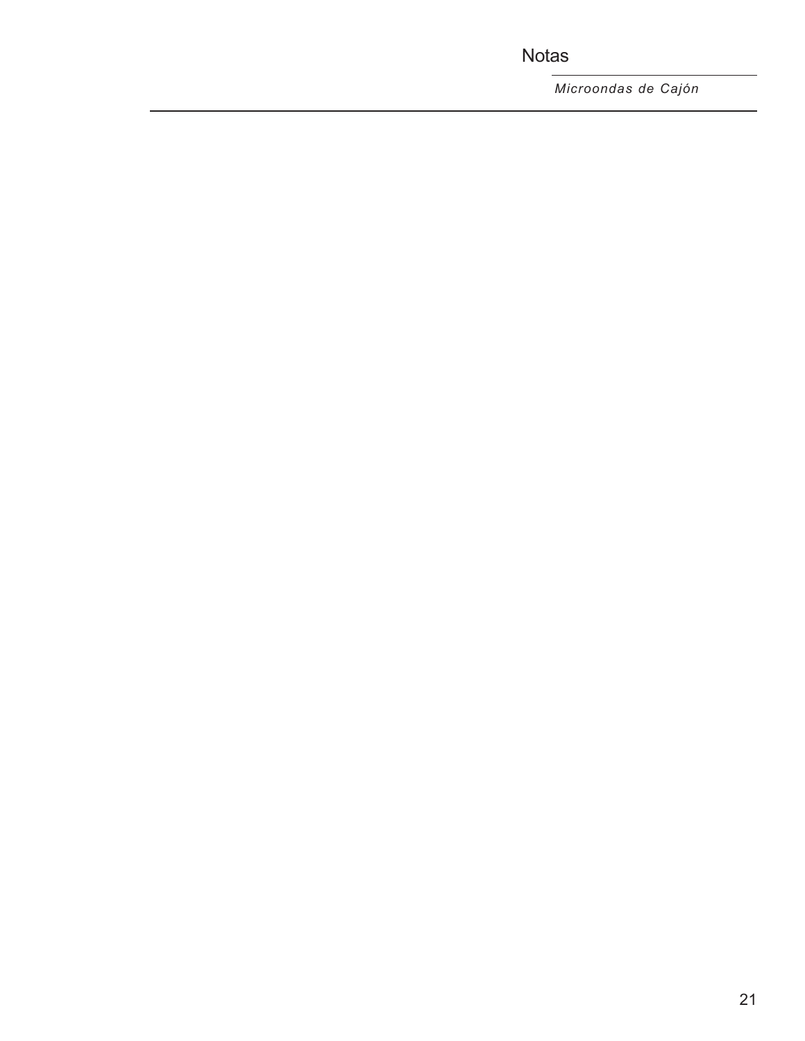# Notas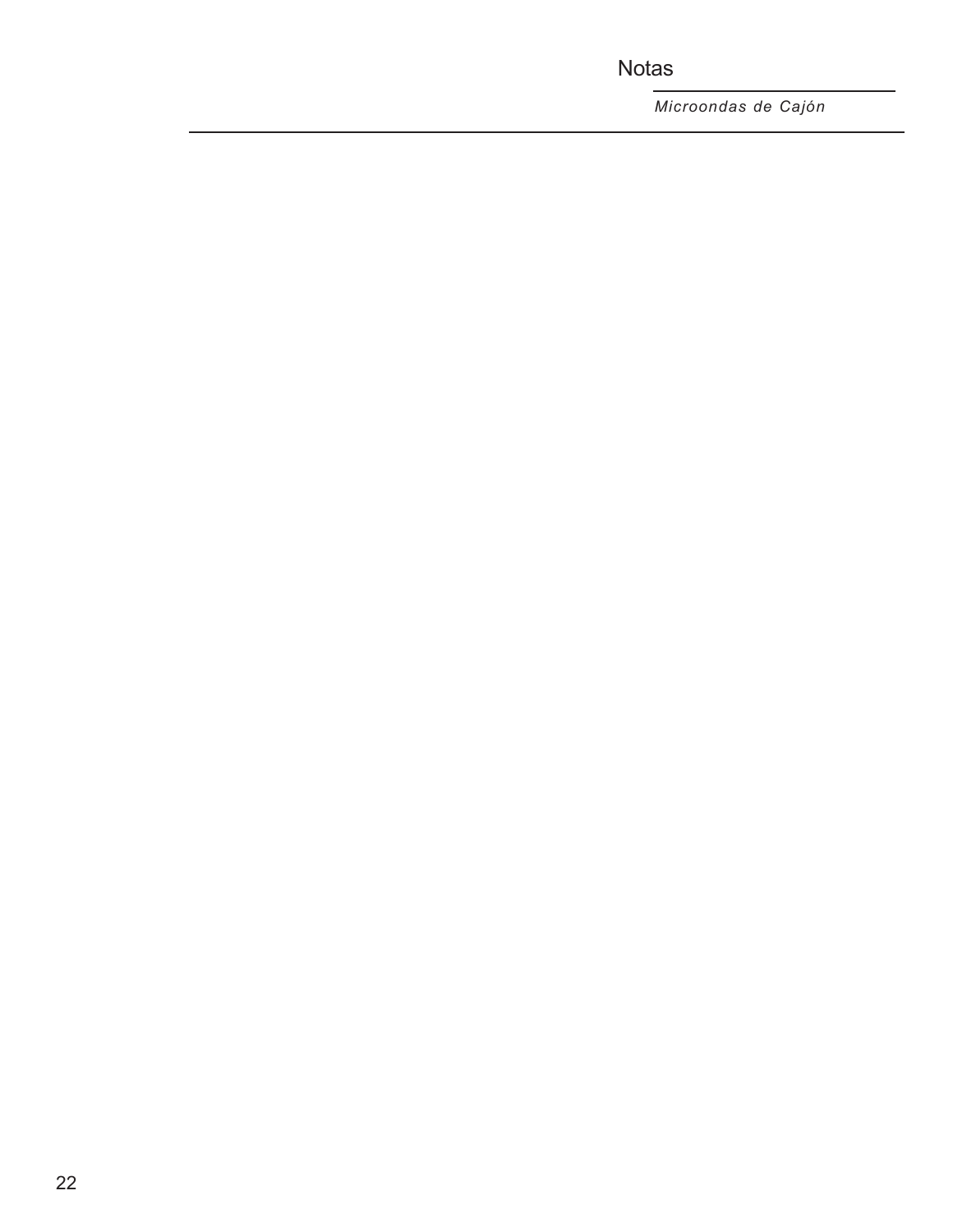# Notas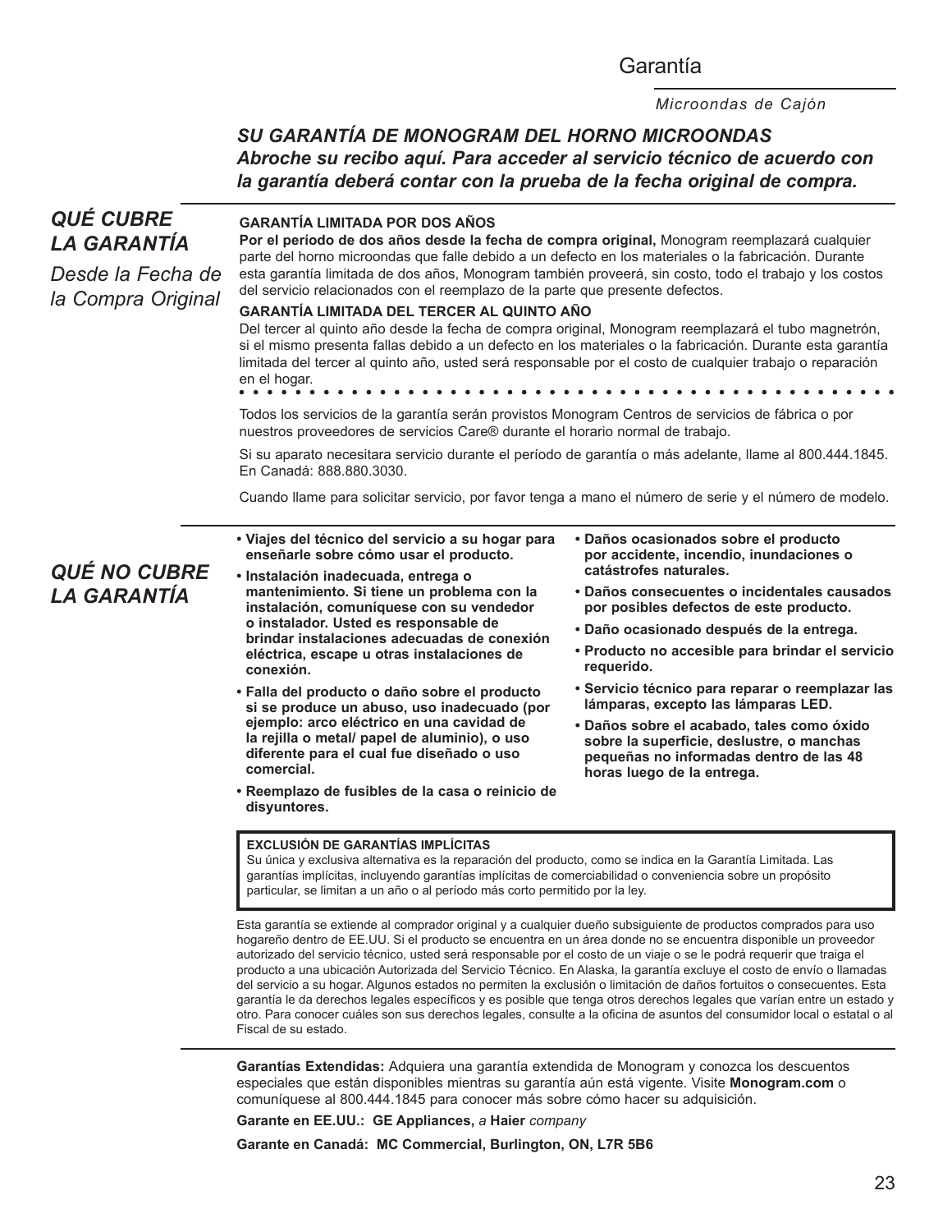# Garantía

*Microondas de Cajón*

***SU GARANTÍA DE MONOGRAM DEL HORNO MICROONDAS***
***Abroche su recibo aquí. Para acceder al servicio técnico de acuerdo con la garantía deberá contar con la prueba de la fecha original de compra.***

## *QUÉ CUBRE LA GARANTÍA*

*Desde la Fecha de la Compra Original*

**GARANTÍA LIMITADA POR DOS AÑOS**

**Por el período de dos años desde la fecha de compra original,** Monogram reemplazará cualquier parte del horno microondas que falle debido a un defecto en los materiales o la fabricación. Durante esta garantía limitada de dos años, Monogram también proveerá, sin costo, todo el trabajo y los costos del servicio relacionados con el reemplazo de la parte que presente defectos.

**GARANTÍA LIMITADA DEL TERCER AL QUINTO AÑO**

Del tercer al quinto año desde la fecha de compra original, Monogram reemplazará el tubo magnetrón, si el mismo presenta fallas debido a un defecto en los materiales o la fabricación. Durante esta garantía limitada del tercer al quinto año, usted será responsable por el costo de cualquier trabajo o reparación en el hogar.

Todos los servicios de la garantía serán provistos Monogram Centros de servicios de fábrica o por nuestros proveedores de servicios Care® durante el horario normal de trabajo.

Si su aparato necesitara servicio durante el período de garantía o más adelante, llame al 800.444.1845. En Canadá: 888.880.3030.

Cuando llame para solicitar servicio, por favor tenga a mano el número de serie y el número de modelo.

## *QUÉ NO CUBRE LA GARANTÍA*

- **Viajes del técnico del servicio a su hogar para enseñarle sobre cómo usar el producto.**
- **Instalación inadecuada, entrega o mantenimiento. Si tiene un problema con la instalación, comuníquese con su vendedor o instalador. Usted es responsable de brindar instalaciones adecuadas de conexión eléctrica, escape u otras instalaciones de conexión.**
- **Falla del producto o daño sobre el producto si se produce un abuso, uso inadecuado (por ejemplo: arco eléctrico en una cavidad de la rejilla o metal/ papel de aluminio), o uso diferente para el cual fue diseñado o uso comercial.**
- **Reemplazo de fusibles de la casa o reinicio de disyuntores.**
- **Daños ocasionados sobre el producto por accidente, incendio, inundaciones o catástrofes naturales.**
- **Daños consecuentes o incidentales causados por posibles defectos de este producto.**
- **Daño ocasionado después de la entrega.**
- **Producto no accesible para brindar el servicio requerido.**
- **Servicio técnico para reparar o reemplazar las lámparas, excepto las lámparas LED.**
- **Daños sobre el acabado, tales como óxido sobre la superficie, deslustre, o manchas pequeñas no informadas dentro de las 48 horas luego de la entrega.**

**EXCLUSIÓN DE GARANTÍAS IMPLÍCITAS**

Su única y exclusiva alternativa es la reparación del producto, como se indica en la Garantía Limitada. Las garantías implícitas, incluyendo garantías implícitas de comerciabilidad o conveniencia sobre un propósito particular, se limitan a un año o al período más corto permitido por la ley.

Esta garantía se extiende al comprador original y a cualquier dueño subsiguiente de productos comprados para uso hogareño dentro de EE.UU. Si el producto se encuentra en un área donde no se encuentra disponible un proveedor autorizado del servicio técnico, usted será responsable por el costo de un viaje o se le podrá requerir que traiga el producto a una ubicación Autorizada del Servicio Técnico. En Alaska, la garantía excluye el costo de envío o llamadas del servicio a su hogar. Algunos estados no permiten la exclusión o limitación de daños fortuitos o consecuentes. Esta garantía le da derechos legales específicos y es posible que tenga otros derechos legales que varían entre un estado y otro. Para conocer cuáles son sus derechos legales, consulte a la oficina de asuntos del consumidor local o estatal o al Fiscal de su estado.

**Garantías Extendidas:** Adquiera una garantía extendida de Monogram y conozca los descuentos especiales que están disponibles mientras su garantía aún está vigente. Visite **Monogram.com** o comuníquese al 800.444.1845 para conocer más sobre cómo hacer su adquisición.

**Garante en EE.UU.: GE Appliances,** *a* **Haier** *company*

**Garante en Canadá: MC Commercial, Burlington, ON, L7R 5B6**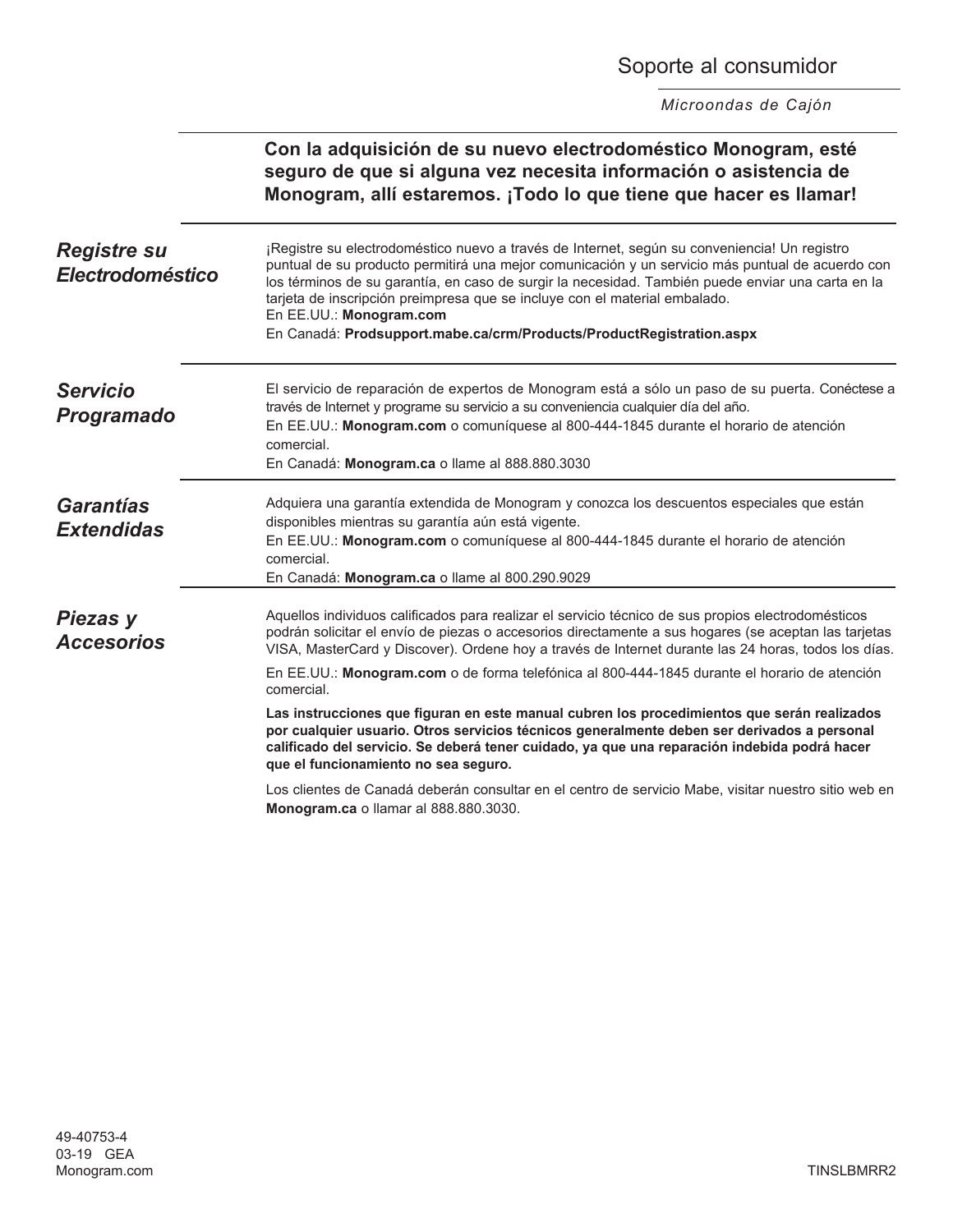# Soporte al consumidor

*Microondas de Cajón*

**Con la adquisición de su nuevo electrodoméstico Monogram, esté seguro de que si alguna vez necesita información o asistencia de Monogram, allí estaremos. ¡Todo lo que tiene que hacer es llamar!**

## *Registre su Electrodoméstico*

¡Registre su electrodoméstico nuevo a través de Internet, según su conveniencia! Un registro puntual de su producto permitirá una mejor comunicación y un servicio más puntual de acuerdo con los términos de su garantía, en caso de surgir la necesidad. También puede enviar una carta en la tarjeta de inscripción preimpresa que se incluye con el material embalado.
En EE.UU.: **Monogram.com**
En Canadá: **Prodsupport.mabe.ca/crm/Products/ProductRegistration.aspx**

## *Servicio Programado*

El servicio de reparación de expertos de Monogram está a sólo un paso de su puerta. Conéctese a través de Internet y programe su servicio a su conveniencia cualquier día del año.
En EE.UU.: **Monogram.com** o comuníquese al 800-444-1845 durante el horario de atención comercial.
En Canadá: **Monogram.ca** o llame al 888.880.3030

## *Garantías Extendidas*

Adquiera una garantía extendida de Monogram y conozca los descuentos especiales que están disponibles mientras su garantía aún está vigente.
En EE.UU.: **Monogram.com** o comuníquese al 800-444-1845 durante el horario de atención comercial.
En Canadá: **Monogram.ca** o llame al 800.290.9029

## *Piezas y Accesorios*

Aquellos individuos calificados para realizar el servicio técnico de sus propios electrodomésticos podrán solicitar el envío de piezas o accesorios directamente a sus hogares (se aceptan las tarjetas VISA, MasterCard y Discover). Ordene hoy a través de Internet durante las 24 horas, todos los días.

En EE.UU.: **Monogram.com** o de forma telefónica al 800-444-1845 durante el horario de atención comercial.

**Las instrucciones que figuran en este manual cubren los procedimientos que serán realizados por cualquier usuario. Otros servicios técnicos generalmente deben ser derivados a personal calificado del servicio. Se deberá tener cuidado, ya que una reparación indebida podrá hacer que el funcionamiento no sea seguro.**

Los clientes de Canadá deberán consultar en el centro de servicio Mabe, visitar nuestro sitio web en **Monogram.ca** o llamar al 888.880.3030.

49-40753-4
03-19 GEA
Monogram.com

TINSLBMRR2